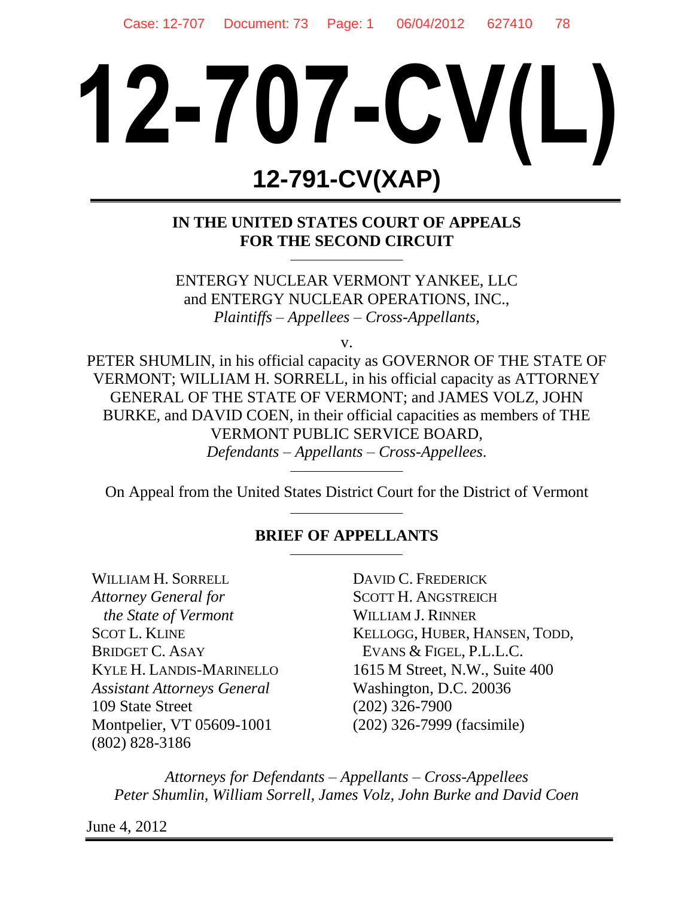# 12-707-CV(L)

## 12-791-CV(XAP)

**IN THE UNITED STATES COURT OF APPEALS FOR THE SECOND CIRCUIT**

ENTERGY NUCLEAR VERMONT YANKEE, LLC and ENTERGY NUCLEAR OPERATIONS, INC.,
*Plaintiffs – Appellees – Cross-Appellants,*

v.

PETER SHUMLIN, in his official capacity as GOVERNOR OF THE STATE OF VERMONT; WILLIAM H. SORRELL, in his official capacity as ATTORNEY GENERAL OF THE STATE OF VERMONT; and JAMES VOLZ, JOHN BURKE, and DAVID COEN, in their official capacities as members of THE VERMONT PUBLIC SERVICE BOARD,
*Defendants – Appellants – Cross-Appellees.*

On Appeal from the United States District Court for the District of Vermont

**BRIEF OF APPELLANTS**

WILLIAM H. SORRELL
*Attorney General for the State of Vermont*
SCOT L. KLINE
BRIDGET C. ASAY
KYLE H. LANDIS-MARINELLO
*Assistant Attorneys General*
109 State Street
Montpelier, VT 05609-1001
(802) 828-3186

DAVID C. FREDERICK
SCOTT H. ANGSTREICH
WILLIAM J. RINNER
KELLOGG, HUBER, HANSEN, TODD, EVANS & FIGEL, P.L.L.C.
1615 M Street, N.W., Suite 400
Washington, D.C. 20036
(202) 326-7900
(202) 326-7999 (facsimile)

*Attorneys for Defendants – Appellants – Cross-Appellees Peter Shumlin, William Sorrell, James Volz, John Burke and David Coen*

June 4, 2012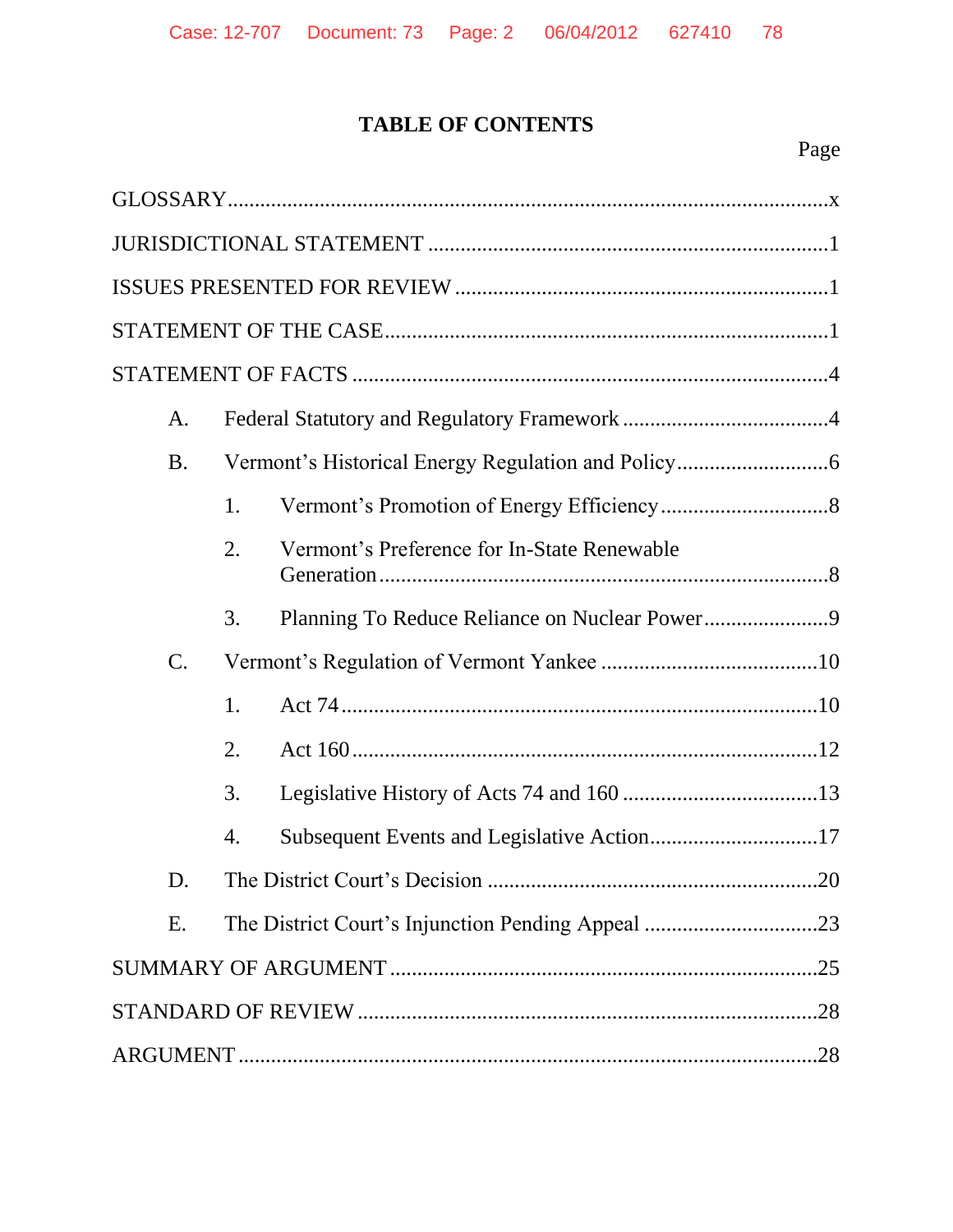# TABLE OF CONTENTS

| | Page |
|---|---|
| GLOSSARY | x |
| JURISDICTIONAL STATEMENT | 1 |
| ISSUES PRESENTED FOR REVIEW | 1 |
| STATEMENT OF THE CASE | 1 |
| STATEMENT OF FACTS | 4 |
| A. Federal Statutory and Regulatory Framework | 4 |
| B. Vermont's Historical Energy Regulation and Policy | 6 |
| 1. Vermont's Promotion of Energy Efficiency | 8 |
| 2. Vermont's Preference for In-State Renewable Generation | 8 |
| 3. Planning To Reduce Reliance on Nuclear Power | 9 |
| C. Vermont's Regulation of Vermont Yankee | 10 |
| 1. Act 74 | 10 |
| 2. Act 160 | 12 |
| 3. Legislative History of Acts 74 and 160 | 13 |
| 4. Subsequent Events and Legislative Action | 17 |
| D. The District Court's Decision | 20 |
| E. The District Court's Injunction Pending Appeal | 23 |
| SUMMARY OF ARGUMENT | 25 |
| STANDARD OF REVIEW | 28 |
| ARGUMENT | 28 |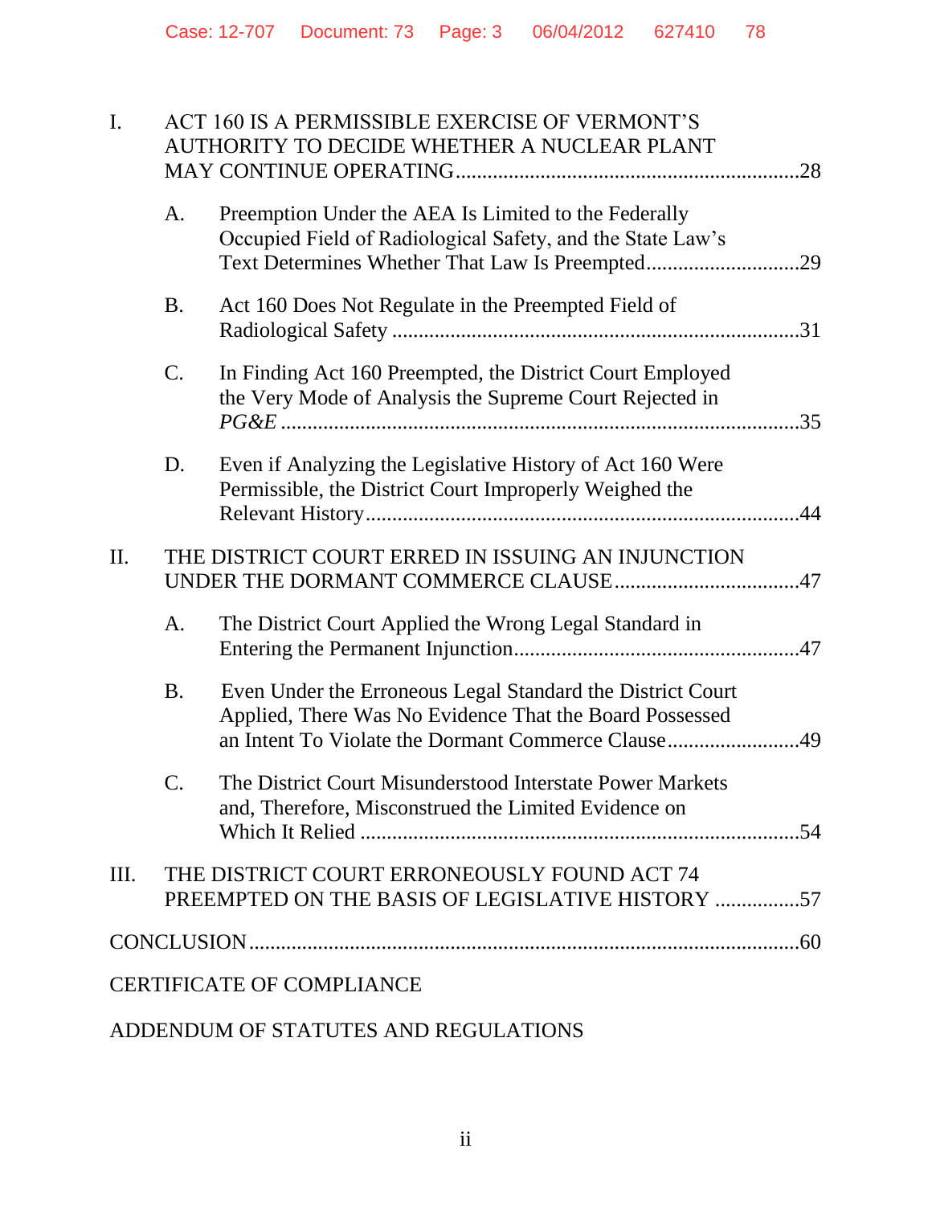I. ACT 160 IS A PERMISSIBLE EXERCISE OF VERMONT'S AUTHORITY TO DECIDE WHETHER A NUCLEAR PLANT MAY CONTINUE OPERATING ....................................................................28

  A. Preemption Under the AEA Is Limited to the Federally Occupied Field of Radiological Safety, and the State Law's Text Determines Whether That Law Is Preempted ..............................29

  B. Act 160 Does Not Regulate in the Preempted Field of Radiological Safety ..........................................................................31

  C. In Finding Act 160 Preempted, the District Court Employed the Very Mode of Analysis the Supreme Court Rejected in *PG&E* ..........................................................................................35

  D. Even if Analyzing the Legislative History of Act 160 Were Permissible, the District Court Improperly Weighed the Relevant History...............................................................................44

II. THE DISTRICT COURT ERRED IN ISSUING AN INJUNCTION UNDER THE DORMANT COMMERCE CLAUSE...................................47

  A. The District Court Applied the Wrong Legal Standard in Entering the Permanent Injunction.....................................................47

  B. Even Under the Erroneous Legal Standard the District Court Applied, There Was No Evidence That the Board Possessed an Intent To Violate the Dormant Commerce Clause........................49

  C. The District Court Misunderstood Interstate Power Markets and, Therefore, Misconstrued the Limited Evidence on Which It Relied ...................................................................................54

III. THE DISTRICT COURT ERRONEOUSLY FOUND ACT 74 PREEMPTED ON THE BASIS OF LEGISLATIVE HISTORY ................57

CONCLUSION.......................................................................................................60

CERTIFICATE OF COMPLIANCE

ADDENDUM OF STATUTES AND REGULATIONS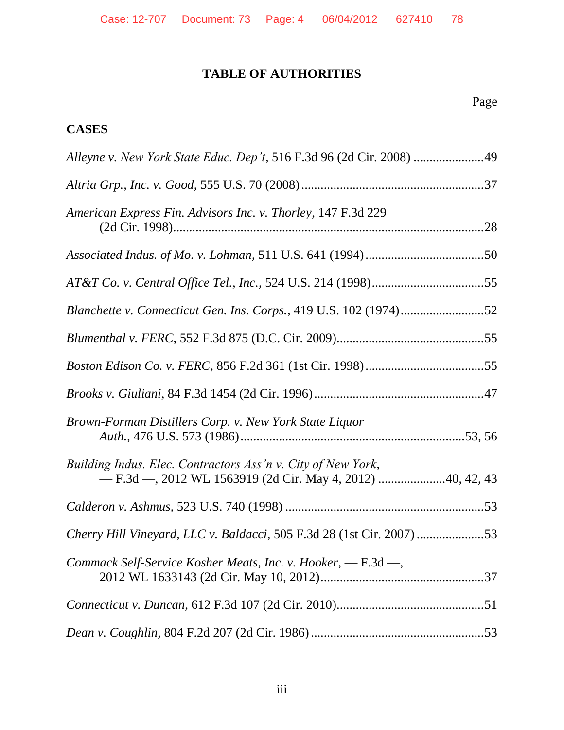# TABLE OF AUTHORITIES

Page

## CASES

*Alleyne v. New York State Educ. Dep't*, 516 F.3d 96 (2d Cir. 2008) ......................49

*Altria Grp., Inc. v. Good*, 555 U.S. 70 (2008).........................................................37

*American Express Fin. Advisors Inc. v. Thorley*, 147 F.3d 229 (2d Cir. 1998)................................................................................................28

*Associated Indus. of Mo. v. Lohman*, 511 U.S. 641 (1994).....................................50

*AT&T Co. v. Central Office Tel., Inc.*, 524 U.S. 214 (1998)...................................55

*Blanchette v. Connecticut Gen. Ins. Corps.*, 419 U.S. 102 (1974)..........................52

*Blumenthal v. FERC*, 552 F.3d 875 (D.C. Cir. 2009)..............................................55

*Boston Edison Co. v. FERC*, 856 F.2d 361 (1st Cir. 1998).....................................55

*Brooks v. Giuliani*, 84 F.3d 1454 (2d Cir. 1996).....................................................47

*Brown-Forman Distillers Corp. v. New York State Liquor Auth.*, 476 U.S. 573 (1986).....................................................................53, 56

*Building Indus. Elec. Contractors Ass'n v. City of New York*, — F.3d —, 2012 WL 1563919 (2d Cir. May 4, 2012) .....................40, 42, 43

*Calderon v. Ashmus*, 523 U.S. 740 (1998) .............................................................53

*Cherry Hill Vineyard, LLC v. Baldacci*, 505 F.3d 28 (1st Cir. 2007) .....................53

*Commack Self-Service Kosher Meats, Inc. v. Hooker*, — F.3d —, 2012 WL 1633143 (2d Cir. May 10, 2012)...................................................37

*Connecticut v. Duncan*, 612 F.3d 107 (2d Cir. 2010)..............................................51

*Dean v. Coughlin*, 804 F.2d 207 (2d Cir. 1986) .....................................................53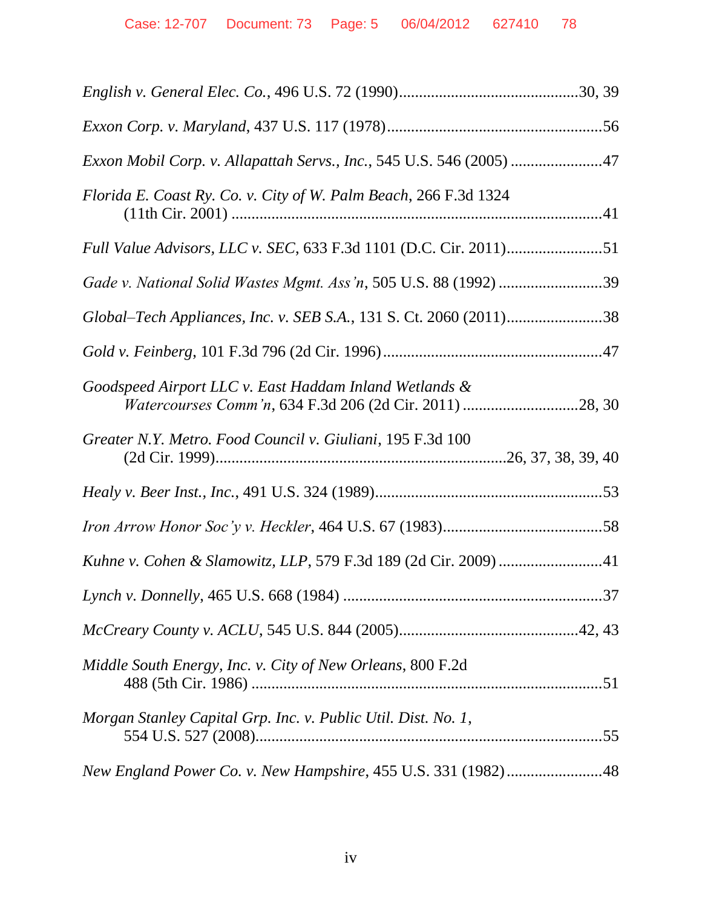*English v. General Elec. Co.*, 496 U.S. 72 (1990) ............................................30, 39

*Exxon Corp. v. Maryland*, 437 U.S. 117 (1978) ......................................................56

*Exxon Mobil Corp. v. Allapattah Servs., Inc.*, 545 U.S. 546 (2005) .......................47

*Florida E. Coast Ry. Co. v. City of W. Palm Beach*, 266 F.3d 1324 (11th Cir. 2001) ...........................................................................................41

*Full Value Advisors, LLC v. SEC*, 633 F.3d 1101 (D.C. Cir. 2011)........................51

*Gade v. National Solid Wastes Mgmt. Ass'n*, 505 U.S. 88 (1992) ..........................39

*Global–Tech Appliances, Inc. v. SEB S.A.*, 131 S. Ct. 2060 (2011)........................38

*Gold v. Feinberg*, 101 F.3d 796 (2d Cir. 1996).......................................................47

*Goodspeed Airport LLC v. East Haddam Inland Wetlands & Watercourses Comm'n*, 634 F.3d 206 (2d Cir. 2011) .............................28, 30

*Greater N.Y. Metro. Food Council v. Giuliani*, 195 F.3d 100 (2d Cir. 1999)........................................................................26, 37, 38, 39, 40

*Healy v. Beer Inst., Inc.*, 491 U.S. 324 (1989).........................................................53

*Iron Arrow Honor Soc'y v. Heckler*, 464 U.S. 67 (1983)........................................58

*Kuhne v. Cohen & Slamowitz, LLP*, 579 F.3d 189 (2d Cir. 2009) ..........................41

*Lynch v. Donnelly*, 465 U.S. 668 (1984) .................................................................37

*McCreary County v. ACLU*, 545 U.S. 844 (2005)............................................42, 43

*Middle South Energy, Inc. v. City of New Orleans*, 800 F.2d 488 (5th Cir. 1986) .......................................................................................51

*Morgan Stanley Capital Grp. Inc. v. Public Util. Dist. No. 1*, 554 U.S. 527 (2008)......................................................................................55

*New England Power Co. v. New Hampshire*, 455 U.S. 331 (1982)........................48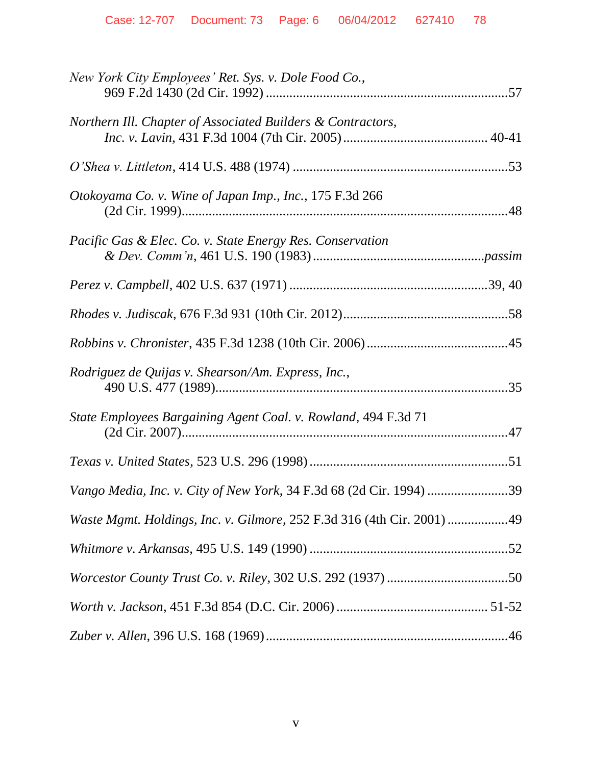*New York City Employees' Ret. Sys. v. Dole Food Co.*, 969 F.2d 1430 (2d Cir. 1992) .......................................................................57

*Northern Ill. Chapter of Associated Builders & Contractors, Inc. v. Lavin*, 431 F.3d 1004 (7th Cir. 2005) .......................................... 40-41

*O'Shea v. Littleton*, 414 U.S. 488 (1974) ................................................................53

*Otokoyama Co. v. Wine of Japan Imp., Inc.*, 175 F.3d 266 (2d Cir. 1999)..................................................................................................48

*Pacific Gas & Elec. Co. v. State Energy Res. Conservation & Dev. Comm'n*, 461 U.S. 190 (1983) .................................................*passim*

*Perez v. Campbell*, 402 U.S. 637 (1971) ..........................................................39, 40

*Rhodes v. Judiscak*, 676 F.3d 931 (10th Cir. 2012)................................................58

*Robbins v. Chronister*, 435 F.3d 1238 (10th Cir. 2006) ..........................................45

*Rodriguez de Quijas v. Shearson/Am. Express, Inc.*, 490 U.S. 477 (1989)......................................................................................35

*State Employees Bargaining Agent Coal. v. Rowland*, 494 F.3d 71 (2d Cir. 2007)..................................................................................................47

*Texas v. United States*, 523 U.S. 296 (1998) ...........................................................51

*Vango Media, Inc. v. City of New York*, 34 F.3d 68 (2d Cir. 1994) ........................39

*Waste Mgmt. Holdings, Inc. v. Gilmore*, 252 F.3d 316 (4th Cir. 2001) .................49

*Whitmore v. Arkansas*, 495 U.S. 149 (1990) ..........................................................52

*Worcestor County Trust Co. v. Riley*, 302 U.S. 292 (1937) ....................................50

*Worth v. Jackson*, 451 F.3d 854 (D.C. Cir. 2006) ............................................ 51-52

*Zuber v. Allen*, 396 U.S. 168 (1969) .......................................................................46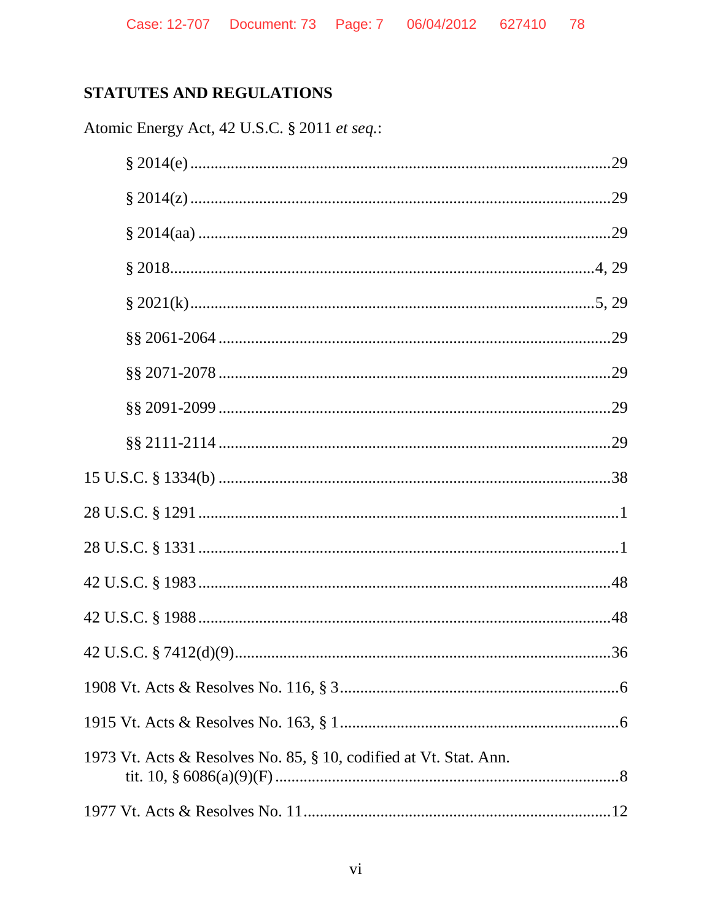## STATUTES AND REGULATIONS

Atomic Energy Act, 42 U.S.C. § 2011 *et seq.*:

- § 2014(e) .......... 29
- § 2014(z) .......... 29
- § 2014(aa) .......... 29
- § 2018 .......... 4, 29
- § 2021(k) .......... 5, 29
- §§ 2061-2064 .......... 29
- §§ 2071-2078 .......... 29
- §§ 2091-2099 .......... 29
- §§ 2111-2114 .......... 29

15 U.S.C. § 1334(b) .......... 38

28 U.S.C. § 1291 .......... 1

28 U.S.C. § 1331 .......... 1

42 U.S.C. § 1983 .......... 48

42 U.S.C. § 1988 .......... 48

42 U.S.C. § 7412(d)(9) .......... 36

1908 Vt. Acts & Resolves No. 116, § 3 .......... 6

1915 Vt. Acts & Resolves No. 163, § 1 .......... 6

1973 Vt. Acts & Resolves No. 85, § 10, codified at Vt. Stat. Ann. tit. 10, § 6086(a)(9)(F) .......... 8

1977 Vt. Acts & Resolves No. 11 .......... 12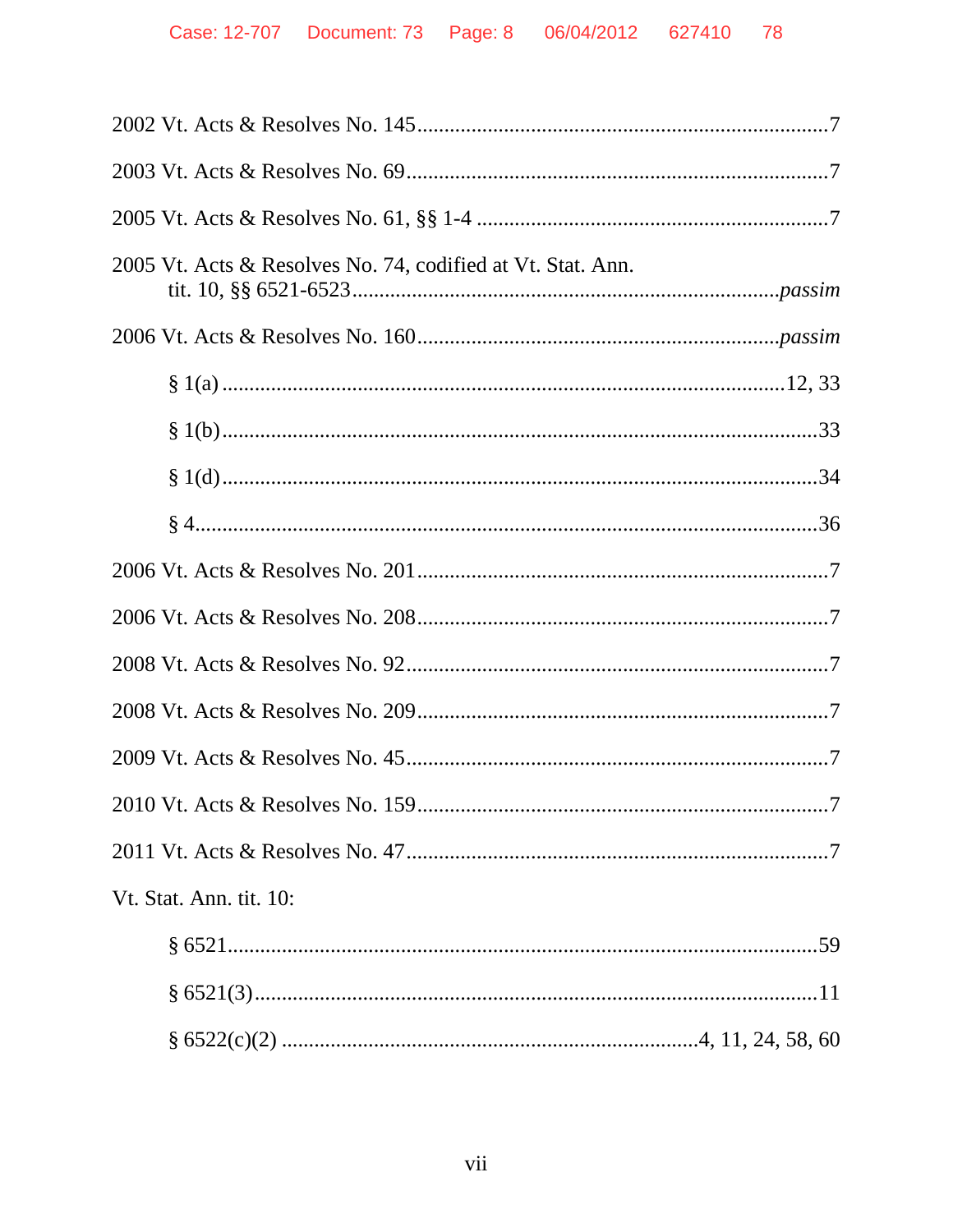2002 Vt. Acts & Resolves No. 145 .......................................................................7

2003 Vt. Acts & Resolves No. 69 .........................................................................7

2005 Vt. Acts & Resolves No. 61, §§ 1-4 ............................................................7

2005 Vt. Acts & Resolves No. 74, codified at Vt. Stat. Ann.
  tit. 10, §§ 6521-6523 ............................................................................*passim*

2006 Vt. Acts & Resolves No. 160 ................................................................*passim*

  § 1(a) ..........................................................................................12, 33

  § 1(b) ...............................................................................................33

  § 1(d) ...............................................................................................34

  § 4 ....................................................................................................36

2006 Vt. Acts & Resolves No. 201 .......................................................................7

2006 Vt. Acts & Resolves No. 208 .......................................................................7

2008 Vt. Acts & Resolves No. 92 .........................................................................7

2008 Vt. Acts & Resolves No. 209 .......................................................................7

2009 Vt. Acts & Resolves No. 45 .........................................................................7

2010 Vt. Acts & Resolves No. 159 .......................................................................7

2011 Vt. Acts & Resolves No. 47 .........................................................................7

Vt. Stat. Ann. tit. 10:

  § 6521 ..............................................................................................59

  § 6521(3) ..........................................................................................11

  § 6522(c)(2) ...............................................................4, 11, 24, 58, 60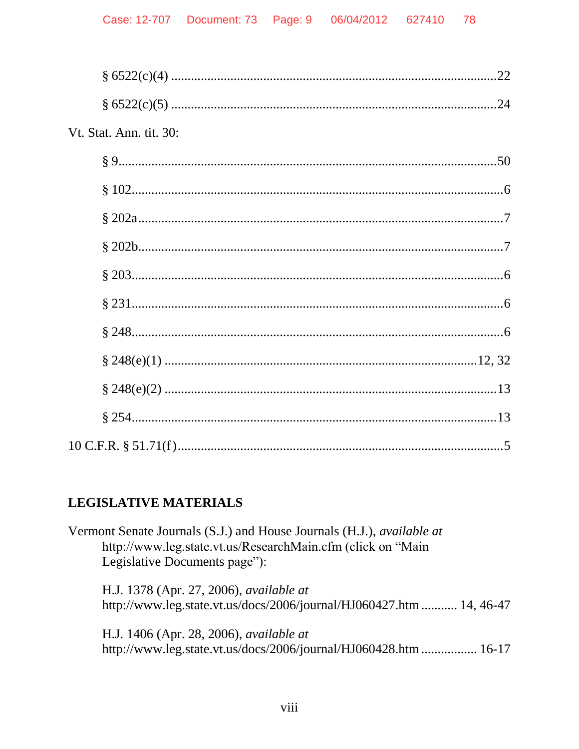§ 6522(c)(4) ..........................................................................................22

§ 6522(c)(5) ..........................................................................................24

Vt. Stat. Ann. tit. 30:

§ 9..........................................................................................................50

§ 102........................................................................................................6

§ 202a......................................................................................................7

§ 202b......................................................................................................7

§ 203........................................................................................................6

§ 231........................................................................................................6

§ 248........................................................................................................6

§ 248(e)(1) ......................................................................................12, 32

§ 248(e)(2) ............................................................................................13

§ 254......................................................................................................13

10 C.F.R. § 51.71(f)..................................................................................5

**LEGISLATIVE MATERIALS**

Vermont Senate Journals (S.J.) and House Journals (H.J.), *available at* http://www.leg.state.vt.us/ResearchMain.cfm (click on "Main Legislative Documents page"):

H.J. 1378 (Apr. 27, 2006), *available at* http://www.leg.state.vt.us/docs/2006/journal/HJ060427.htm ........... 14, 46-47

H.J. 1406 (Apr. 28, 2006), *available at* http://www.leg.state.vt.us/docs/2006/journal/HJ060428.htm ................. 16-17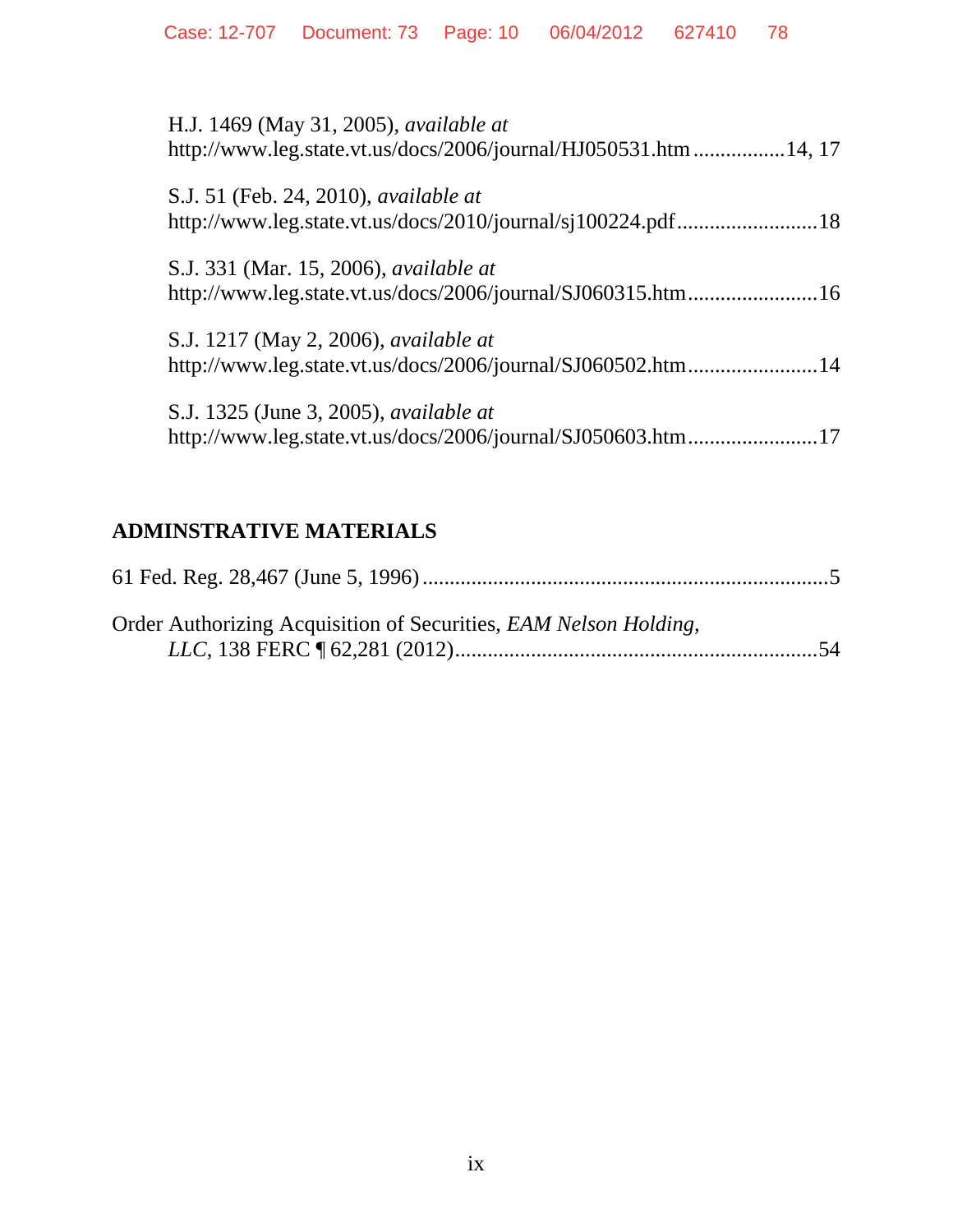H.J. 1469 (May 31, 2005), *available at* http://www.leg.state.vt.us/docs/2006/journal/HJ050531.htm .................14, 17

S.J. 51 (Feb. 24, 2010), *available at* http://www.leg.state.vt.us/docs/2010/journal/sj100224.pdf..........................18

S.J. 331 (Mar. 15, 2006), *available at* http://www.leg.state.vt.us/docs/2006/journal/SJ060315.htm........................16

S.J. 1217 (May 2, 2006), *available at* http://www.leg.state.vt.us/docs/2006/journal/SJ060502.htm........................14

S.J. 1325 (June 3, 2005), *available at* http://www.leg.state.vt.us/docs/2006/journal/SJ050603.htm........................17

## ADMINSTRATIVE MATERIALS

61 Fed. Reg. 28,467 (June 5, 1996) ..........................................................................5

Order Authorizing Acquisition of Securities, *EAM Nelson Holding, LLC*, 138 FERC ¶ 62,281 (2012)..................................................................54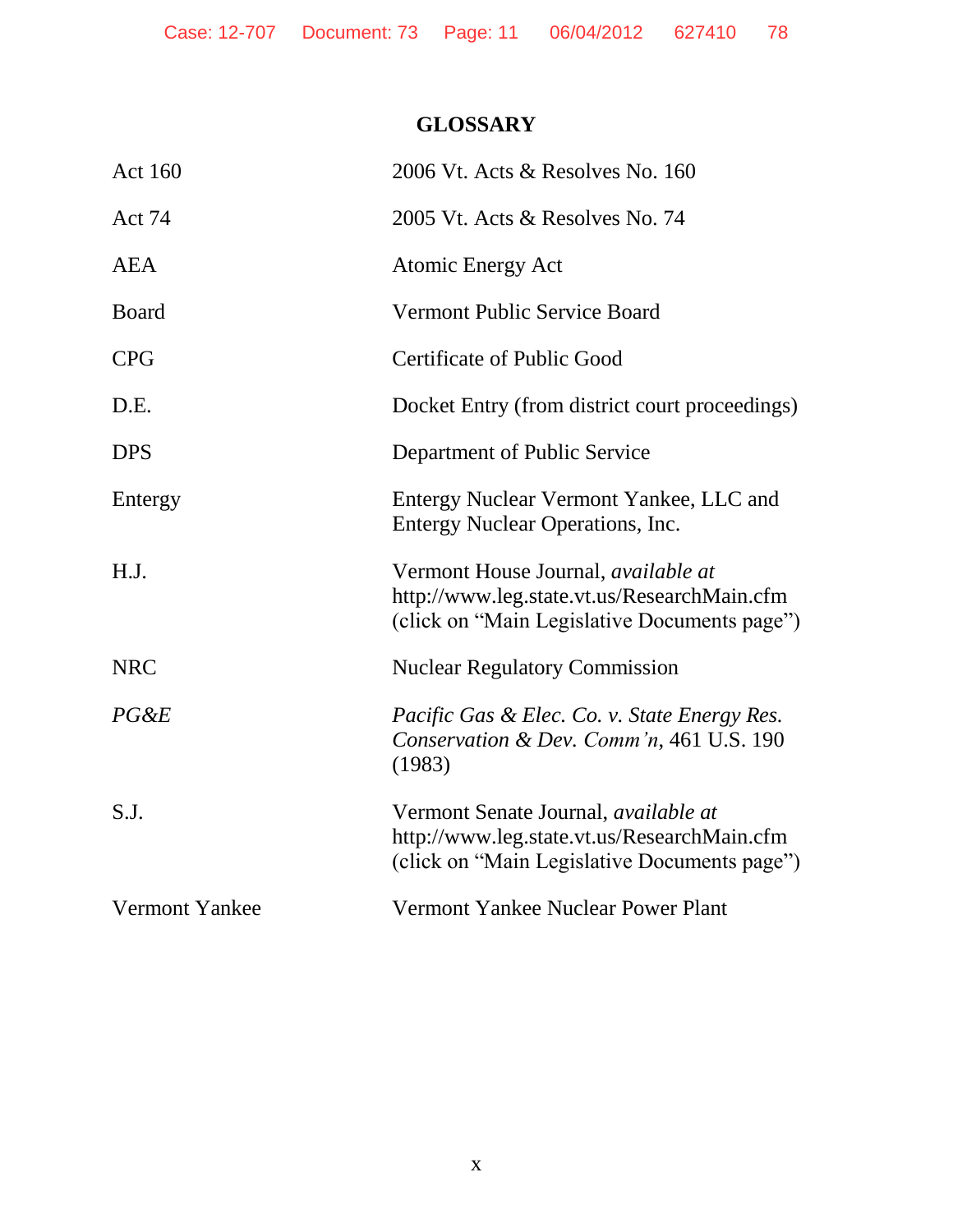# GLOSSARY

| | |
|---|---|
| Act 160 | 2006 Vt. Acts & Resolves No. 160 |
| Act 74 | 2005 Vt. Acts & Resolves No. 74 |
| AEA | Atomic Energy Act |
| Board | Vermont Public Service Board |
| CPG | Certificate of Public Good |
| D.E. | Docket Entry (from district court proceedings) |
| DPS | Department of Public Service |
| Entergy | Entergy Nuclear Vermont Yankee, LLC and Entergy Nuclear Operations, Inc. |
| H.J. | Vermont House Journal, *available at* http://www.leg.state.vt.us/ResearchMain.cfm (click on "Main Legislative Documents page") |
| NRC | Nuclear Regulatory Commission |
| *PG&E* | *Pacific Gas & Elec. Co. v. State Energy Res. Conservation & Dev. Comm'n*, 461 U.S. 190 (1983) |
| S.J. | Vermont Senate Journal, *available at* http://www.leg.state.vt.us/ResearchMain.cfm (click on "Main Legislative Documents page") |
| Vermont Yankee | Vermont Yankee Nuclear Power Plant |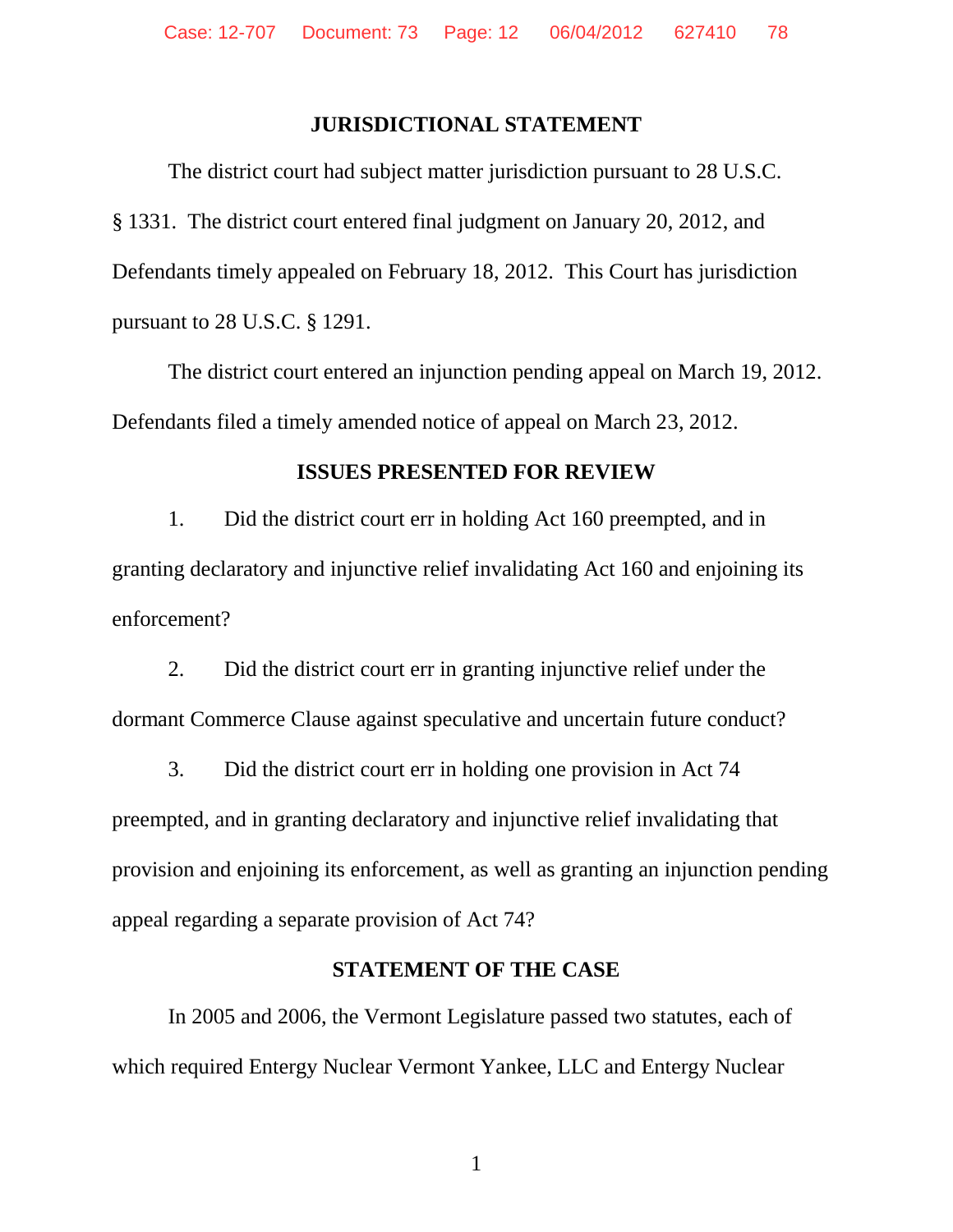## JURISDICTIONAL STATEMENT

The district court had subject matter jurisdiction pursuant to 28 U.S.C. § 1331. The district court entered final judgment on January 20, 2012, and Defendants timely appealed on February 18, 2012. This Court has jurisdiction pursuant to 28 U.S.C. § 1291.

The district court entered an injunction pending appeal on March 19, 2012. Defendants filed a timely amended notice of appeal on March 23, 2012.

## ISSUES PRESENTED FOR REVIEW

1. Did the district court err in holding Act 160 preempted, and in granting declaratory and injunctive relief invalidating Act 160 and enjoining its enforcement?

2. Did the district court err in granting injunctive relief under the dormant Commerce Clause against speculative and uncertain future conduct?

3. Did the district court err in holding one provision in Act 74 preempted, and in granting declaratory and injunctive relief invalidating that provision and enjoining its enforcement, as well as granting an injunction pending appeal regarding a separate provision of Act 74?

## STATEMENT OF THE CASE

In 2005 and 2006, the Vermont Legislature passed two statutes, each of which required Entergy Nuclear Vermont Yankee, LLC and Entergy Nuclear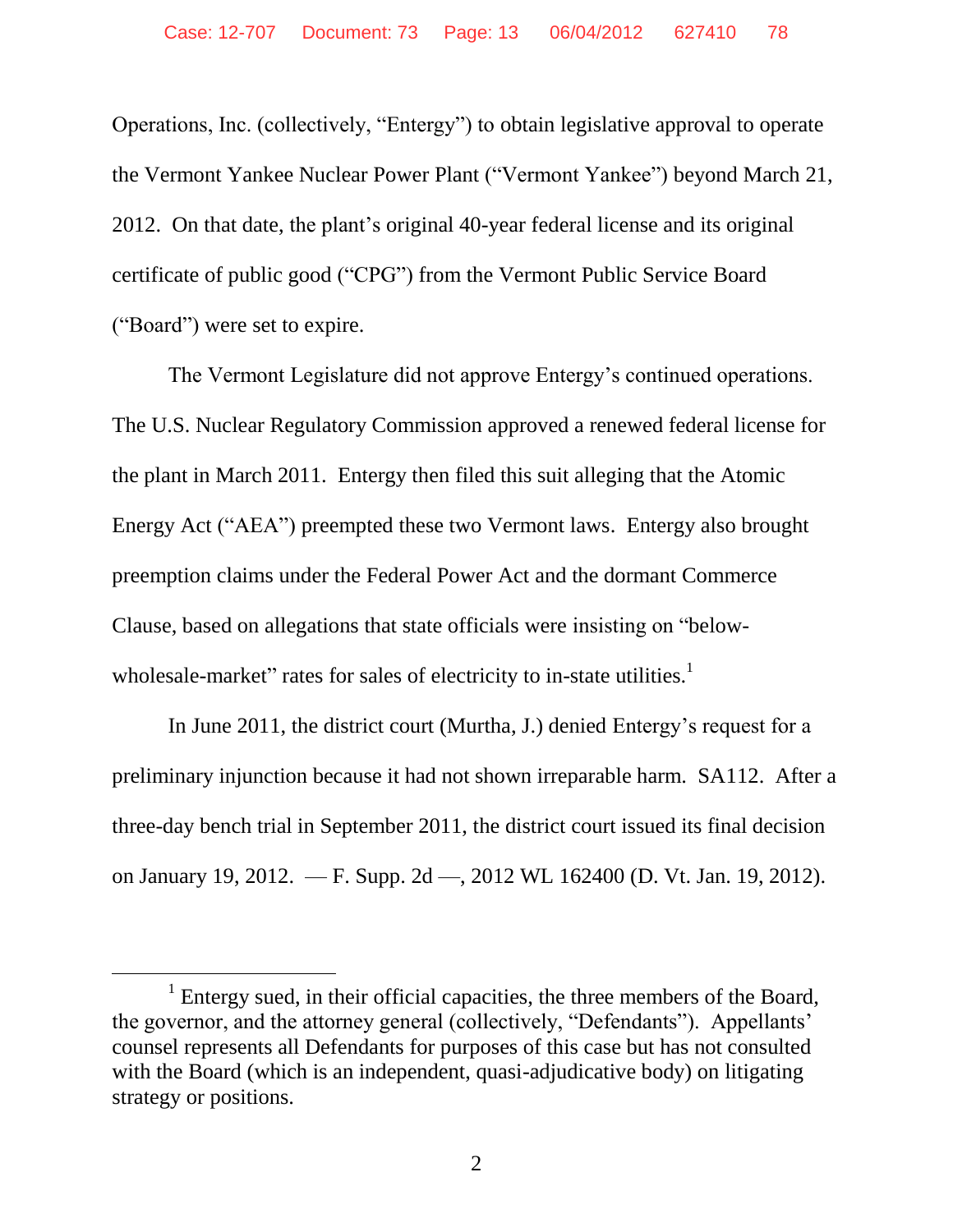Operations, Inc. (collectively, "Entergy") to obtain legislative approval to operate the Vermont Yankee Nuclear Power Plant ("Vermont Yankee") beyond March 21, 2012. On that date, the plant's original 40-year federal license and its original certificate of public good ("CPG") from the Vermont Public Service Board ("Board") were set to expire.

The Vermont Legislature did not approve Entergy's continued operations. The U.S. Nuclear Regulatory Commission approved a renewed federal license for the plant in March 2011. Entergy then filed this suit alleging that the Atomic Energy Act ("AEA") preempted these two Vermont laws. Entergy also brought preemption claims under the Federal Power Act and the dormant Commerce Clause, based on allegations that state officials were insisting on "below-wholesale-market" rates for sales of electricity to in-state utilities.[1]

In June 2011, the district court (Murtha, J.) denied Entergy's request for a preliminary injunction because it had not shown irreparable harm. SA112. After a three-day bench trial in September 2011, the district court issued its final decision on January 19, 2012. — F. Supp. 2d —, 2012 WL 162400 (D. Vt. Jan. 19, 2012).

---

[1] Entergy sued, in their official capacities, the three members of the Board, the governor, and the attorney general (collectively, "Defendants"). Appellants' counsel represents all Defendants for purposes of this case but has not consulted with the Board (which is an independent, quasi-adjudicative body) on litigating strategy or positions.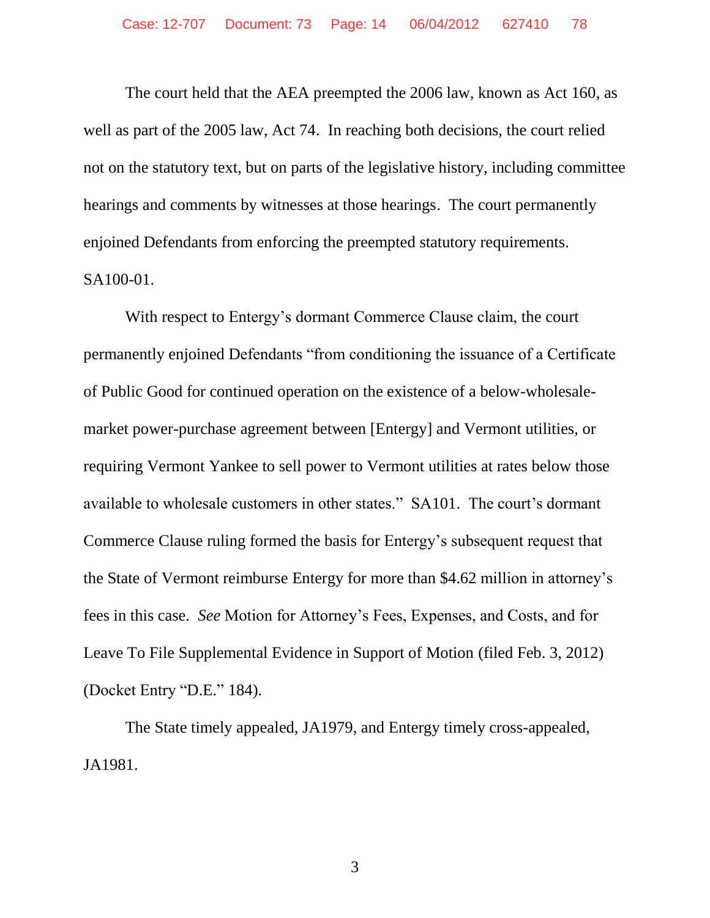The court held that the AEA preempted the 2006 law, known as Act 160, as well as part of the 2005 law, Act 74. In reaching both decisions, the court relied not on the statutory text, but on parts of the legislative history, including committee hearings and comments by witnesses at those hearings. The court permanently enjoined Defendants from enforcing the preempted statutory requirements. SA100-01.

With respect to Entergy's dormant Commerce Clause claim, the court permanently enjoined Defendants "from conditioning the issuance of a Certificate of Public Good for continued operation on the existence of a below-wholesale-market power-purchase agreement between [Entergy] and Vermont utilities, or requiring Vermont Yankee to sell power to Vermont utilities at rates below those available to wholesale customers in other states." SA101. The court's dormant Commerce Clause ruling formed the basis for Entergy's subsequent request that the State of Vermont reimburse Entergy for more than $4.62 million in attorney's fees in this case. *See* Motion for Attorney's Fees, Expenses, and Costs, and for Leave To File Supplemental Evidence in Support of Motion (filed Feb. 3, 2012) (Docket Entry "D.E." 184).

The State timely appealed, JA1979, and Entergy timely cross-appealed, JA1981.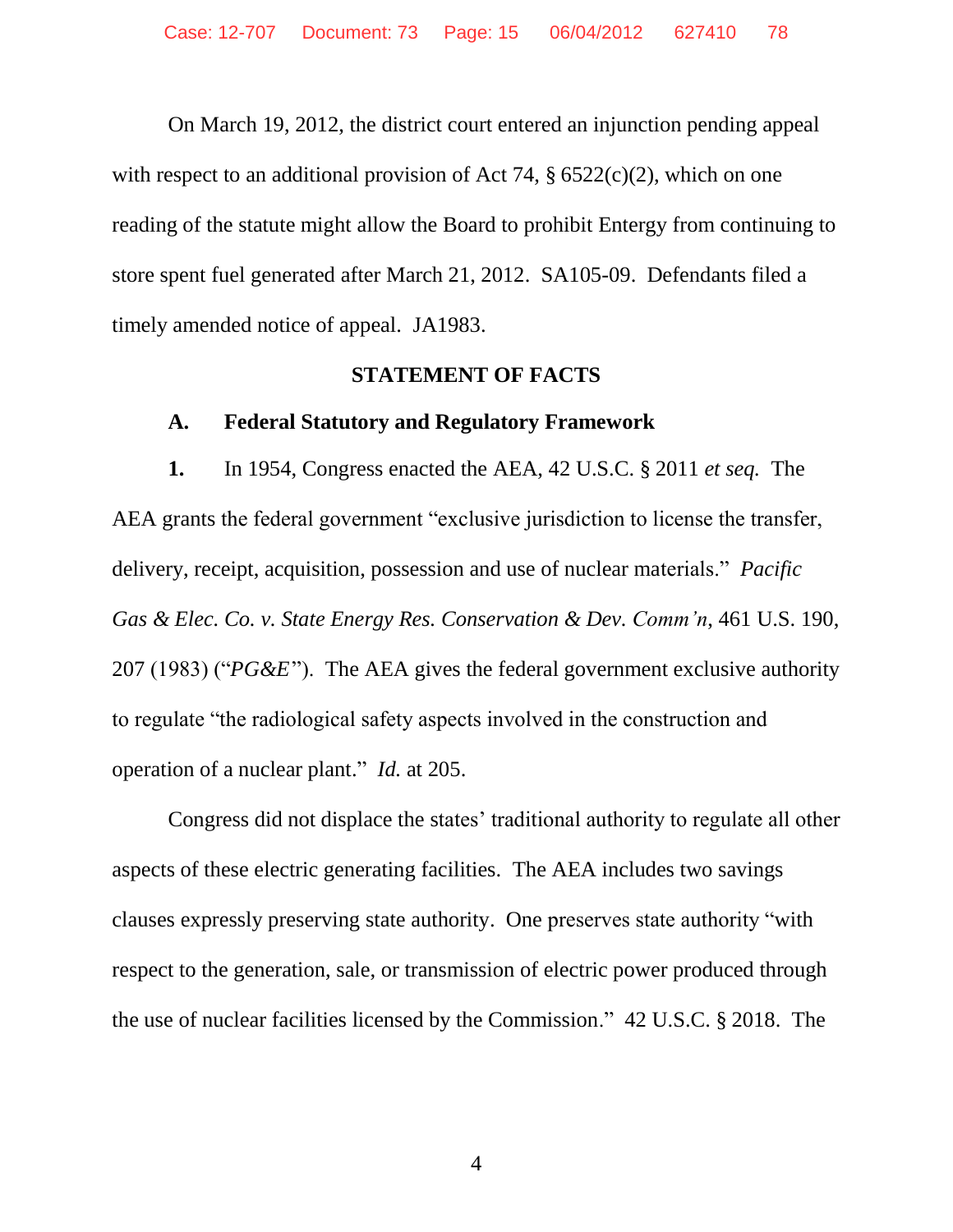On March 19, 2012, the district court entered an injunction pending appeal with respect to an additional provision of Act 74, § 6522(c)(2), which on one reading of the statute might allow the Board to prohibit Entergy from continuing to store spent fuel generated after March 21, 2012. SA105-09. Defendants filed a timely amended notice of appeal. JA1983.

## STATEMENT OF FACTS

### A. Federal Statutory and Regulatory Framework

**1.** In 1954, Congress enacted the AEA, 42 U.S.C. § 2011 *et seq.* The AEA grants the federal government "exclusive jurisdiction to license the transfer, delivery, receipt, acquisition, possession and use of nuclear materials." *Pacific Gas & Elec. Co. v. State Energy Res. Conservation & Dev. Comm'n*, 461 U.S. 190, 207 (1983) ("*PG&E*"). The AEA gives the federal government exclusive authority to regulate "the radiological safety aspects involved in the construction and operation of a nuclear plant." *Id.* at 205.

Congress did not displace the states' traditional authority to regulate all other aspects of these electric generating facilities. The AEA includes two savings clauses expressly preserving state authority. One preserves state authority "with respect to the generation, sale, or transmission of electric power produced through the use of nuclear facilities licensed by the Commission." 42 U.S.C. § 2018. The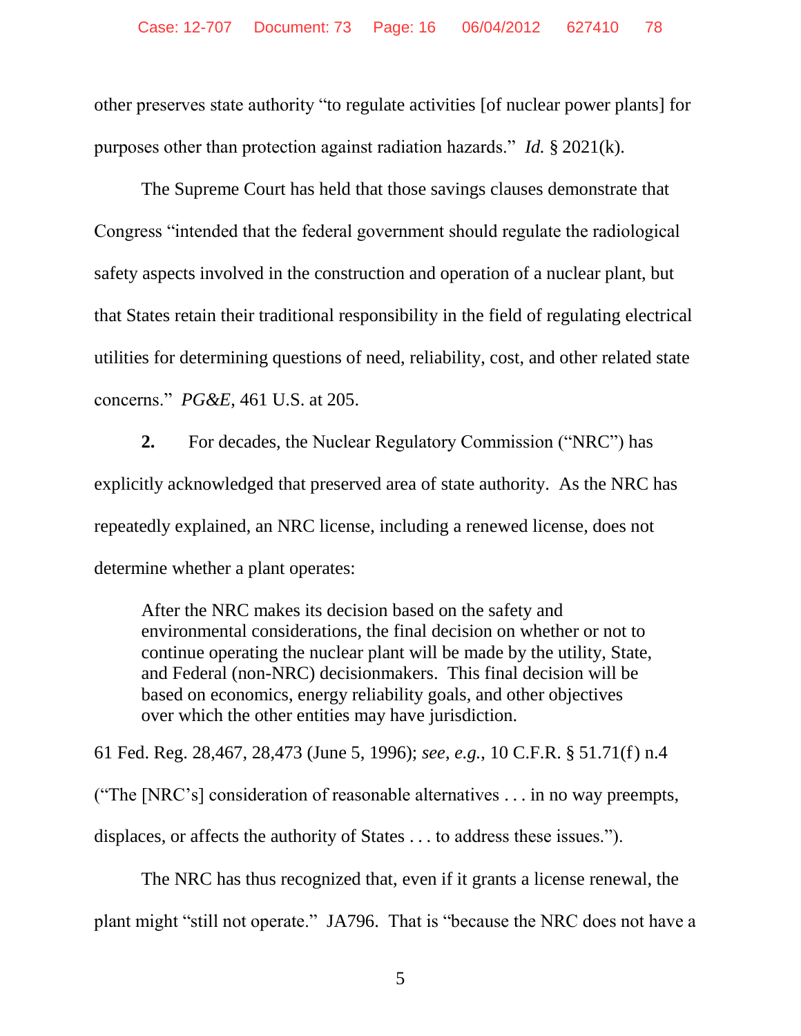other preserves state authority "to regulate activities [of nuclear power plants] for purposes other than protection against radiation hazards." *Id.* § 2021(k).

The Supreme Court has held that those savings clauses demonstrate that Congress "intended that the federal government should regulate the radiological safety aspects involved in the construction and operation of a nuclear plant, but that States retain their traditional responsibility in the field of regulating electrical utilities for determining questions of need, reliability, cost, and other related state concerns." *PG&E*, 461 U.S. at 205.

**2.** For decades, the Nuclear Regulatory Commission ("NRC") has explicitly acknowledged that preserved area of state authority. As the NRC has repeatedly explained, an NRC license, including a renewed license, does not determine whether a plant operates:

> After the NRC makes its decision based on the safety and environmental considerations, the final decision on whether or not to continue operating the nuclear plant will be made by the utility, State, and Federal (non-NRC) decisionmakers. This final decision will be based on economics, energy reliability goals, and other objectives over which the other entities may have jurisdiction.

61 Fed. Reg. 28,467, 28,473 (June 5, 1996); *see*, *e.g.*, 10 C.F.R. § 51.71(f) n.4 ("The [NRC's] consideration of reasonable alternatives . . . in no way preempts, displaces, or affects the authority of States . . . to address these issues.").

The NRC has thus recognized that, even if it grants a license renewal, the plant might "still not operate." JA796. That is "because the NRC does not have a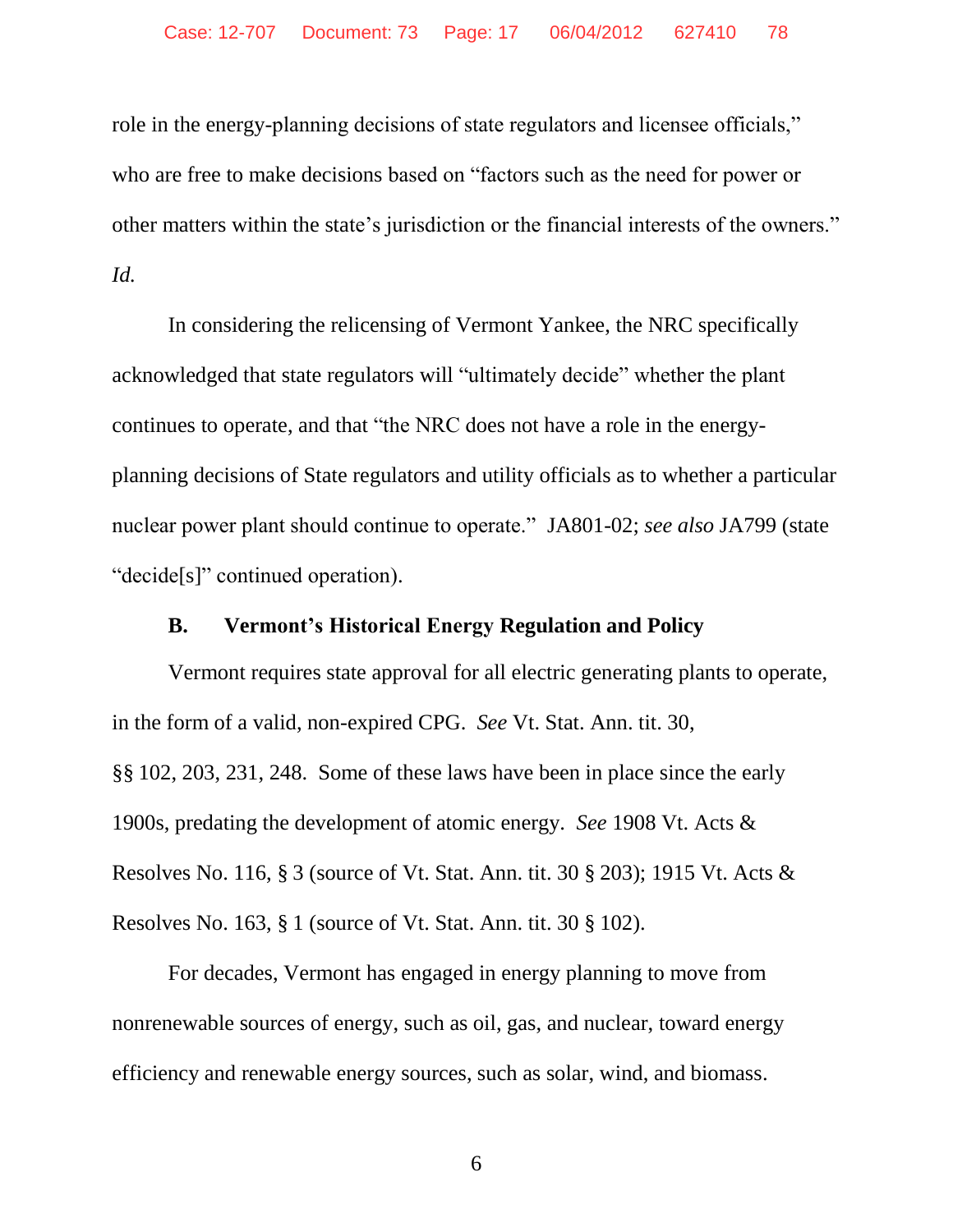role in the energy-planning decisions of state regulators and licensee officials," who are free to make decisions based on "factors such as the need for power or other matters within the state's jurisdiction or the financial interests of the owners." *Id.*

In considering the relicensing of Vermont Yankee, the NRC specifically acknowledged that state regulators will "ultimately decide" whether the plant continues to operate, and that "the NRC does not have a role in the energy-planning decisions of State regulators and utility officials as to whether a particular nuclear power plant should continue to operate." JA801-02; *see also* JA799 (state "decide[s]" continued operation).

### B. Vermont's Historical Energy Regulation and Policy

Vermont requires state approval for all electric generating plants to operate, in the form of a valid, non-expired CPG. *See* Vt. Stat. Ann. tit. 30, §§ 102, 203, 231, 248. Some of these laws have been in place since the early 1900s, predating the development of atomic energy. *See* 1908 Vt. Acts & Resolves No. 116, § 3 (source of Vt. Stat. Ann. tit. 30 § 203); 1915 Vt. Acts & Resolves No. 163, § 1 (source of Vt. Stat. Ann. tit. 30 § 102).

For decades, Vermont has engaged in energy planning to move from nonrenewable sources of energy, such as oil, gas, and nuclear, toward energy efficiency and renewable energy sources, such as solar, wind, and biomass.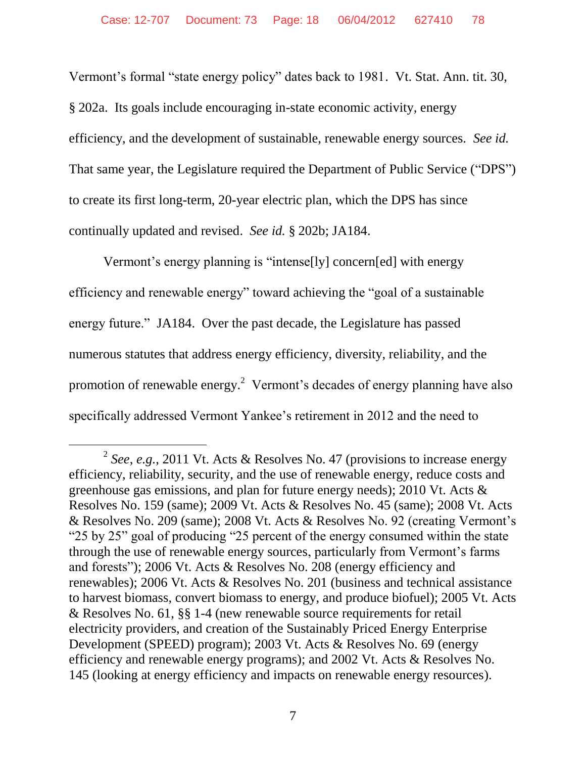Vermont's formal "state energy policy" dates back to 1981. Vt. Stat. Ann. tit. 30, § 202a. Its goals include encouraging in-state economic activity, energy efficiency, and the development of sustainable, renewable energy sources. *See id.* That same year, the Legislature required the Department of Public Service ("DPS") to create its first long-term, 20-year electric plan, which the DPS has since continually updated and revised. *See id.* § 202b; JA184.

Vermont's energy planning is "intense[ly] concern[ed] with energy efficiency and renewable energy" toward achieving the "goal of a sustainable energy future." JA184. Over the past decade, the Legislature has passed numerous statutes that address energy efficiency, diversity, reliability, and the promotion of renewable energy.[2] Vermont's decades of energy planning have also specifically addressed Vermont Yankee's retirement in 2012 and the need to

---

[2] *See, e.g.*, 2011 Vt. Acts & Resolves No. 47 (provisions to increase energy efficiency, reliability, security, and the use of renewable energy, reduce costs and greenhouse gas emissions, and plan for future energy needs); 2010 Vt. Acts & Resolves No. 159 (same); 2009 Vt. Acts & Resolves No. 45 (same); 2008 Vt. Acts & Resolves No. 209 (same); 2008 Vt. Acts & Resolves No. 92 (creating Vermont's "25 by 25" goal of producing "25 percent of the energy consumed within the state through the use of renewable energy sources, particularly from Vermont's farms and forests"); 2006 Vt. Acts & Resolves No. 208 (energy efficiency and renewables); 2006 Vt. Acts & Resolves No. 201 (business and technical assistance to harvest biomass, convert biomass to energy, and produce biofuel); 2005 Vt. Acts & Resolves No. 61, §§ 1-4 (new renewable source requirements for retail electricity providers, and creation of the Sustainably Priced Energy Enterprise Development (SPEED) program); 2003 Vt. Acts & Resolves No. 69 (energy efficiency and renewable energy programs); and 2002 Vt. Acts & Resolves No. 145 (looking at energy efficiency and impacts on renewable energy resources).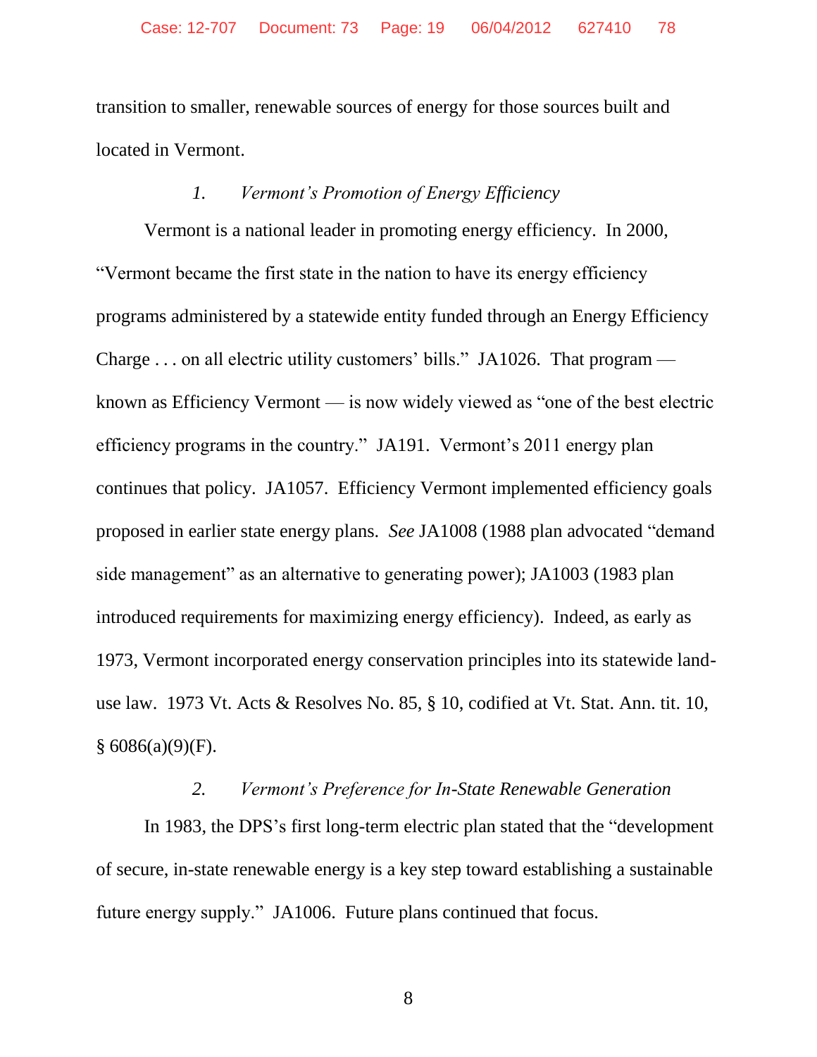transition to smaller, renewable sources of energy for those sources built and located in Vermont.

### *1. Vermont's Promotion of Energy Efficiency*

Vermont is a national leader in promoting energy efficiency. In 2000, "Vermont became the first state in the nation to have its energy efficiency programs administered by a statewide entity funded through an Energy Efficiency Charge . . . on all electric utility customers' bills." JA1026. That program — known as Efficiency Vermont — is now widely viewed as "one of the best electric efficiency programs in the country." JA191. Vermont's 2011 energy plan continues that policy. JA1057. Efficiency Vermont implemented efficiency goals proposed in earlier state energy plans. *See* JA1008 (1988 plan advocated "demand side management" as an alternative to generating power); JA1003 (1983 plan introduced requirements for maximizing energy efficiency). Indeed, as early as 1973, Vermont incorporated energy conservation principles into its statewide land-use law. 1973 Vt. Acts & Resolves No. 85, § 10, codified at Vt. Stat. Ann. tit. 10, § 6086(a)(9)(F).

### *2. Vermont's Preference for In-State Renewable Generation*

In 1983, the DPS's first long-term electric plan stated that the "development of secure, in-state renewable energy is a key step toward establishing a sustainable future energy supply." JA1006. Future plans continued that focus.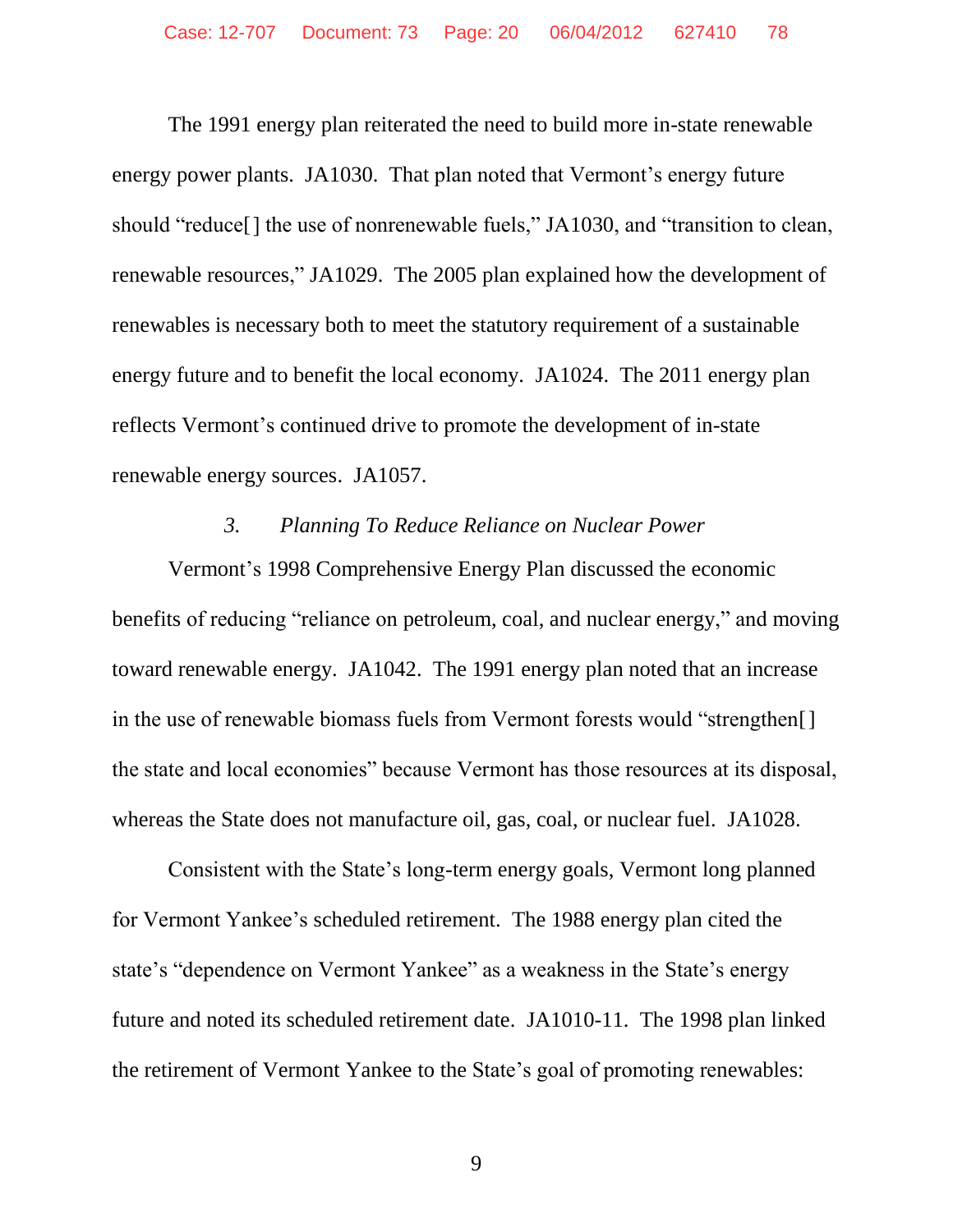The 1991 energy plan reiterated the need to build more in-state renewable energy power plants. JA1030. That plan noted that Vermont's energy future should "reduce[] the use of nonrenewable fuels," JA1030, and "transition to clean, renewable resources," JA1029. The 2005 plan explained how the development of renewables is necessary both to meet the statutory requirement of a sustainable energy future and to benefit the local economy. JA1024. The 2011 energy plan reflects Vermont's continued drive to promote the development of in-state renewable energy sources. JA1057.

### *3. Planning To Reduce Reliance on Nuclear Power*

Vermont's 1998 Comprehensive Energy Plan discussed the economic benefits of reducing "reliance on petroleum, coal, and nuclear energy," and moving toward renewable energy. JA1042. The 1991 energy plan noted that an increase in the use of renewable biomass fuels from Vermont forests would "strengthen[] the state and local economies" because Vermont has those resources at its disposal, whereas the State does not manufacture oil, gas, coal, or nuclear fuel. JA1028.

Consistent with the State's long-term energy goals, Vermont long planned for Vermont Yankee's scheduled retirement. The 1988 energy plan cited the state's "dependence on Vermont Yankee" as a weakness in the State's energy future and noted its scheduled retirement date. JA1010-11. The 1998 plan linked the retirement of Vermont Yankee to the State's goal of promoting renewables: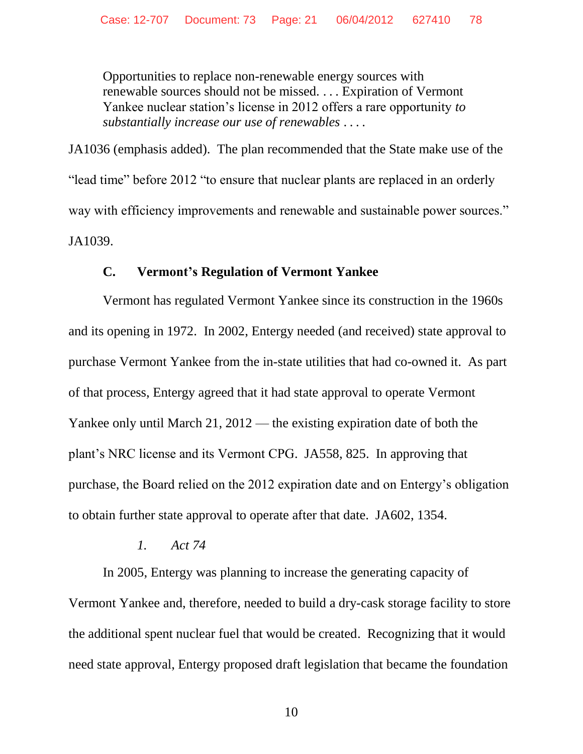> Opportunities to replace non-renewable energy sources with renewable sources should not be missed. . . . Expiration of Vermont Yankee nuclear station's license in 2012 offers a rare opportunity *to substantially increase our use of renewables* . . . .

JA1036 (emphasis added). The plan recommended that the State make use of the "lead time" before 2012 "to ensure that nuclear plants are replaced in an orderly way with efficiency improvements and renewable and sustainable power sources." JA1039.

### C. Vermont's Regulation of Vermont Yankee

Vermont has regulated Vermont Yankee since its construction in the 1960s and its opening in 1972. In 2002, Entergy needed (and received) state approval to purchase Vermont Yankee from the in-state utilities that had co-owned it. As part of that process, Entergy agreed that it had state approval to operate Vermont Yankee only until March 21, 2012 — the existing expiration date of both the plant's NRC license and its Vermont CPG. JA558, 825. In approving that purchase, the Board relied on the 2012 expiration date and on Entergy's obligation to obtain further state approval to operate after that date. JA602, 1354.

#### *1. Act 74*

In 2005, Entergy was planning to increase the generating capacity of Vermont Yankee and, therefore, needed to build a dry-cask storage facility to store the additional spent nuclear fuel that would be created. Recognizing that it would need state approval, Entergy proposed draft legislation that became the foundation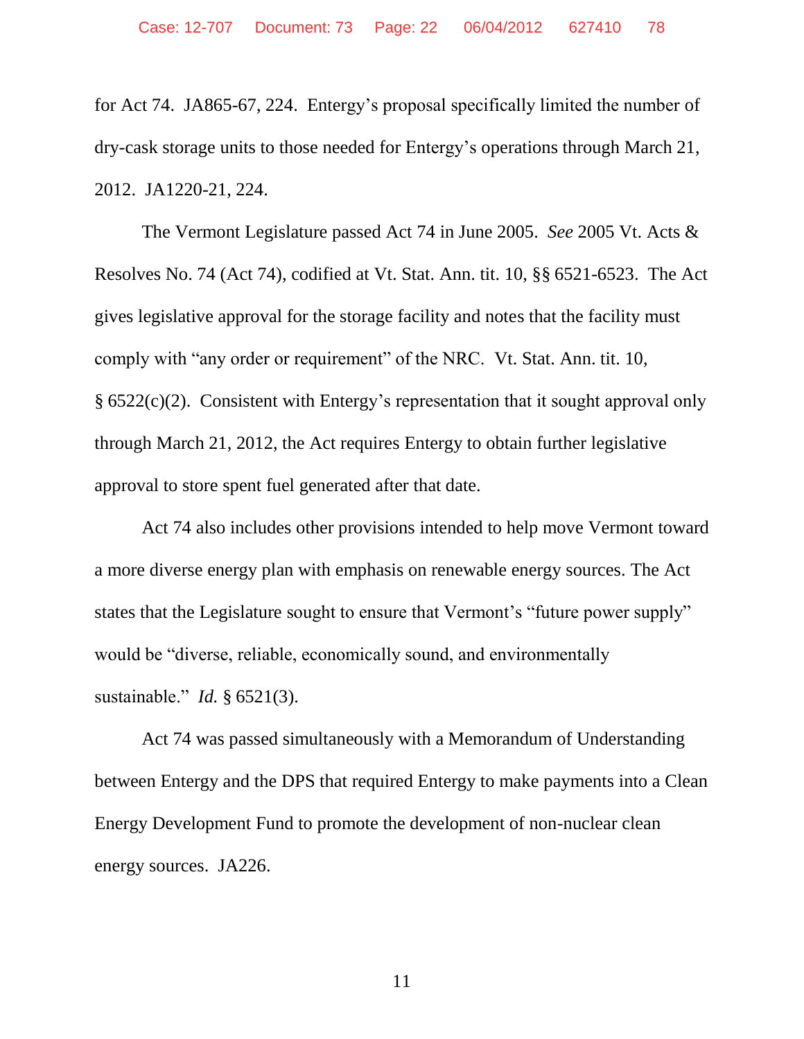for Act 74. JA865-67, 224. Entergy's proposal specifically limited the number of dry-cask storage units to those needed for Entergy's operations through March 21, 2012. JA1220-21, 224.

The Vermont Legislature passed Act 74 in June 2005. *See* 2005 Vt. Acts & Resolves No. 74 (Act 74), codified at Vt. Stat. Ann. tit. 10, §§ 6521-6523. The Act gives legislative approval for the storage facility and notes that the facility must comply with "any order or requirement" of the NRC. Vt. Stat. Ann. tit. 10, § 6522(c)(2). Consistent with Entergy's representation that it sought approval only through March 21, 2012, the Act requires Entergy to obtain further legislative approval to store spent fuel generated after that date.

Act 74 also includes other provisions intended to help move Vermont toward a more diverse energy plan with emphasis on renewable energy sources. The Act states that the Legislature sought to ensure that Vermont's "future power supply" would be "diverse, reliable, economically sound, and environmentally sustainable." *Id.* § 6521(3).

Act 74 was passed simultaneously with a Memorandum of Understanding between Entergy and the DPS that required Entergy to make payments into a Clean Energy Development Fund to promote the development of non-nuclear clean energy sources. JA226.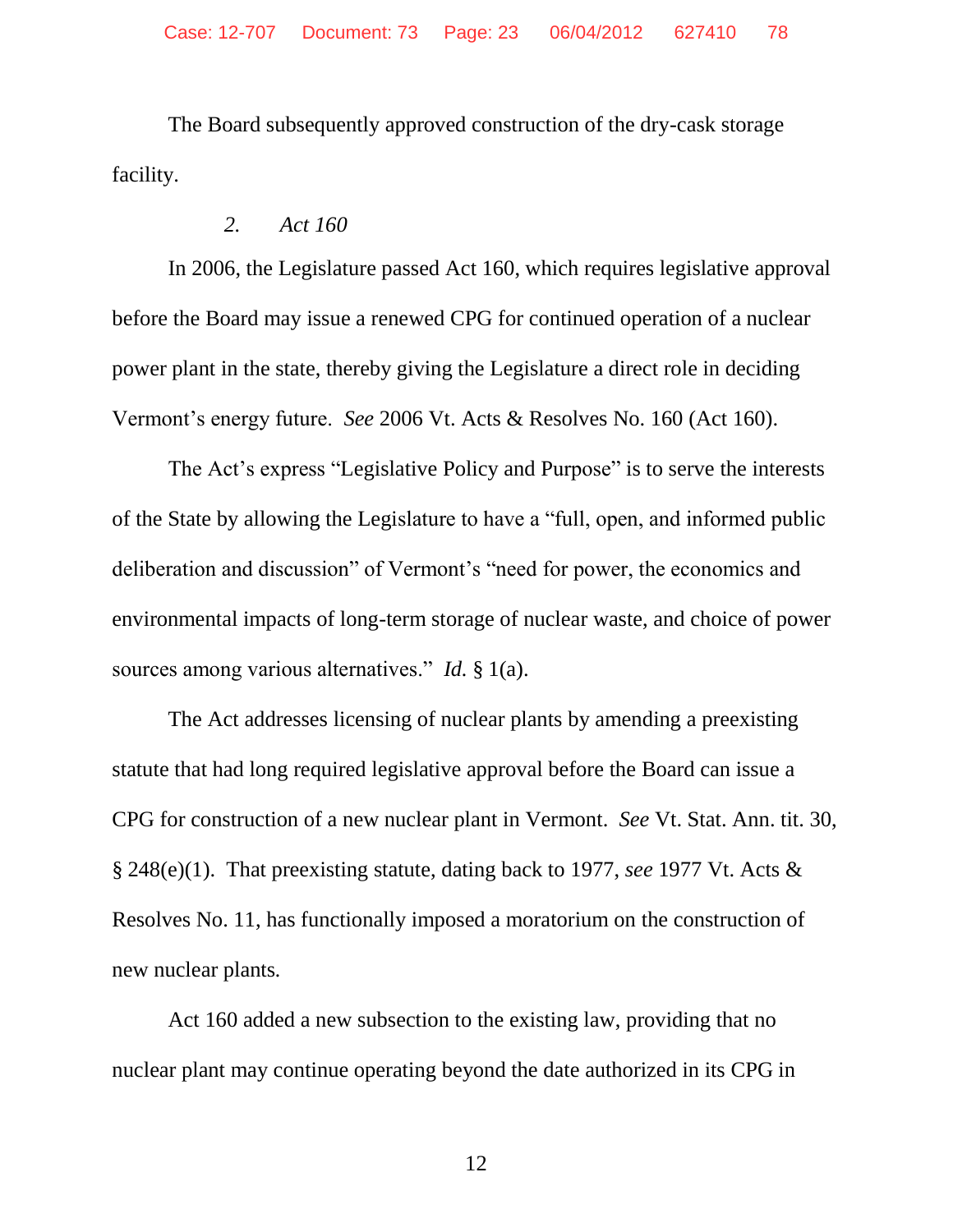The Board subsequently approved construction of the dry-cask storage facility.

### *2. Act 160*

In 2006, the Legislature passed Act 160, which requires legislative approval before the Board may issue a renewed CPG for continued operation of a nuclear power plant in the state, thereby giving the Legislature a direct role in deciding Vermont's energy future. *See* 2006 Vt. Acts & Resolves No. 160 (Act 160).

The Act's express "Legislative Policy and Purpose" is to serve the interests of the State by allowing the Legislature to have a "full, open, and informed public deliberation and discussion" of Vermont's "need for power, the economics and environmental impacts of long-term storage of nuclear waste, and choice of power sources among various alternatives." *Id.* § 1(a).

The Act addresses licensing of nuclear plants by amending a preexisting statute that had long required legislative approval before the Board can issue a CPG for construction of a new nuclear plant in Vermont. *See* Vt. Stat. Ann. tit. 30, § 248(e)(1). That preexisting statute, dating back to 1977, *see* 1977 Vt. Acts & Resolves No. 11, has functionally imposed a moratorium on the construction of new nuclear plants.

Act 160 added a new subsection to the existing law, providing that no nuclear plant may continue operating beyond the date authorized in its CPG in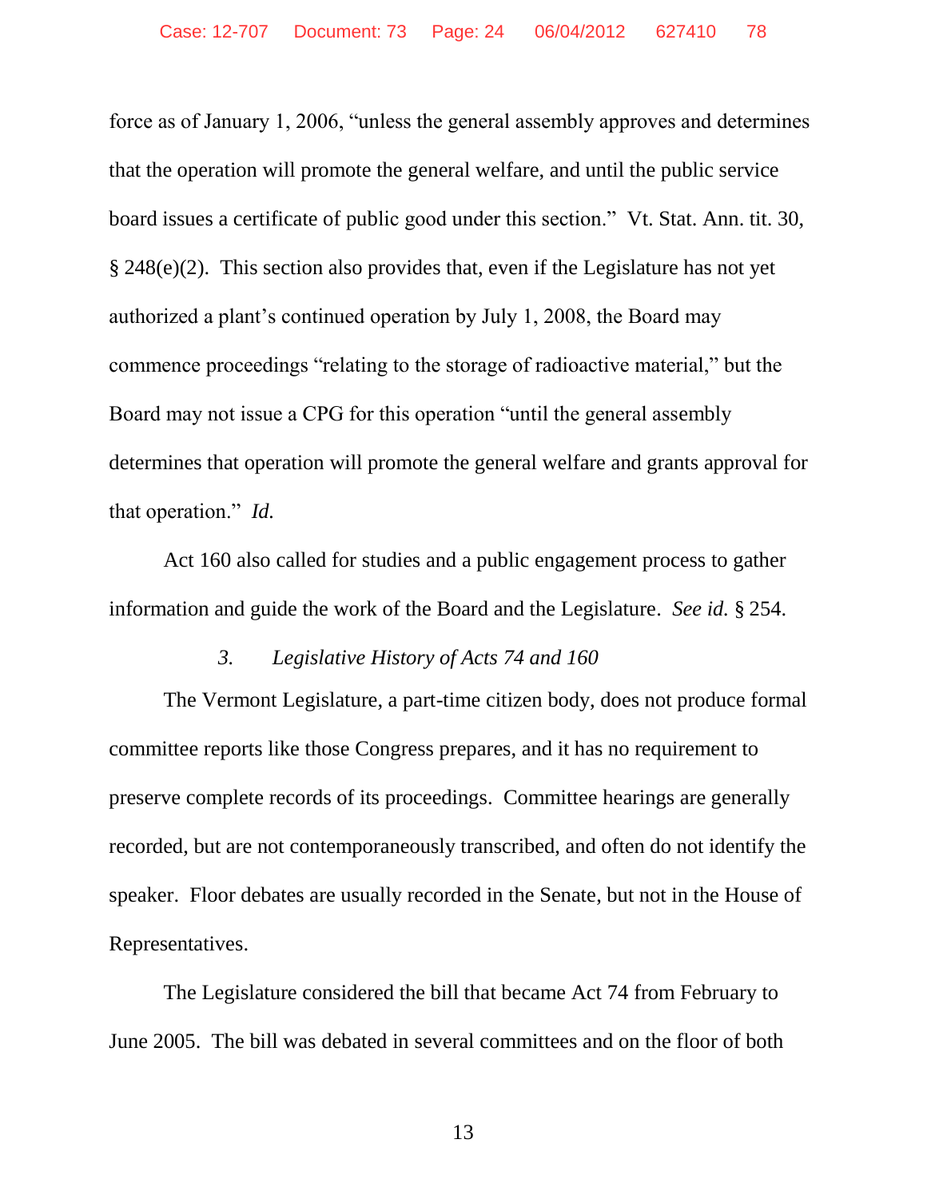force as of January 1, 2006, "unless the general assembly approves and determines that the operation will promote the general welfare, and until the public service board issues a certificate of public good under this section." Vt. Stat. Ann. tit. 30, § 248(e)(2). This section also provides that, even if the Legislature has not yet authorized a plant's continued operation by July 1, 2008, the Board may commence proceedings "relating to the storage of radioactive material," but the Board may not issue a CPG for this operation "until the general assembly determines that operation will promote the general welfare and grants approval for that operation." *Id.*

Act 160 also called for studies and a public engagement process to gather information and guide the work of the Board and the Legislature. *See id.* § 254.

### 3. *Legislative History of Acts 74 and 160*

The Vermont Legislature, a part-time citizen body, does not produce formal committee reports like those Congress prepares, and it has no requirement to preserve complete records of its proceedings. Committee hearings are generally recorded, but are not contemporaneously transcribed, and often do not identify the speaker. Floor debates are usually recorded in the Senate, but not in the House of Representatives.

The Legislature considered the bill that became Act 74 from February to June 2005. The bill was debated in several committees and on the floor of both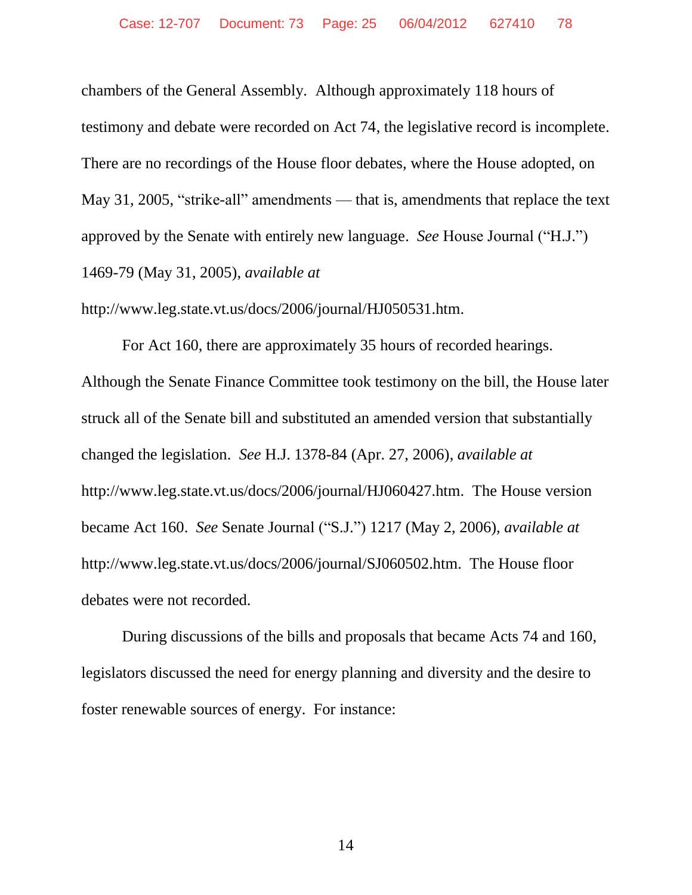chambers of the General Assembly. Although approximately 118 hours of testimony and debate were recorded on Act 74, the legislative record is incomplete. There are no recordings of the House floor debates, where the House adopted, on May 31, 2005, "strike-all" amendments — that is, amendments that replace the text approved by the Senate with entirely new language. *See* House Journal ("H.J.") 1469-79 (May 31, 2005), *available at* http://www.leg.state.vt.us/docs/2006/journal/HJ050531.htm.

For Act 160, there are approximately 35 hours of recorded hearings. Although the Senate Finance Committee took testimony on the bill, the House later struck all of the Senate bill and substituted an amended version that substantially changed the legislation. *See* H.J. 1378-84 (Apr. 27, 2006), *available at* http://www.leg.state.vt.us/docs/2006/journal/HJ060427.htm. The House version became Act 160. *See* Senate Journal ("S.J.") 1217 (May 2, 2006), *available at* http://www.leg.state.vt.us/docs/2006/journal/SJ060502.htm. The House floor debates were not recorded.

During discussions of the bills and proposals that became Acts 74 and 160, legislators discussed the need for energy planning and diversity and the desire to foster renewable sources of energy. For instance: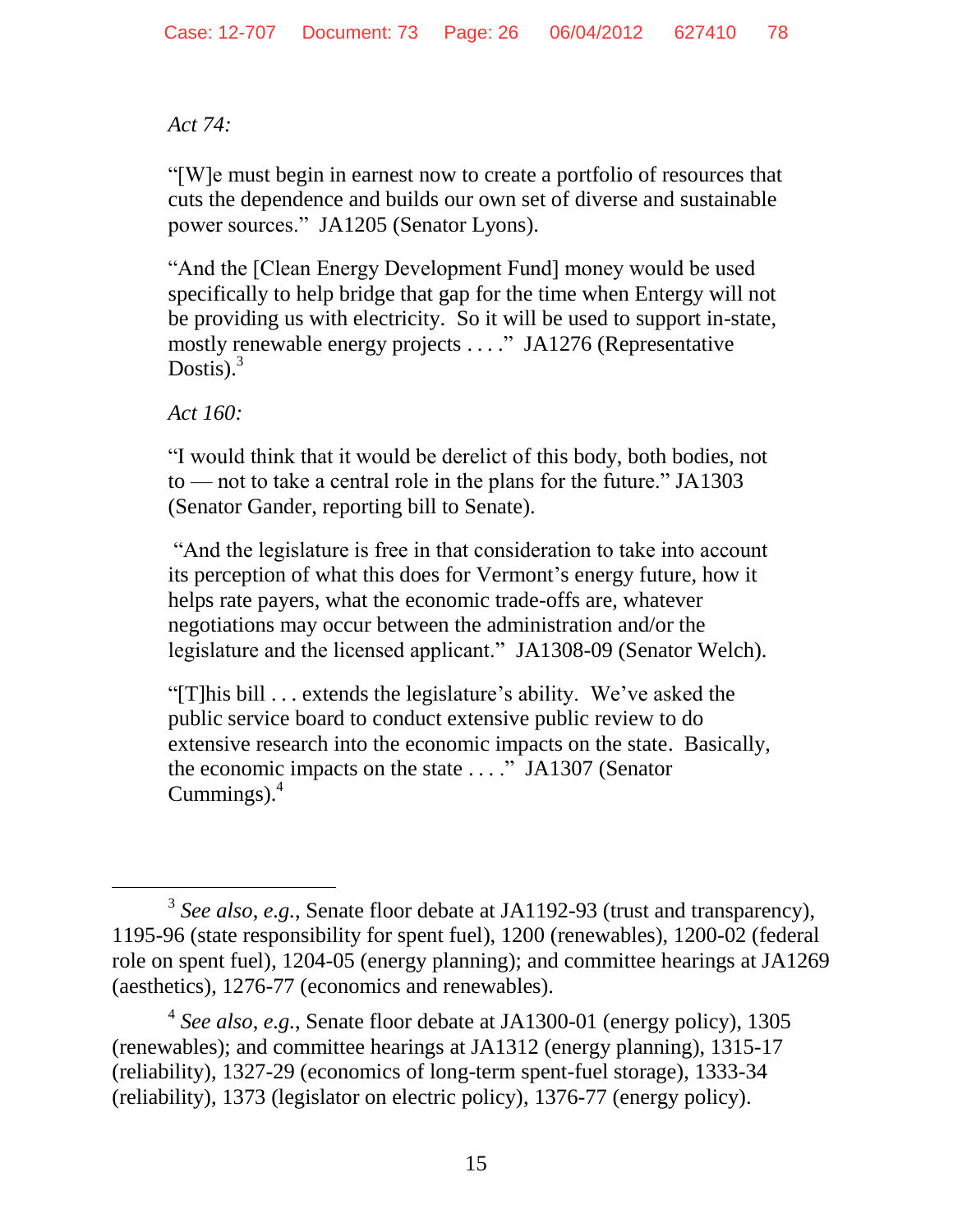*Act 74:*

"[W]e must begin in earnest now to create a portfolio of resources that cuts the dependence and builds our own set of diverse and sustainable power sources." JA1205 (Senator Lyons).

"And the [Clean Energy Development Fund] money would be used specifically to help bridge that gap for the time when Entergy will not be providing us with electricity. So it will be used to support in-state, mostly renewable energy projects . . . ." JA1276 (Representative Dostis).[3]

*Act 160:*

"I would think that it would be derelict of this body, both bodies, not to — not to take a central role in the plans for the future." JA1303 (Senator Gander, reporting bill to Senate).

"And the legislature is free in that consideration to take into account its perception of what this does for Vermont's energy future, how it helps rate payers, what the economic trade-offs are, whatever negotiations may occur between the administration and/or the legislature and the licensed applicant." JA1308-09 (Senator Welch).

"[T]his bill . . . extends the legislature's ability. We've asked the public service board to conduct extensive public review to do extensive research into the economic impacts on the state. Basically, the economic impacts on the state . . . ." JA1307 (Senator Cummings).[4]

---

[3] *See also*, *e.g.*, Senate floor debate at JA1192-93 (trust and transparency), 1195-96 (state responsibility for spent fuel), 1200 (renewables), 1200-02 (federal role on spent fuel), 1204-05 (energy planning); and committee hearings at JA1269 (aesthetics), 1276-77 (economics and renewables).

[4] *See also*, *e.g.*, Senate floor debate at JA1300-01 (energy policy), 1305 (renewables); and committee hearings at JA1312 (energy planning), 1315-17 (reliability), 1327-29 (economics of long-term spent-fuel storage), 1333-34 (reliability), 1373 (legislator on electric policy), 1376-77 (energy policy).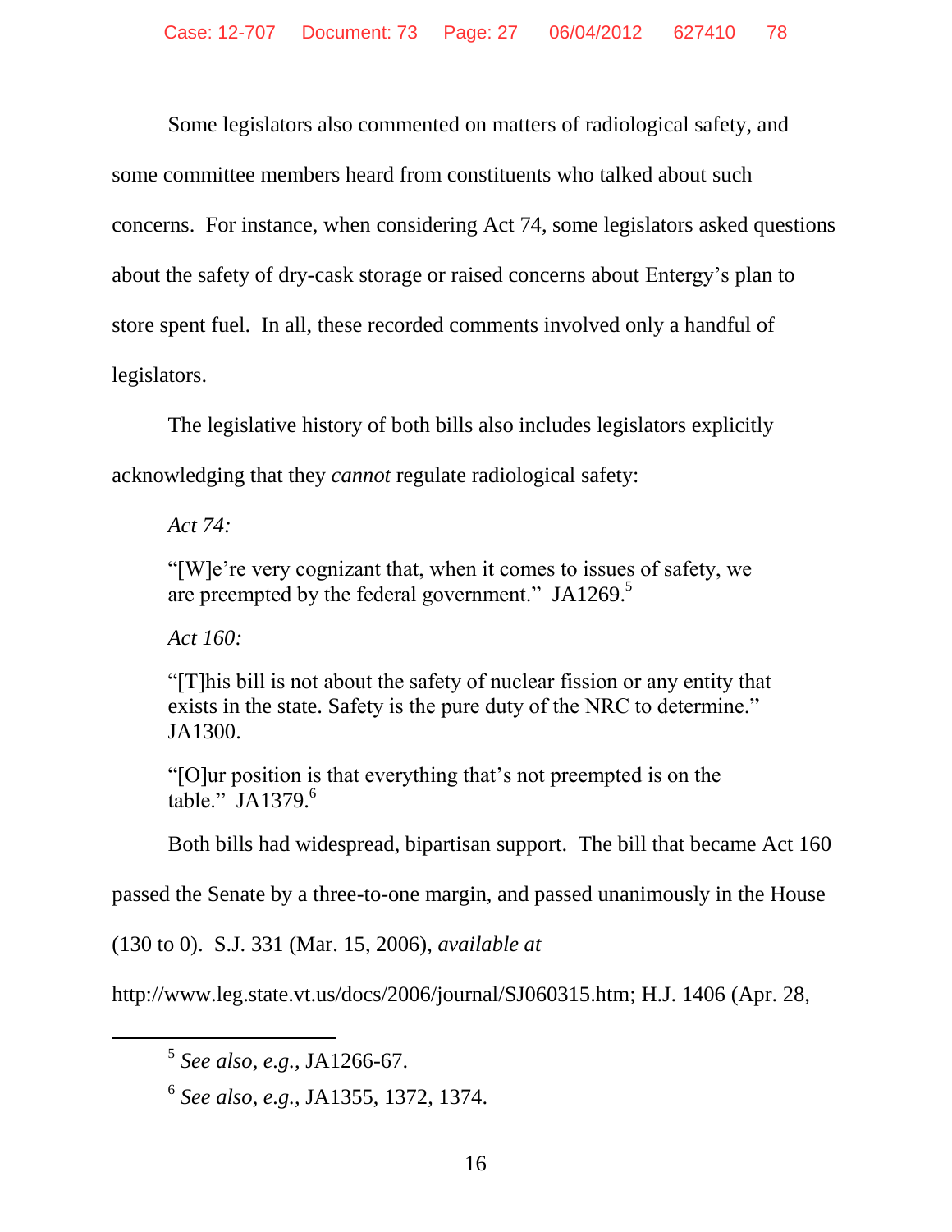Some legislators also commented on matters of radiological safety, and some committee members heard from constituents who talked about such concerns. For instance, when considering Act 74, some legislators asked questions about the safety of dry-cask storage or raised concerns about Entergy's plan to store spent fuel. In all, these recorded comments involved only a handful of legislators.

The legislative history of both bills also includes legislators explicitly acknowledging that they *cannot* regulate radiological safety:

> *Act 74:*
>
> "[W]e're very cognizant that, when it comes to issues of safety, we are preempted by the federal government." JA1269.[5]
>
> *Act 160:*
>
> "[T]his bill is not about the safety of nuclear fission or any entity that exists in the state. Safety is the pure duty of the NRC to determine." JA1300.
>
> "[O]ur position is that everything that's not preempted is on the table." JA1379.[6]

Both bills had widespread, bipartisan support. The bill that became Act 160 passed the Senate by a three-to-one margin, and passed unanimously in the House (130 to 0). S.J. 331 (Mar. 15, 2006), *available at* http://www.leg.state.vt.us/docs/2006/journal/SJ060315.htm; H.J. 1406 (Apr. 28,

---

[5] *See also*, *e.g.*, JA1266-67.

[6] *See also*, *e.g.*, JA1355, 1372, 1374.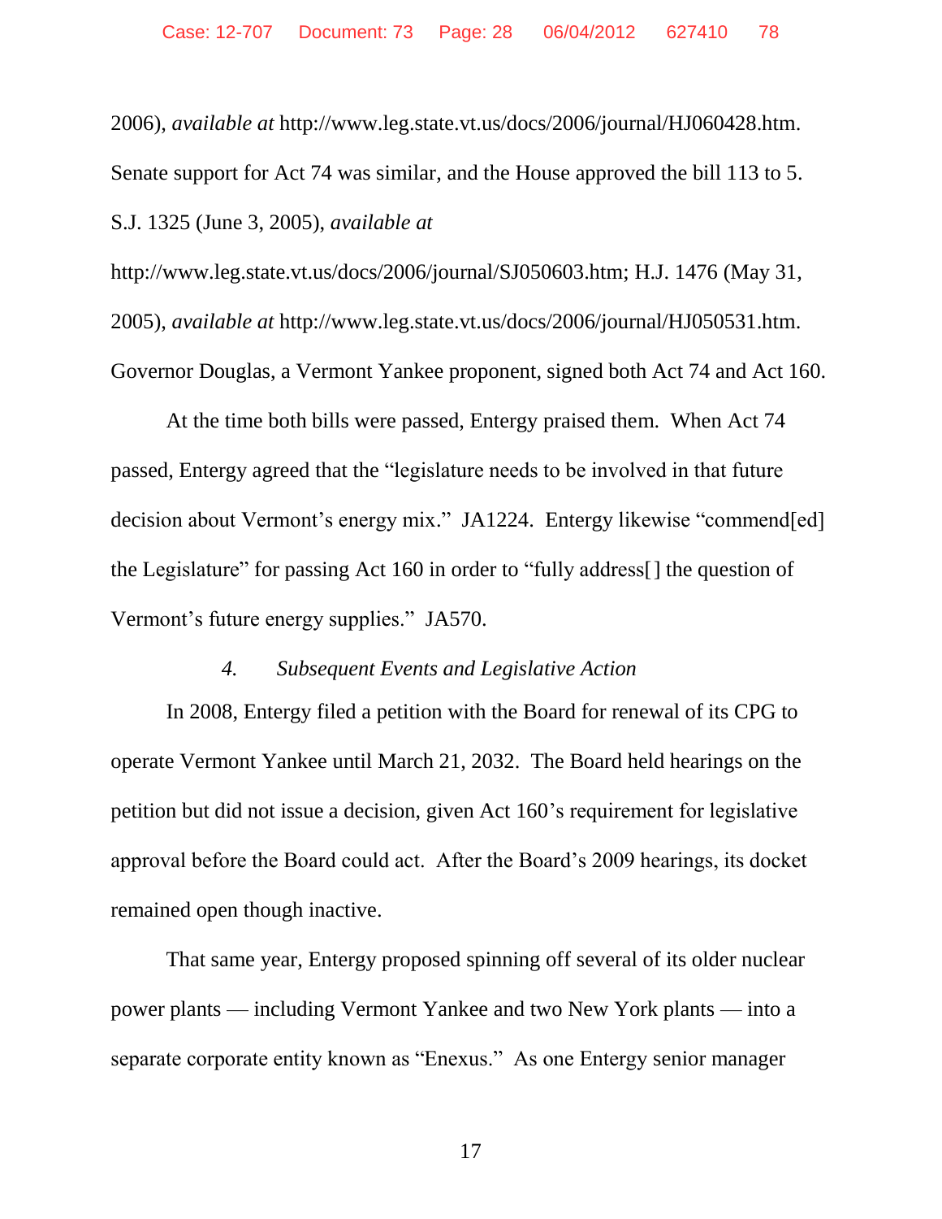2006), *available at* http://www.leg.state.vt.us/docs/2006/journal/HJ060428.htm. Senate support for Act 74 was similar, and the House approved the bill 113 to 5. S.J. 1325 (June 3, 2005), *available at* http://www.leg.state.vt.us/docs/2006/journal/SJ050603.htm; H.J. 1476 (May 31, 2005), *available at* http://www.leg.state.vt.us/docs/2006/journal/HJ050531.htm. Governor Douglas, a Vermont Yankee proponent, signed both Act 74 and Act 160.

At the time both bills were passed, Entergy praised them. When Act 74 passed, Entergy agreed that the "legislature needs to be involved in that future decision about Vermont's energy mix." JA1224. Entergy likewise "commend[ed] the Legislature" for passing Act 160 in order to "fully address[] the question of Vermont's future energy supplies." JA570.

#### 4. *Subsequent Events and Legislative Action*

In 2008, Entergy filed a petition with the Board for renewal of its CPG to operate Vermont Yankee until March 21, 2032. The Board held hearings on the petition but did not issue a decision, given Act 160's requirement for legislative approval before the Board could act. After the Board's 2009 hearings, its docket remained open though inactive.

That same year, Entergy proposed spinning off several of its older nuclear power plants — including Vermont Yankee and two New York plants — into a separate corporate entity known as "Enexus." As one Entergy senior manager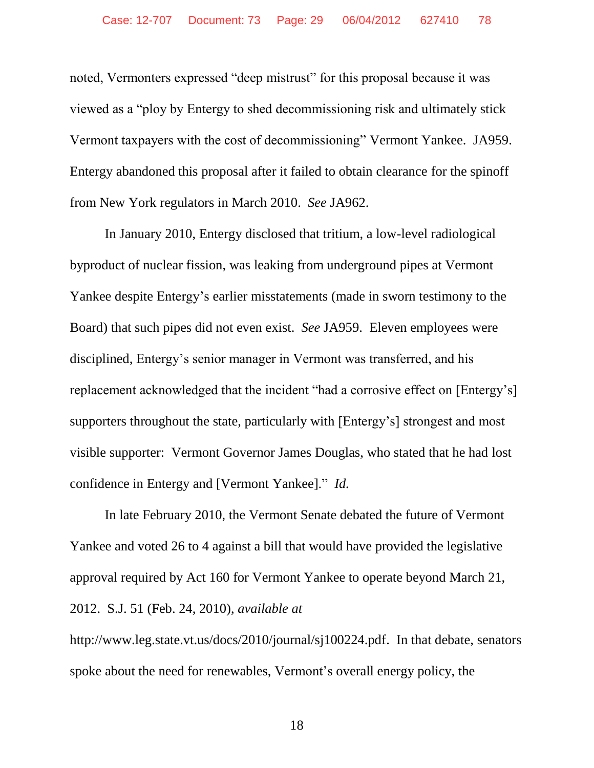noted, Vermonters expressed "deep mistrust" for this proposal because it was viewed as a "ploy by Entergy to shed decommissioning risk and ultimately stick Vermont taxpayers with the cost of decommissioning" Vermont Yankee. JA959. Entergy abandoned this proposal after it failed to obtain clearance for the spinoff from New York regulators in March 2010. *See* JA962.

In January 2010, Entergy disclosed that tritium, a low-level radiological byproduct of nuclear fission, was leaking from underground pipes at Vermont Yankee despite Entergy's earlier misstatements (made in sworn testimony to the Board) that such pipes did not even exist. *See* JA959. Eleven employees were disciplined, Entergy's senior manager in Vermont was transferred, and his replacement acknowledged that the incident "had a corrosive effect on [Entergy's] supporters throughout the state, particularly with [Entergy's] strongest and most visible supporter: Vermont Governor James Douglas, who stated that he had lost confidence in Entergy and [Vermont Yankee]." *Id.*

In late February 2010, the Vermont Senate debated the future of Vermont Yankee and voted 26 to 4 against a bill that would have provided the legislative approval required by Act 160 for Vermont Yankee to operate beyond March 21, 2012. S.J. 51 (Feb. 24, 2010), *available at* http://www.leg.state.vt.us/docs/2010/journal/sj100224.pdf. In that debate, senators spoke about the need for renewables, Vermont's overall energy policy, the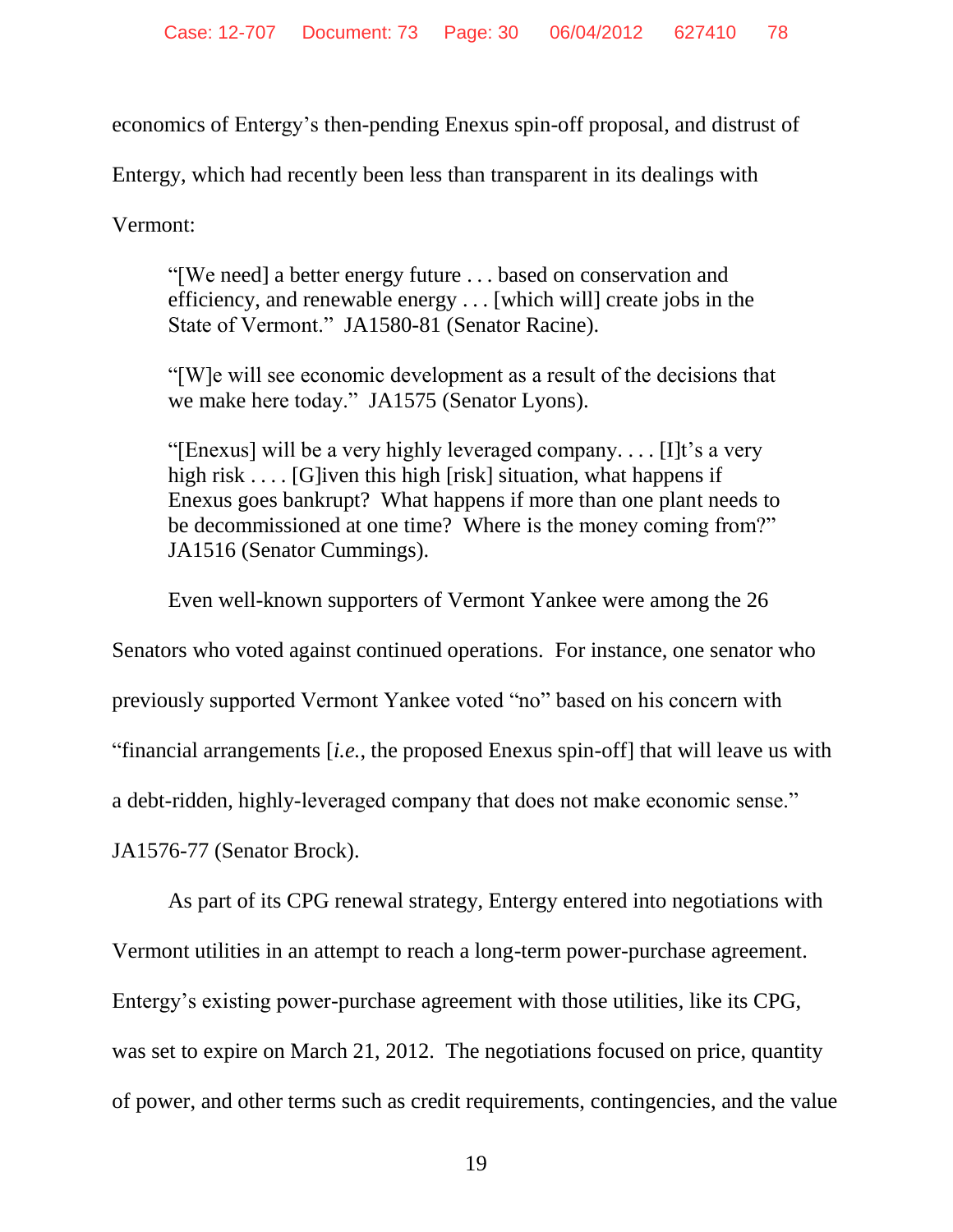economics of Entergy's then-pending Enexus spin-off proposal, and distrust of Entergy, which had recently been less than transparent in its dealings with Vermont:

> "[We need] a better energy future . . . based on conservation and efficiency, and renewable energy . . . [which will] create jobs in the State of Vermont." JA1580-81 (Senator Racine).
>
> "[W]e will see economic development as a result of the decisions that we make here today." JA1575 (Senator Lyons).
>
> "[Enexus] will be a very highly leveraged company. . . . [I]t's a very high risk . . . . [G]iven this high [risk] situation, what happens if Enexus goes bankrupt? What happens if more than one plant needs to be decommissioned at one time? Where is the money coming from?" JA1516 (Senator Cummings).

Even well-known supporters of Vermont Yankee were among the 26 Senators who voted against continued operations. For instance, one senator who previously supported Vermont Yankee voted "no" based on his concern with "financial arrangements [*i.e.*, the proposed Enexus spin-off] that will leave us with a debt-ridden, highly-leveraged company that does not make economic sense." JA1576-77 (Senator Brock).

As part of its CPG renewal strategy, Entergy entered into negotiations with Vermont utilities in an attempt to reach a long-term power-purchase agreement. Entergy's existing power-purchase agreement with those utilities, like its CPG, was set to expire on March 21, 2012. The negotiations focused on price, quantity of power, and other terms such as credit requirements, contingencies, and the value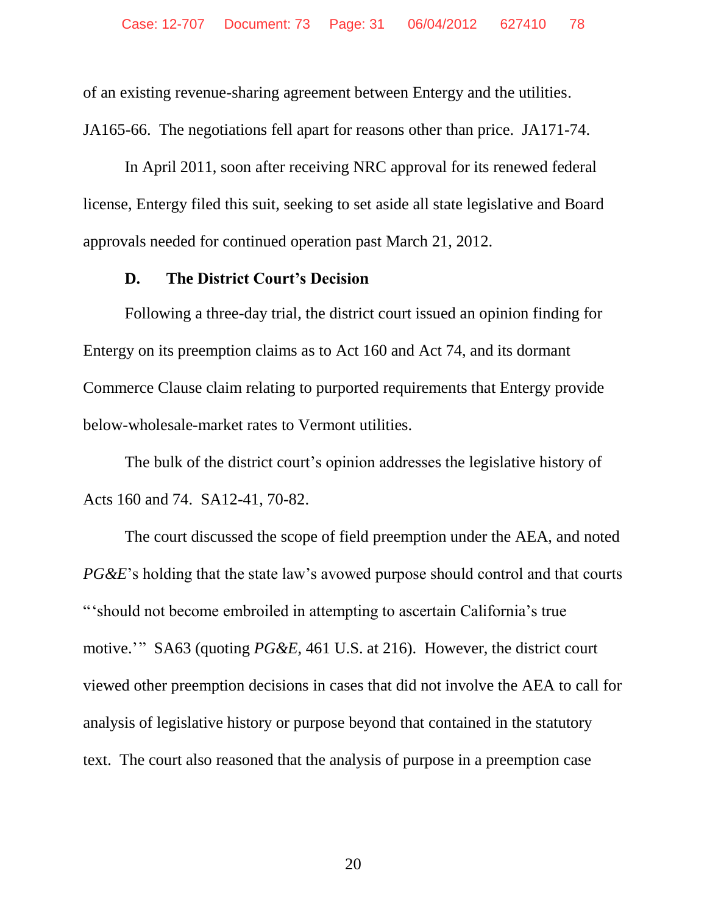of an existing revenue-sharing agreement between Entergy and the utilities. JA165-66. The negotiations fell apart for reasons other than price. JA171-74.

In April 2011, soon after receiving NRC approval for its renewed federal license, Entergy filed this suit, seeking to set aside all state legislative and Board approvals needed for continued operation past March 21, 2012.

### D. The District Court's Decision

Following a three-day trial, the district court issued an opinion finding for Entergy on its preemption claims as to Act 160 and Act 74, and its dormant Commerce Clause claim relating to purported requirements that Entergy provide below-wholesale-market rates to Vermont utilities.

The bulk of the district court's opinion addresses the legislative history of Acts 160 and 74. SA12-41, 70-82.

The court discussed the scope of field preemption under the AEA, and noted *PG&E*'s holding that the state law's avowed purpose should control and that courts "'should not become embroiled in attempting to ascertain California's true motive.'" SA63 (quoting *PG&E*, 461 U.S. at 216). However, the district court viewed other preemption decisions in cases that did not involve the AEA to call for analysis of legislative history or purpose beyond that contained in the statutory text. The court also reasoned that the analysis of purpose in a preemption case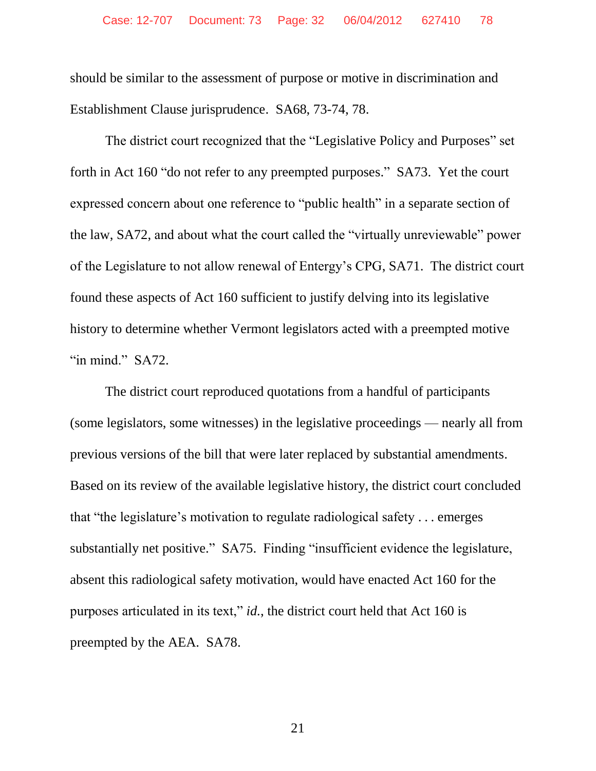should be similar to the assessment of purpose or motive in discrimination and Establishment Clause jurisprudence. SA68, 73-74, 78.

The district court recognized that the "Legislative Policy and Purposes" set forth in Act 160 "do not refer to any preempted purposes." SA73. Yet the court expressed concern about one reference to "public health" in a separate section of the law, SA72, and about what the court called the "virtually unreviewable" power of the Legislature to not allow renewal of Entergy's CPG, SA71. The district court found these aspects of Act 160 sufficient to justify delving into its legislative history to determine whether Vermont legislators acted with a preempted motive "in mind." SA72.

The district court reproduced quotations from a handful of participants (some legislators, some witnesses) in the legislative proceedings — nearly all from previous versions of the bill that were later replaced by substantial amendments. Based on its review of the available legislative history, the district court concluded that "the legislature's motivation to regulate radiological safety . . . emerges substantially net positive." SA75. Finding "insufficient evidence the legislature, absent this radiological safety motivation, would have enacted Act 160 for the purposes articulated in its text," *id.*, the district court held that Act 160 is preempted by the AEA. SA78.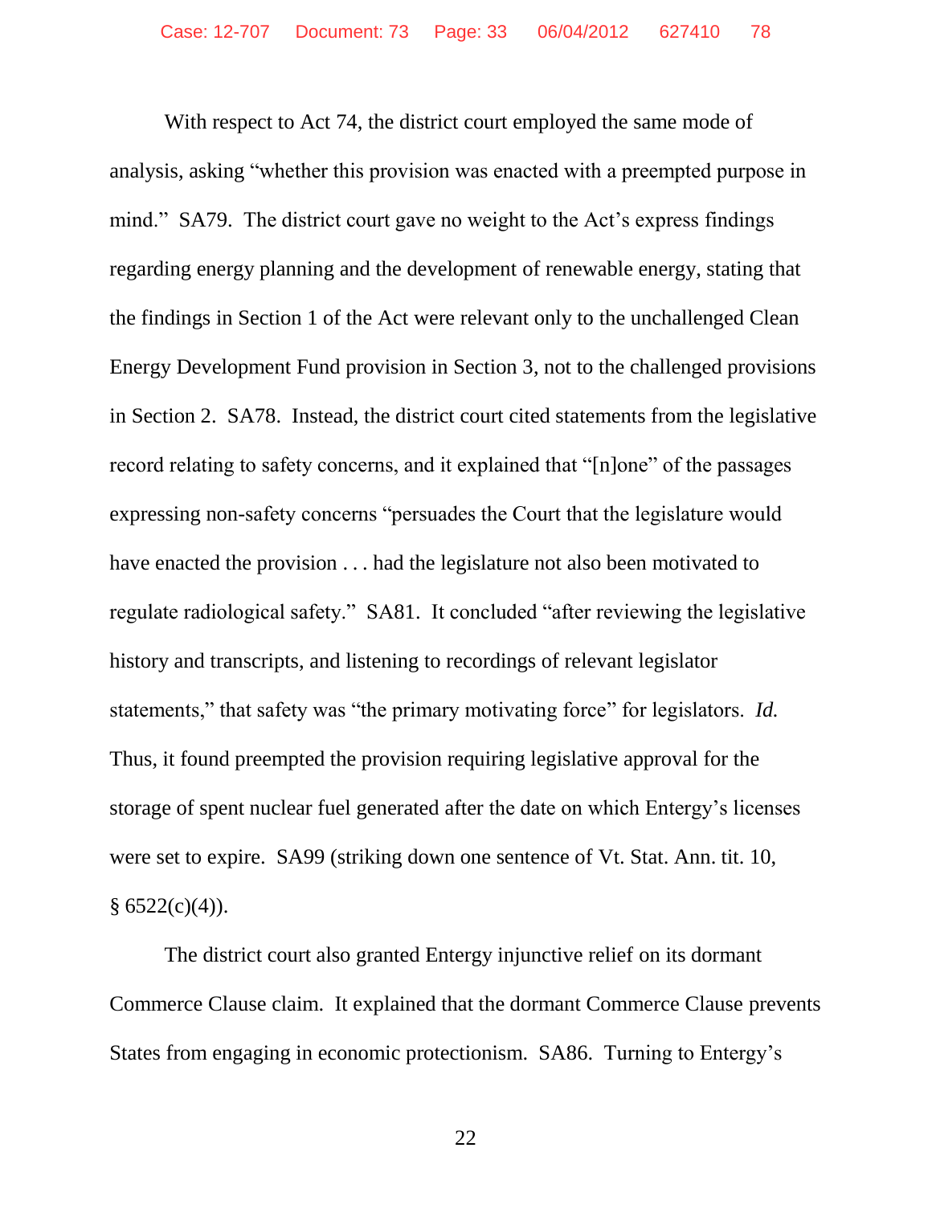With respect to Act 74, the district court employed the same mode of analysis, asking "whether this provision was enacted with a preempted purpose in mind." SA79. The district court gave no weight to the Act's express findings regarding energy planning and the development of renewable energy, stating that the findings in Section 1 of the Act were relevant only to the unchallenged Clean Energy Development Fund provision in Section 3, not to the challenged provisions in Section 2. SA78. Instead, the district court cited statements from the legislative record relating to safety concerns, and it explained that "[n]one" of the passages expressing non-safety concerns "persuades the Court that the legislature would have enacted the provision . . . had the legislature not also been motivated to regulate radiological safety." SA81. It concluded "after reviewing the legislative history and transcripts, and listening to recordings of relevant legislator statements," that safety was "the primary motivating force" for legislators. *Id.* Thus, it found preempted the provision requiring legislative approval for the storage of spent nuclear fuel generated after the date on which Entergy's licenses were set to expire. SA99 (striking down one sentence of Vt. Stat. Ann. tit. 10, § 6522(c)(4)).

The district court also granted Entergy injunctive relief on its dormant Commerce Clause claim. It explained that the dormant Commerce Clause prevents States from engaging in economic protectionism. SA86. Turning to Entergy's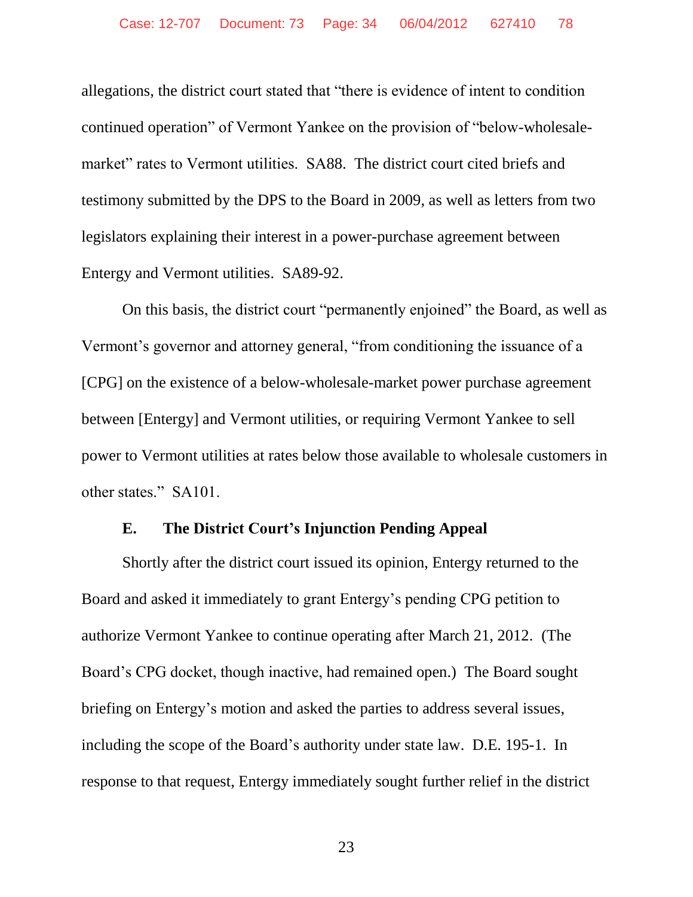allegations, the district court stated that "there is evidence of intent to condition continued operation" of Vermont Yankee on the provision of "below-wholesale-market" rates to Vermont utilities. SA88. The district court cited briefs and testimony submitted by the DPS to the Board in 2009, as well as letters from two legislators explaining their interest in a power-purchase agreement between Entergy and Vermont utilities. SA89-92.

On this basis, the district court "permanently enjoined" the Board, as well as Vermont's governor and attorney general, "from conditioning the issuance of a [CPG] on the existence of a below-wholesale-market power purchase agreement between [Entergy] and Vermont utilities, or requiring Vermont Yankee to sell power to Vermont utilities at rates below those available to wholesale customers in other states." SA101.

### E. The District Court's Injunction Pending Appeal

Shortly after the district court issued its opinion, Entergy returned to the Board and asked it immediately to grant Entergy's pending CPG petition to authorize Vermont Yankee to continue operating after March 21, 2012. (The Board's CPG docket, though inactive, had remained open.) The Board sought briefing on Entergy's motion and asked the parties to address several issues, including the scope of the Board's authority under state law. D.E. 195-1. In response to that request, Entergy immediately sought further relief in the district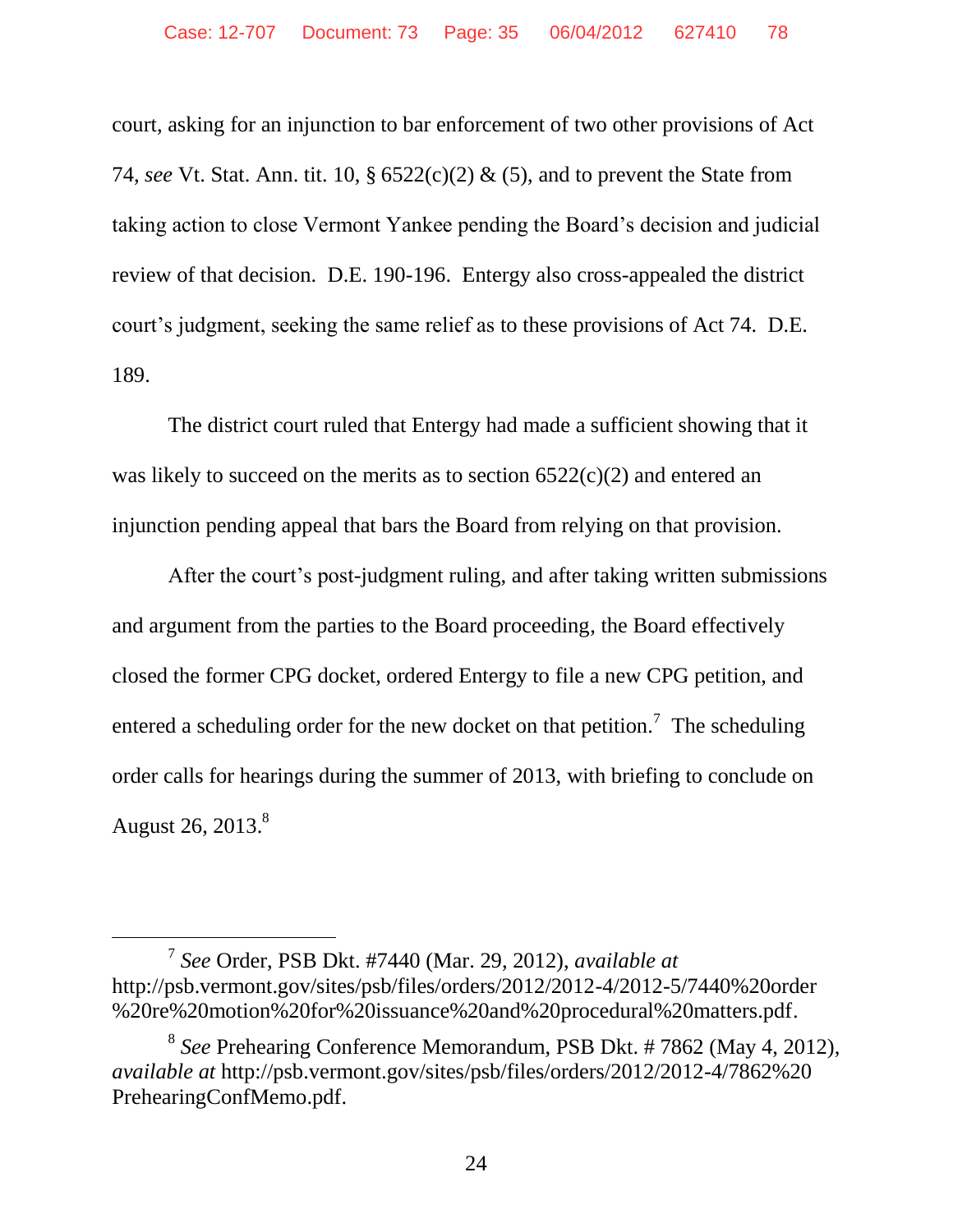court, asking for an injunction to bar enforcement of two other provisions of Act 74, *see* Vt. Stat. Ann. tit. 10, § 6522(c)(2) & (5), and to prevent the State from taking action to close Vermont Yankee pending the Board's decision and judicial review of that decision. D.E. 190-196. Entergy also cross-appealed the district court's judgment, seeking the same relief as to these provisions of Act 74. D.E. 189.

The district court ruled that Entergy had made a sufficient showing that it was likely to succeed on the merits as to section 6522(c)(2) and entered an injunction pending appeal that bars the Board from relying on that provision.

After the court's post-judgment ruling, and after taking written submissions and argument from the parties to the Board proceeding, the Board effectively closed the former CPG docket, ordered Entergy to file a new CPG petition, and entered a scheduling order for the new docket on that petition.[7] The scheduling order calls for hearings during the summer of 2013, with briefing to conclude on August 26, 2013.[8]

---

[7] *See* Order, PSB Dkt. #7440 (Mar. 29, 2012), *available at* http://psb.vermont.gov/sites/psb/files/orders/2012/2012-4/2012-5/7440%20order%20re%20motion%20for%20issuance%20and%20procedural%20matters.pdf.

[8] *See* Prehearing Conference Memorandum, PSB Dkt. # 7862 (May 4, 2012), *available at* http://psb.vermont.gov/sites/psb/files/orders/2012/2012-4/7862%20PrehearingConfMemo.pdf.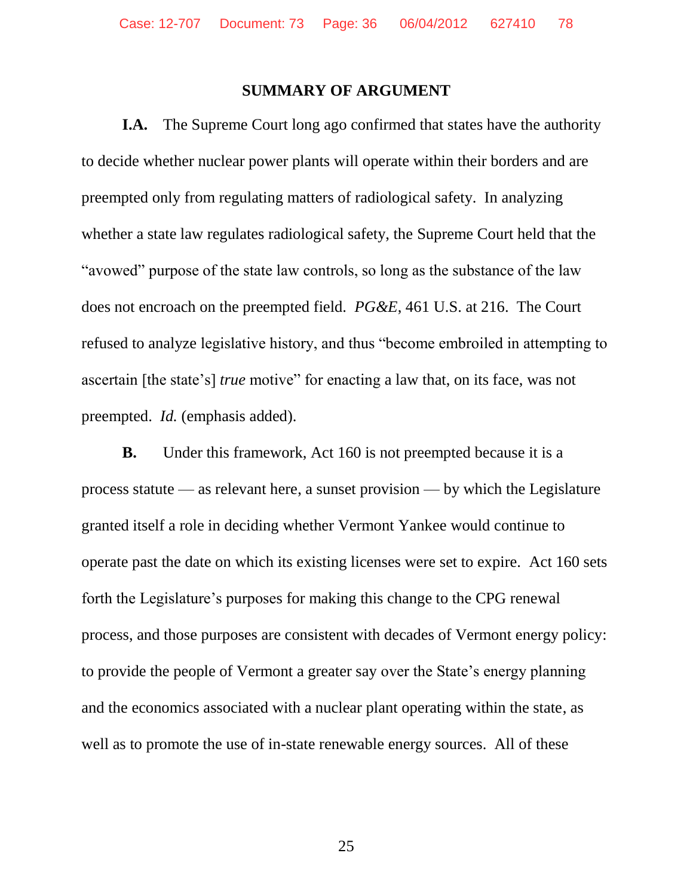## SUMMARY OF ARGUMENT

**I.A.** The Supreme Court long ago confirmed that states have the authority to decide whether nuclear power plants will operate within their borders and are preempted only from regulating matters of radiological safety. In analyzing whether a state law regulates radiological safety, the Supreme Court held that the "avowed" purpose of the state law controls, so long as the substance of the law does not encroach on the preempted field. *PG&E*, 461 U.S. at 216. The Court refused to analyze legislative history, and thus "become embroiled in attempting to ascertain [the state's] *true* motive" for enacting a law that, on its face, was not preempted. *Id.* (emphasis added).

**B.** Under this framework, Act 160 is not preempted because it is a process statute — as relevant here, a sunset provision — by which the Legislature granted itself a role in deciding whether Vermont Yankee would continue to operate past the date on which its existing licenses were set to expire. Act 160 sets forth the Legislature's purposes for making this change to the CPG renewal process, and those purposes are consistent with decades of Vermont energy policy: to provide the people of Vermont a greater say over the State's energy planning and the economics associated with a nuclear plant operating within the state, as well as to promote the use of in-state renewable energy sources. All of these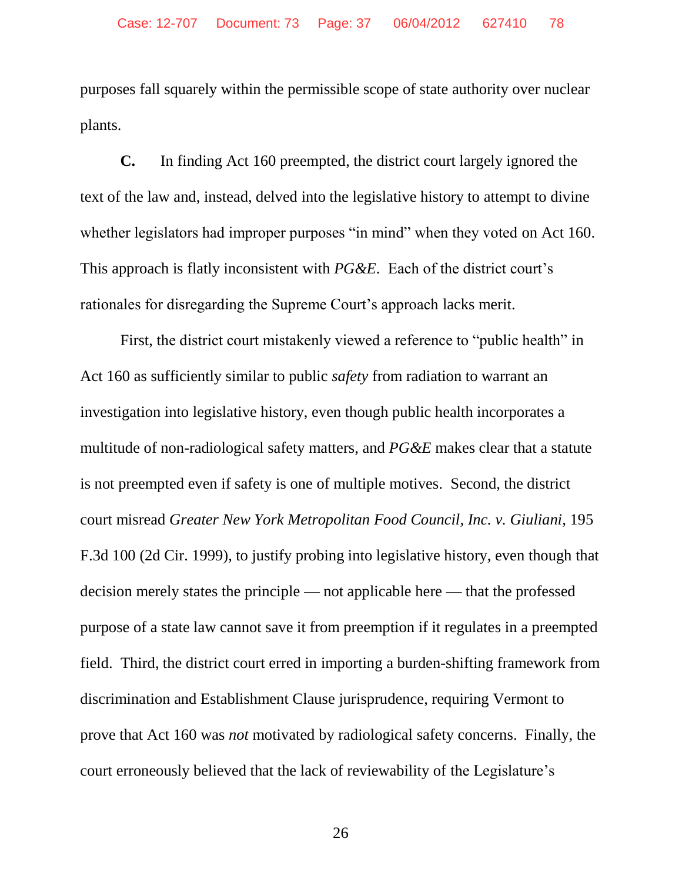purposes fall squarely within the permissible scope of state authority over nuclear plants.

**C.** In finding Act 160 preempted, the district court largely ignored the text of the law and, instead, delved into the legislative history to attempt to divine whether legislators had improper purposes "in mind" when they voted on Act 160. This approach is flatly inconsistent with *PG&E*. Each of the district court's rationales for disregarding the Supreme Court's approach lacks merit.

First, the district court mistakenly viewed a reference to "public health" in Act 160 as sufficiently similar to public *safety* from radiation to warrant an investigation into legislative history, even though public health incorporates a multitude of non-radiological safety matters, and *PG&E* makes clear that a statute is not preempted even if safety is one of multiple motives. Second, the district court misread *Greater New York Metropolitan Food Council, Inc. v. Giuliani*, 195 F.3d 100 (2d Cir. 1999), to justify probing into legislative history, even though that decision merely states the principle — not applicable here — that the professed purpose of a state law cannot save it from preemption if it regulates in a preempted field. Third, the district court erred in importing a burden-shifting framework from discrimination and Establishment Clause jurisprudence, requiring Vermont to prove that Act 160 was *not* motivated by radiological safety concerns. Finally, the court erroneously believed that the lack of reviewability of the Legislature's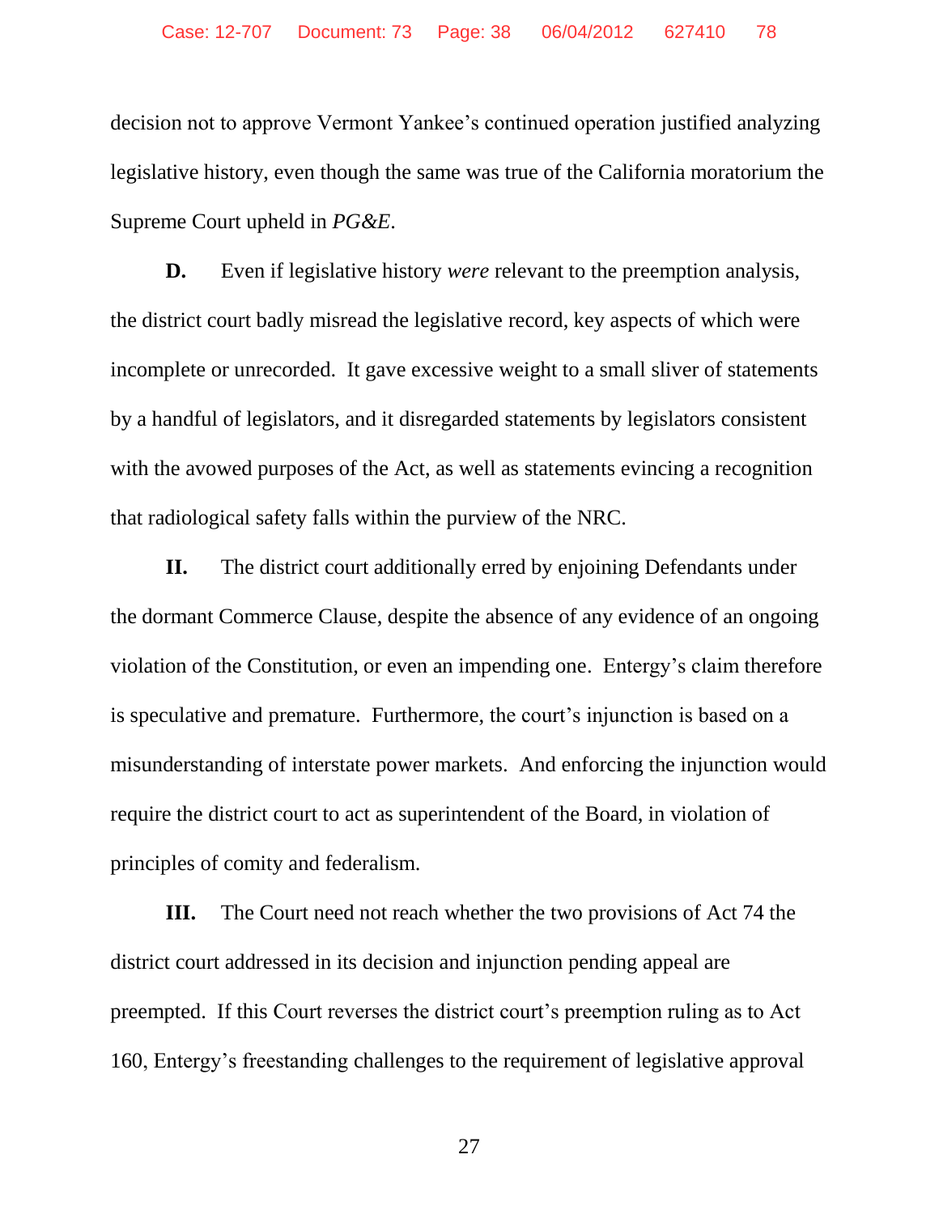decision not to approve Vermont Yankee's continued operation justified analyzing legislative history, even though the same was true of the California moratorium the Supreme Court upheld in *PG&E*.

**D.** Even if legislative history *were* relevant to the preemption analysis, the district court badly misread the legislative record, key aspects of which were incomplete or unrecorded. It gave excessive weight to a small sliver of statements by a handful of legislators, and it disregarded statements by legislators consistent with the avowed purposes of the Act, as well as statements evincing a recognition that radiological safety falls within the purview of the NRC.

**II.** The district court additionally erred by enjoining Defendants under the dormant Commerce Clause, despite the absence of any evidence of an ongoing violation of the Constitution, or even an impending one. Entergy's claim therefore is speculative and premature. Furthermore, the court's injunction is based on a misunderstanding of interstate power markets. And enforcing the injunction would require the district court to act as superintendent of the Board, in violation of principles of comity and federalism.

**III.** The Court need not reach whether the two provisions of Act 74 the district court addressed in its decision and injunction pending appeal are preempted. If this Court reverses the district court's preemption ruling as to Act 160, Entergy's freestanding challenges to the requirement of legislative approval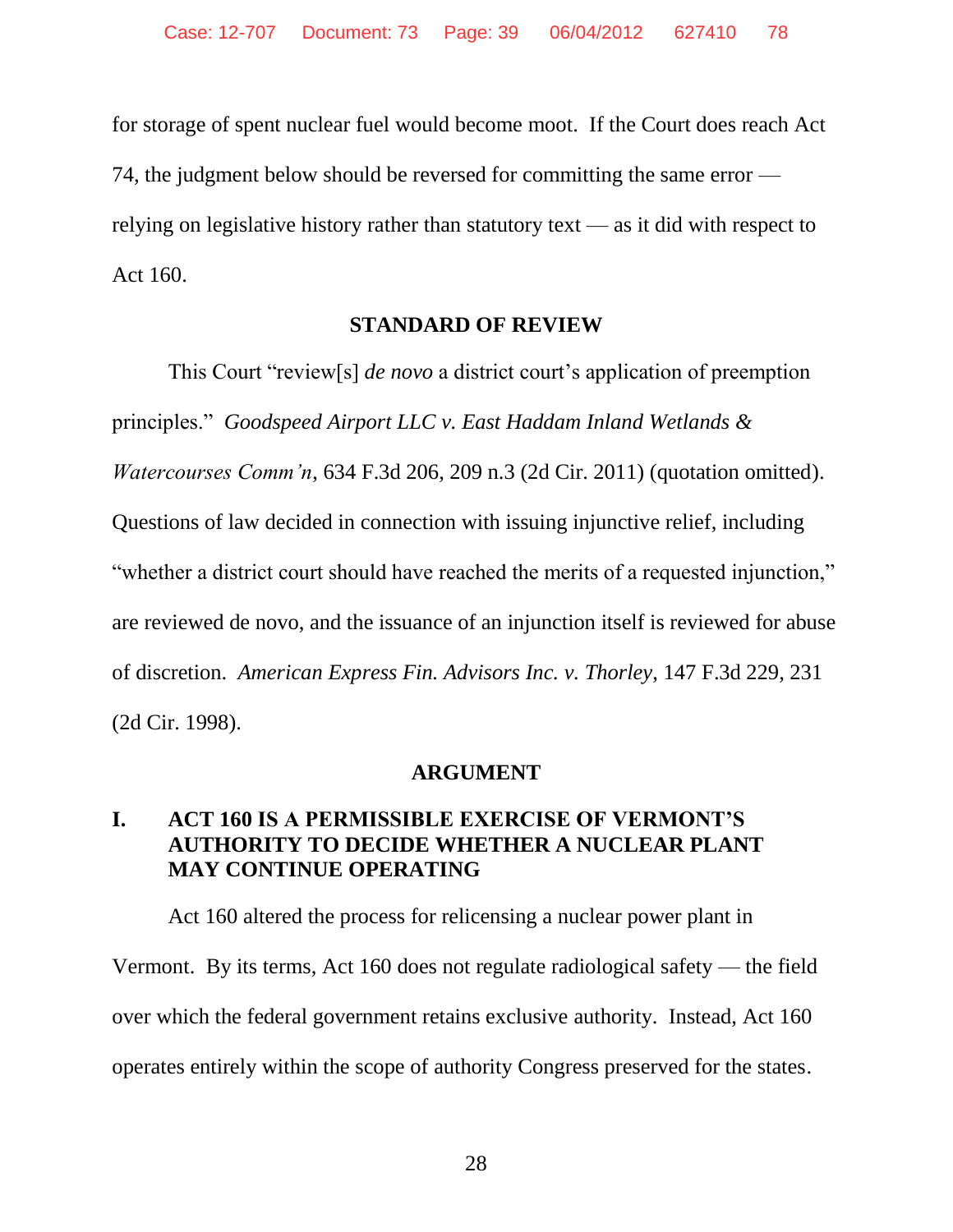for storage of spent nuclear fuel would become moot. If the Court does reach Act 74, the judgment below should be reversed for committing the same error — relying on legislative history rather than statutory text — as it did with respect to Act 160.

## STANDARD OF REVIEW

This Court "review[s] *de novo* a district court's application of preemption principles." *Goodspeed Airport LLC v. East Haddam Inland Wetlands & Watercourses Comm'n*, 634 F.3d 206, 209 n.3 (2d Cir. 2011) (quotation omitted). Questions of law decided in connection with issuing injunctive relief, including "whether a district court should have reached the merits of a requested injunction," are reviewed de novo, and the issuance of an injunction itself is reviewed for abuse of discretion. *American Express Fin. Advisors Inc. v. Thorley*, 147 F.3d 229, 231 (2d Cir. 1998).

## ARGUMENT

### I. ACT 160 IS A PERMISSIBLE EXERCISE OF VERMONT'S AUTHORITY TO DECIDE WHETHER A NUCLEAR PLANT MAY CONTINUE OPERATING

Act 160 altered the process for relicensing a nuclear power plant in Vermont. By its terms, Act 160 does not regulate radiological safety — the field over which the federal government retains exclusive authority. Instead, Act 160 operates entirely within the scope of authority Congress preserved for the states.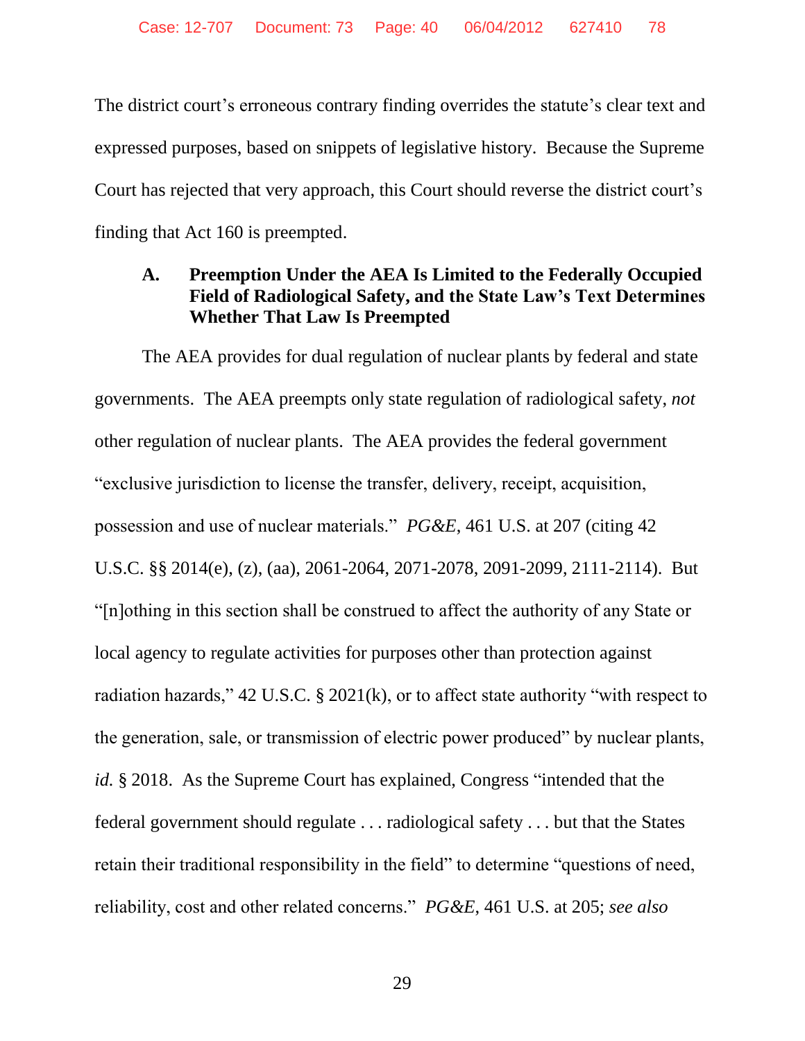The district court's erroneous contrary finding overrides the statute's clear text and expressed purposes, based on snippets of legislative history. Because the Supreme Court has rejected that very approach, this Court should reverse the district court's finding that Act 160 is preempted.

### A. Preemption Under the AEA Is Limited to the Federally Occupied Field of Radiological Safety, and the State Law's Text Determines Whether That Law Is Preempted

The AEA provides for dual regulation of nuclear plants by federal and state governments. The AEA preempts only state regulation of radiological safety, *not* other regulation of nuclear plants. The AEA provides the federal government "exclusive jurisdiction to license the transfer, delivery, receipt, acquisition, possession and use of nuclear materials." *PG&E*, 461 U.S. at 207 (citing 42 U.S.C. §§ 2014(e), (z), (aa), 2061-2064, 2071-2078, 2091-2099, 2111-2114). But "[n]othing in this section shall be construed to affect the authority of any State or local agency to regulate activities for purposes other than protection against radiation hazards," 42 U.S.C. § 2021(k), or to affect state authority "with respect to the generation, sale, or transmission of electric power produced" by nuclear plants, *id.* § 2018. As the Supreme Court has explained, Congress "intended that the federal government should regulate . . . radiological safety . . . but that the States retain their traditional responsibility in the field" to determine "questions of need, reliability, cost and other related concerns." *PG&E*, 461 U.S. at 205; *see also*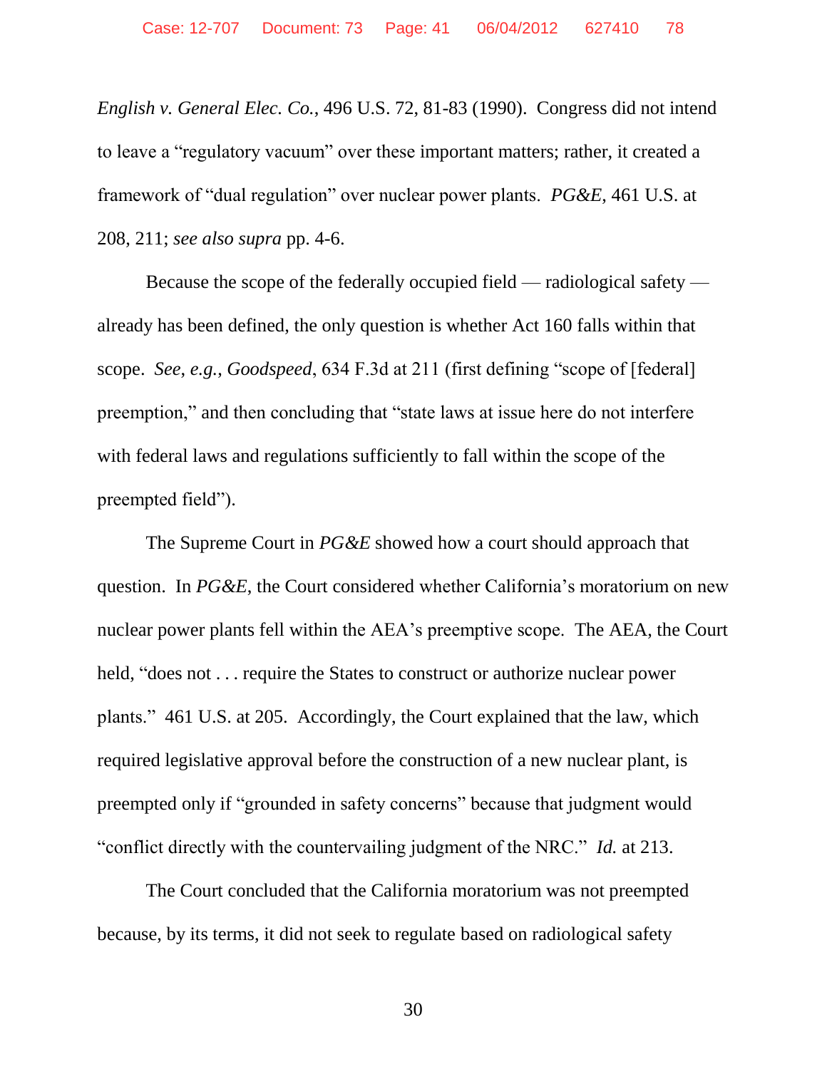*English v. General Elec. Co.*, 496 U.S. 72, 81-83 (1990). Congress did not intend to leave a "regulatory vacuum" over these important matters; rather, it created a framework of "dual regulation" over nuclear power plants. *PG&E*, 461 U.S. at 208, 211; *see also supra* pp. 4-6.

Because the scope of the federally occupied field — radiological safety — already has been defined, the only question is whether Act 160 falls within that scope. *See, e.g.*, *Goodspeed*, 634 F.3d at 211 (first defining "scope of [federal] preemption," and then concluding that "state laws at issue here do not interfere with federal laws and regulations sufficiently to fall within the scope of the preempted field").

The Supreme Court in *PG&E* showed how a court should approach that question. In *PG&E*, the Court considered whether California's moratorium on new nuclear power plants fell within the AEA's preemptive scope. The AEA, the Court held, "does not . . . require the States to construct or authorize nuclear power plants." 461 U.S. at 205. Accordingly, the Court explained that the law, which required legislative approval before the construction of a new nuclear plant, is preempted only if "grounded in safety concerns" because that judgment would "conflict directly with the countervailing judgment of the NRC." *Id.* at 213.

The Court concluded that the California moratorium was not preempted because, by its terms, it did not seek to regulate based on radiological safety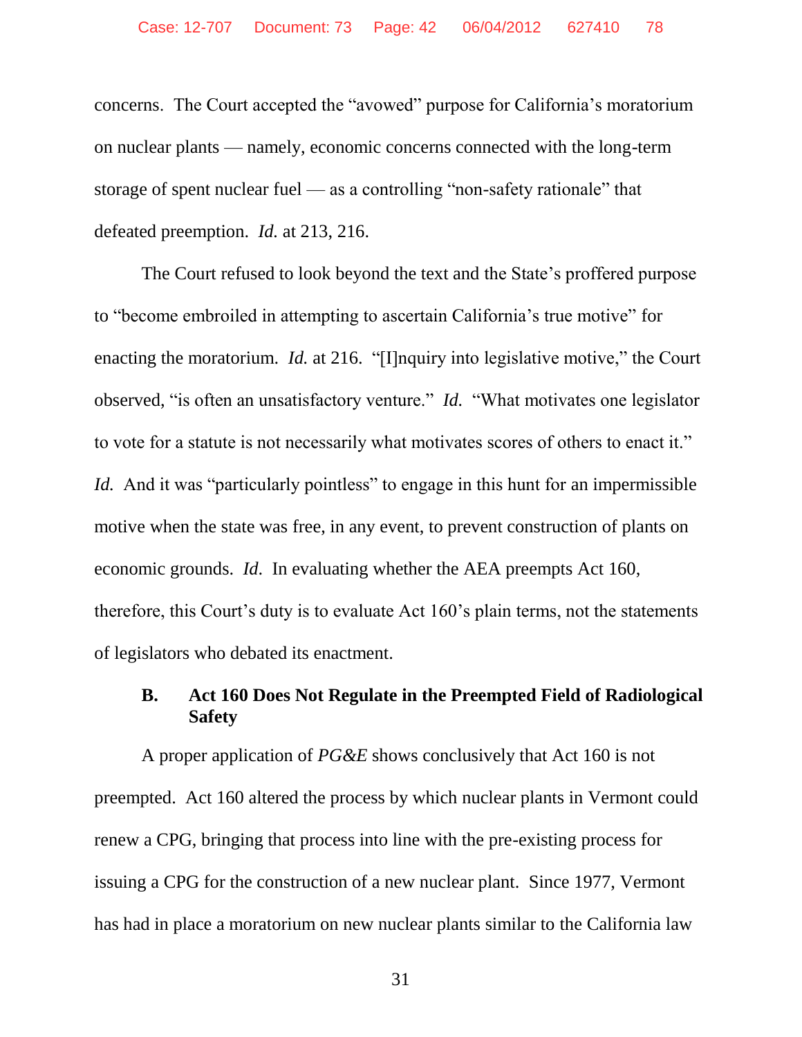concerns. The Court accepted the "avowed" purpose for California's moratorium on nuclear plants — namely, economic concerns connected with the long-term storage of spent nuclear fuel — as a controlling "non-safety rationale" that defeated preemption. *Id.* at 213, 216.

The Court refused to look beyond the text and the State's proffered purpose to "become embroiled in attempting to ascertain California's true motive" for enacting the moratorium. *Id.* at 216. "[I]nquiry into legislative motive," the Court observed, "is often an unsatisfactory venture." *Id.* "What motivates one legislator to vote for a statute is not necessarily what motivates scores of others to enact it." *Id.* And it was "particularly pointless" to engage in this hunt for an impermissible motive when the state was free, in any event, to prevent construction of plants on economic grounds. *Id*. In evaluating whether the AEA preempts Act 160, therefore, this Court's duty is to evaluate Act 160's plain terms, not the statements of legislators who debated its enactment.

### B. Act 160 Does Not Regulate in the Preempted Field of Radiological Safety

A proper application of *PG&E* shows conclusively that Act 160 is not preempted. Act 160 altered the process by which nuclear plants in Vermont could renew a CPG, bringing that process into line with the pre-existing process for issuing a CPG for the construction of a new nuclear plant. Since 1977, Vermont has had in place a moratorium on new nuclear plants similar to the California law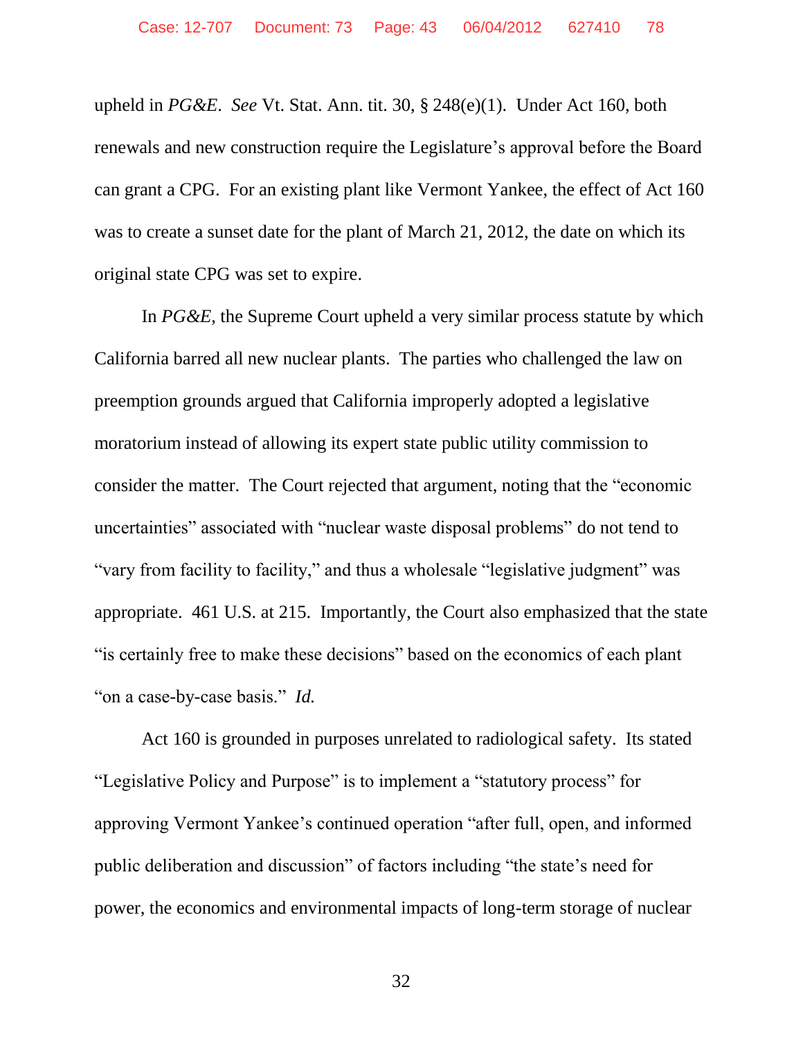upheld in *PG&E*. *See* Vt. Stat. Ann. tit. 30, § 248(e)(1). Under Act 160, both renewals and new construction require the Legislature's approval before the Board can grant a CPG. For an existing plant like Vermont Yankee, the effect of Act 160 was to create a sunset date for the plant of March 21, 2012, the date on which its original state CPG was set to expire.

In *PG&E*, the Supreme Court upheld a very similar process statute by which California barred all new nuclear plants. The parties who challenged the law on preemption grounds argued that California improperly adopted a legislative moratorium instead of allowing its expert state public utility commission to consider the matter. The Court rejected that argument, noting that the "economic uncertainties" associated with "nuclear waste disposal problems" do not tend to "vary from facility to facility," and thus a wholesale "legislative judgment" was appropriate. 461 U.S. at 215. Importantly, the Court also emphasized that the state "is certainly free to make these decisions" based on the economics of each plant "on a case-by-case basis." *Id.*

Act 160 is grounded in purposes unrelated to radiological safety. Its stated "Legislative Policy and Purpose" is to implement a "statutory process" for approving Vermont Yankee's continued operation "after full, open, and informed public deliberation and discussion" of factors including "the state's need for power, the economics and environmental impacts of long-term storage of nuclear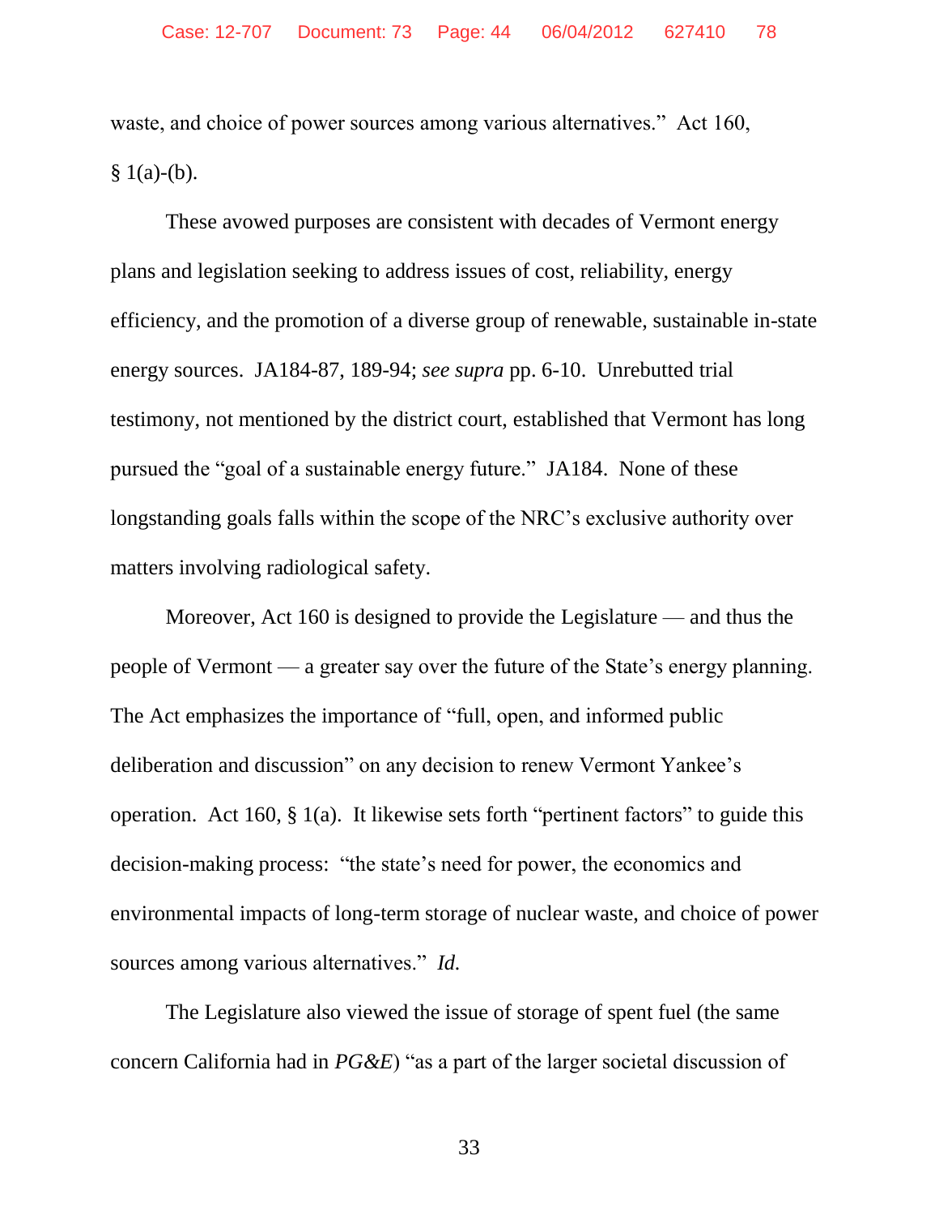waste, and choice of power sources among various alternatives." Act 160, § 1(a)-(b).

These avowed purposes are consistent with decades of Vermont energy plans and legislation seeking to address issues of cost, reliability, energy efficiency, and the promotion of a diverse group of renewable, sustainable in-state energy sources. JA184-87, 189-94; *see supra* pp. 6-10. Unrebutted trial testimony, not mentioned by the district court, established that Vermont has long pursued the "goal of a sustainable energy future." JA184. None of these longstanding goals falls within the scope of the NRC's exclusive authority over matters involving radiological safety.

Moreover, Act 160 is designed to provide the Legislature — and thus the people of Vermont — a greater say over the future of the State's energy planning. The Act emphasizes the importance of "full, open, and informed public deliberation and discussion" on any decision to renew Vermont Yankee's operation. Act 160, § 1(a). It likewise sets forth "pertinent factors" to guide this decision-making process: "the state's need for power, the economics and environmental impacts of long-term storage of nuclear waste, and choice of power sources among various alternatives." *Id.*

The Legislature also viewed the issue of storage of spent fuel (the same concern California had in *PG&E*) "as a part of the larger societal discussion of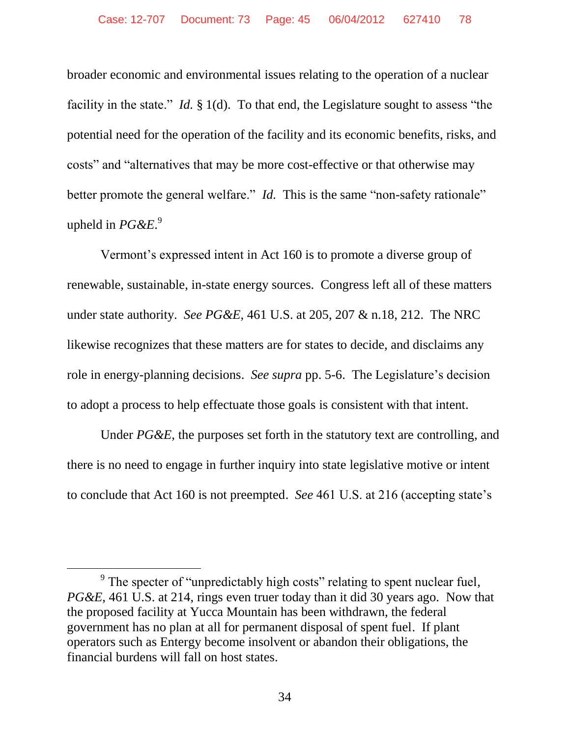broader economic and environmental issues relating to the operation of a nuclear facility in the state." *Id.* § 1(d). To that end, the Legislature sought to assess "the potential need for the operation of the facility and its economic benefits, risks, and costs" and "alternatives that may be more cost-effective or that otherwise may better promote the general welfare." *Id.* This is the same "non-safety rationale" upheld in *PG&E*.[9]

Vermont's expressed intent in Act 160 is to promote a diverse group of renewable, sustainable, in-state energy sources. Congress left all of these matters under state authority. *See PG&E*, 461 U.S. at 205, 207 & n.18, 212. The NRC likewise recognizes that these matters are for states to decide, and disclaims any role in energy-planning decisions. *See supra* pp. 5-6. The Legislature's decision to adopt a process to help effectuate those goals is consistent with that intent.

Under *PG&E*, the purposes set forth in the statutory text are controlling, and there is no need to engage in further inquiry into state legislative motive or intent to conclude that Act 160 is not preempted. *See* 461 U.S. at 216 (accepting state's

---

[9] The specter of "unpredictably high costs" relating to spent nuclear fuel, *PG&E*, 461 U.S. at 214, rings even truer today than it did 30 years ago. Now that the proposed facility at Yucca Mountain has been withdrawn, the federal government has no plan at all for permanent disposal of spent fuel. If plant operators such as Entergy become insolvent or abandon their obligations, the financial burdens will fall on host states.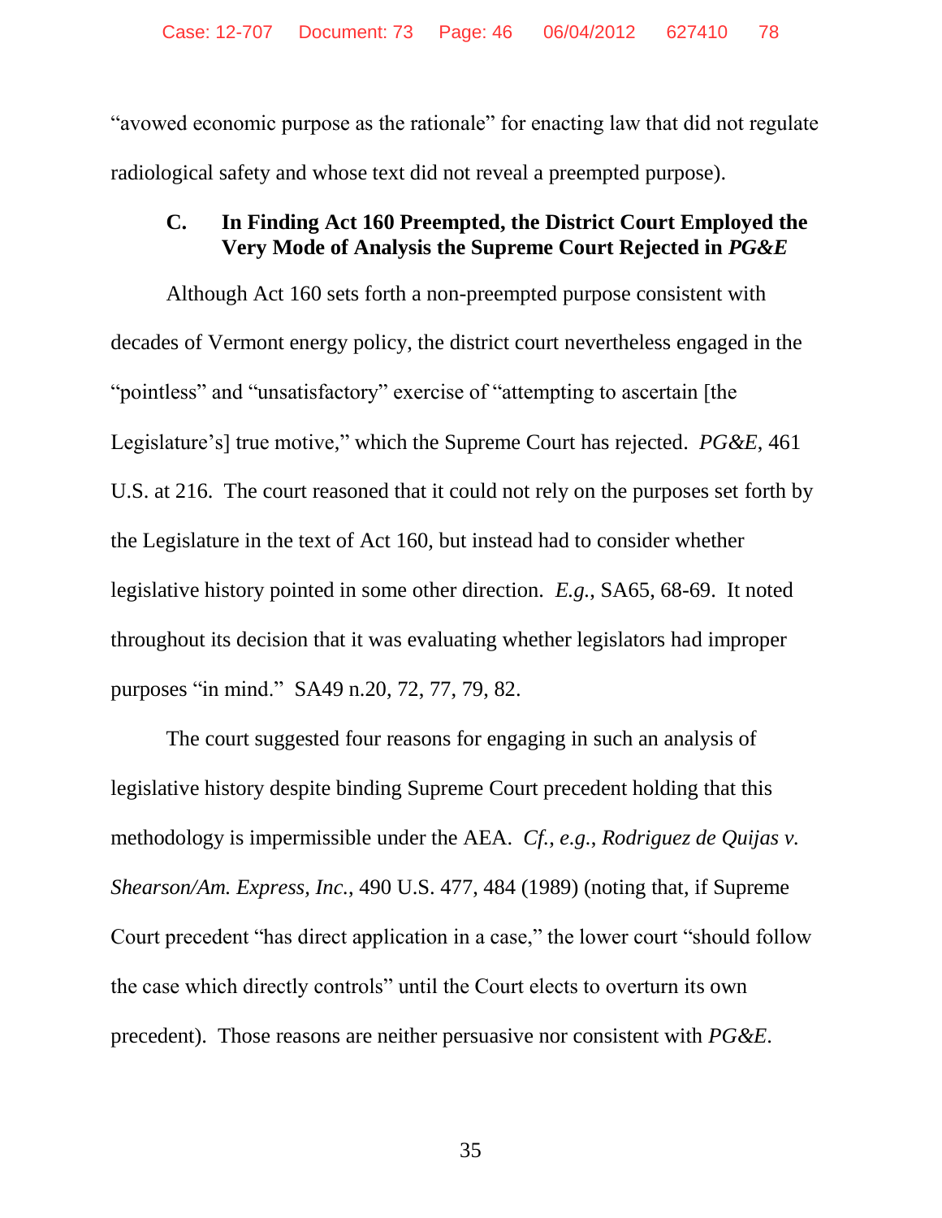"avowed economic purpose as the rationale" for enacting law that did not regulate radiological safety and whose text did not reveal a preempted purpose).

### C. In Finding Act 160 Preempted, the District Court Employed the Very Mode of Analysis the Supreme Court Rejected in *PG&E*

Although Act 160 sets forth a non-preempted purpose consistent with decades of Vermont energy policy, the district court nevertheless engaged in the "pointless" and "unsatisfactory" exercise of "attempting to ascertain [the Legislature's] true motive," which the Supreme Court has rejected. *PG&E*, 461 U.S. at 216. The court reasoned that it could not rely on the purposes set forth by the Legislature in the text of Act 160, but instead had to consider whether legislative history pointed in some other direction. *E.g.*, SA65, 68-69. It noted throughout its decision that it was evaluating whether legislators had improper purposes "in mind." SA49 n.20, 72, 77, 79, 82.

The court suggested four reasons for engaging in such an analysis of legislative history despite binding Supreme Court precedent holding that this methodology is impermissible under the AEA. *Cf.*, *e.g.*, *Rodriguez de Quijas v. Shearson/Am. Express, Inc.*, 490 U.S. 477, 484 (1989) (noting that, if Supreme Court precedent "has direct application in a case," the lower court "should follow the case which directly controls" until the Court elects to overturn its own precedent). Those reasons are neither persuasive nor consistent with *PG&E*.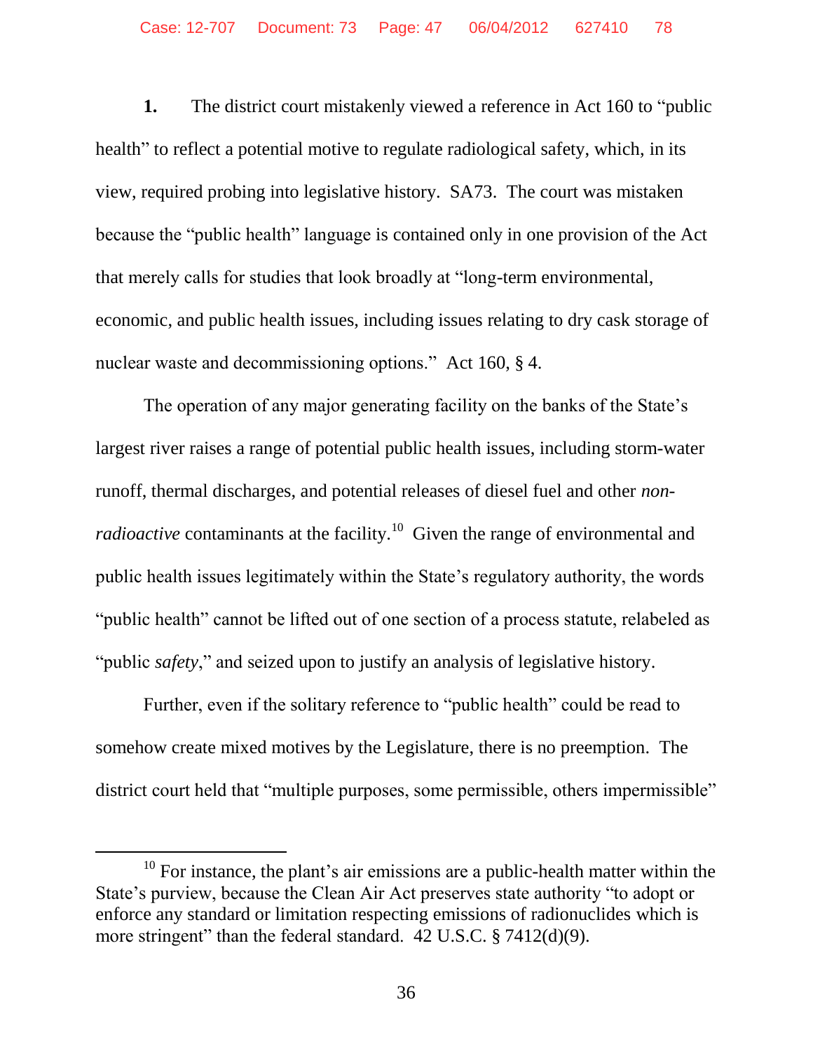**1.** The district court mistakenly viewed a reference in Act 160 to "public health" to reflect a potential motive to regulate radiological safety, which, in its view, required probing into legislative history. SA73. The court was mistaken because the "public health" language is contained only in one provision of the Act that merely calls for studies that look broadly at "long-term environmental, economic, and public health issues, including issues relating to dry cask storage of nuclear waste and decommissioning options." Act 160, § 4.

The operation of any major generating facility on the banks of the State's largest river raises a range of potential public health issues, including storm-water runoff, thermal discharges, and potential releases of diesel fuel and other *non-radioactive* contaminants at the facility.[10] Given the range of environmental and public health issues legitimately within the State's regulatory authority, the words "public health" cannot be lifted out of one section of a process statute, relabeled as "public *safety*," and seized upon to justify an analysis of legislative history.

Further, even if the solitary reference to "public health" could be read to somehow create mixed motives by the Legislature, there is no preemption. The district court held that "multiple purposes, some permissible, others impermissible"

---

[10] For instance, the plant's air emissions are a public-health matter within the State's purview, because the Clean Air Act preserves state authority "to adopt or enforce any standard or limitation respecting emissions of radionuclides which is more stringent" than the federal standard. 42 U.S.C. § 7412(d)(9).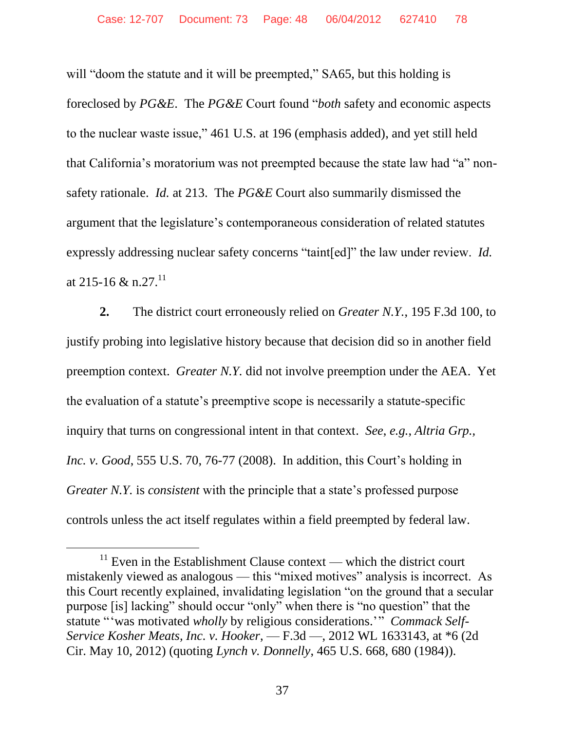will "doom the statute and it will be preempted," SA65, but this holding is foreclosed by *PG&E*. The *PG&E* Court found "*both* safety and economic aspects to the nuclear waste issue," 461 U.S. at 196 (emphasis added), and yet still held that California's moratorium was not preempted because the state law had "a" non-safety rationale. *Id.* at 213. The *PG&E* Court also summarily dismissed the argument that the legislature's contemporaneous consideration of related statutes expressly addressing nuclear safety concerns "taint[ed]" the law under review. *Id.* at 215-16 & n.27.[11]

**2.** The district court erroneously relied on *Greater N.Y.*, 195 F.3d 100, to justify probing into legislative history because that decision did so in another field preemption context. *Greater N.Y.* did not involve preemption under the AEA. Yet the evaluation of a statute's preemptive scope is necessarily a statute-specific inquiry that turns on congressional intent in that context. *See, e.g.*, *Altria Grp., Inc. v. Good*, 555 U.S. 70, 76-77 (2008). In addition, this Court's holding in *Greater N.Y.* is *consistent* with the principle that a state's professed purpose controls unless the act itself regulates within a field preempted by federal law.

---

[11] Even in the Establishment Clause context — which the district court mistakenly viewed as analogous — this "mixed motives" analysis is incorrect. As this Court recently explained, invalidating legislation "on the ground that a secular purpose [is] lacking" should occur "only" when there is "no question" that the statute "'was motivated *wholly* by religious considerations.'" *Commack Self-Service Kosher Meats, Inc. v. Hooker*, — F.3d —, 2012 WL 1633143, at *6 (2d Cir. May 10, 2012) (quoting *Lynch v. Donnelly*, 465 U.S. 668, 680 (1984)).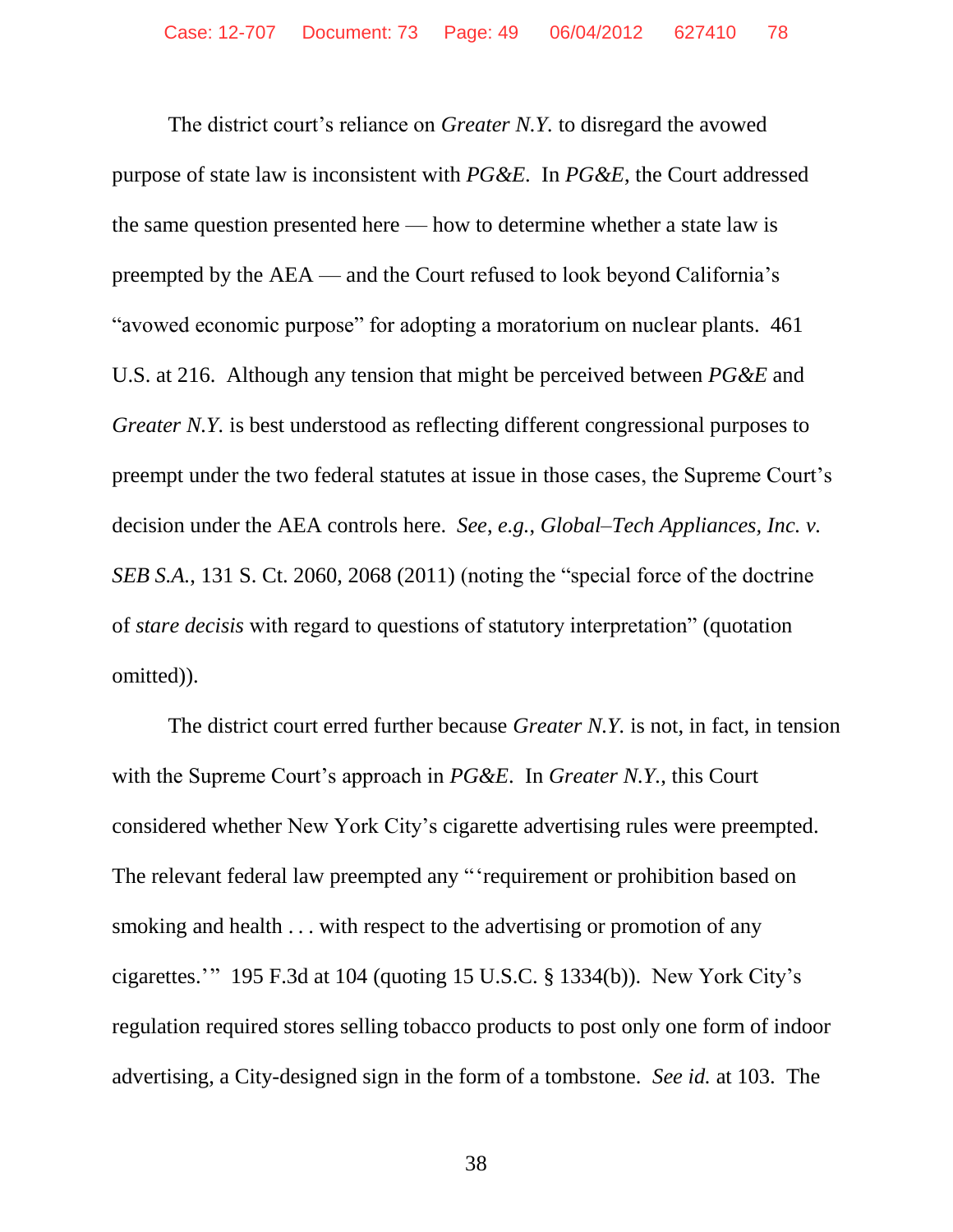The district court's reliance on *Greater N.Y.* to disregard the avowed purpose of state law is inconsistent with *PG&E*. In *PG&E*, the Court addressed the same question presented here — how to determine whether a state law is preempted by the AEA — and the Court refused to look beyond California's "avowed economic purpose" for adopting a moratorium on nuclear plants. 461 U.S. at 216. Although any tension that might be perceived between *PG&E* and *Greater N.Y.* is best understood as reflecting different congressional purposes to preempt under the two federal statutes at issue in those cases, the Supreme Court's decision under the AEA controls here. *See, e.g.*, *Global–Tech Appliances, Inc. v. SEB S.A.*, 131 S. Ct. 2060, 2068 (2011) (noting the "special force of the doctrine of *stare decisis* with regard to questions of statutory interpretation" (quotation omitted)).

The district court erred further because *Greater N.Y.* is not, in fact, in tension with the Supreme Court's approach in *PG&E*. In *Greater N.Y.*, this Court considered whether New York City's cigarette advertising rules were preempted. The relevant federal law preempted any "'requirement or prohibition based on smoking and health . . . with respect to the advertising or promotion of any cigarettes.'" 195 F.3d at 104 (quoting 15 U.S.C. § 1334(b)). New York City's regulation required stores selling tobacco products to post only one form of indoor advertising, a City-designed sign in the form of a tombstone. *See id.* at 103. The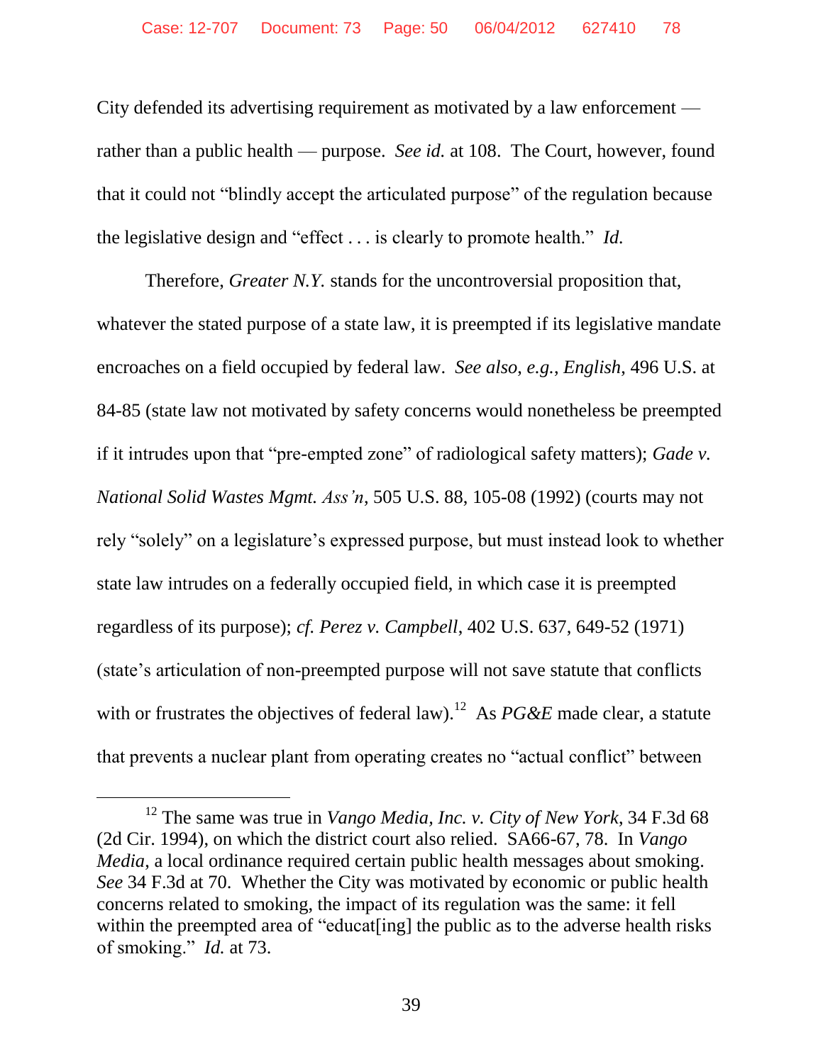City defended its advertising requirement as motivated by a law enforcement — rather than a public health — purpose. *See id.* at 108. The Court, however, found that it could not "blindly accept the articulated purpose" of the regulation because the legislative design and "effect . . . is clearly to promote health." *Id.*

Therefore, *Greater N.Y.* stands for the uncontroversial proposition that, whatever the stated purpose of a state law, it is preempted if its legislative mandate encroaches on a field occupied by federal law. *See also, e.g.*, *English*, 496 U.S. at 84-85 (state law not motivated by safety concerns would nonetheless be preempted if it intrudes upon that "pre-empted zone" of radiological safety matters); *Gade v. National Solid Wastes Mgmt. Ass'n*, 505 U.S. 88, 105-08 (1992) (courts may not rely "solely" on a legislature's expressed purpose, but must instead look to whether state law intrudes on a federally occupied field, in which case it is preempted regardless of its purpose); *cf. Perez v. Campbell*, 402 U.S. 637, 649-52 (1971) (state's articulation of non-preempted purpose will not save statute that conflicts with or frustrates the objectives of federal law).[12] As *PG&E* made clear, a statute that prevents a nuclear plant from operating creates no "actual conflict" between

[12] The same was true in *Vango Media, Inc. v. City of New York*, 34 F.3d 68 (2d Cir. 1994), on which the district court also relied. SA66-67, 78. In *Vango Media*, a local ordinance required certain public health messages about smoking. *See* 34 F.3d at 70. Whether the City was motivated by economic or public health concerns related to smoking, the impact of its regulation was the same: it fell within the preempted area of "educat[ing] the public as to the adverse health risks of smoking." *Id.* at 73.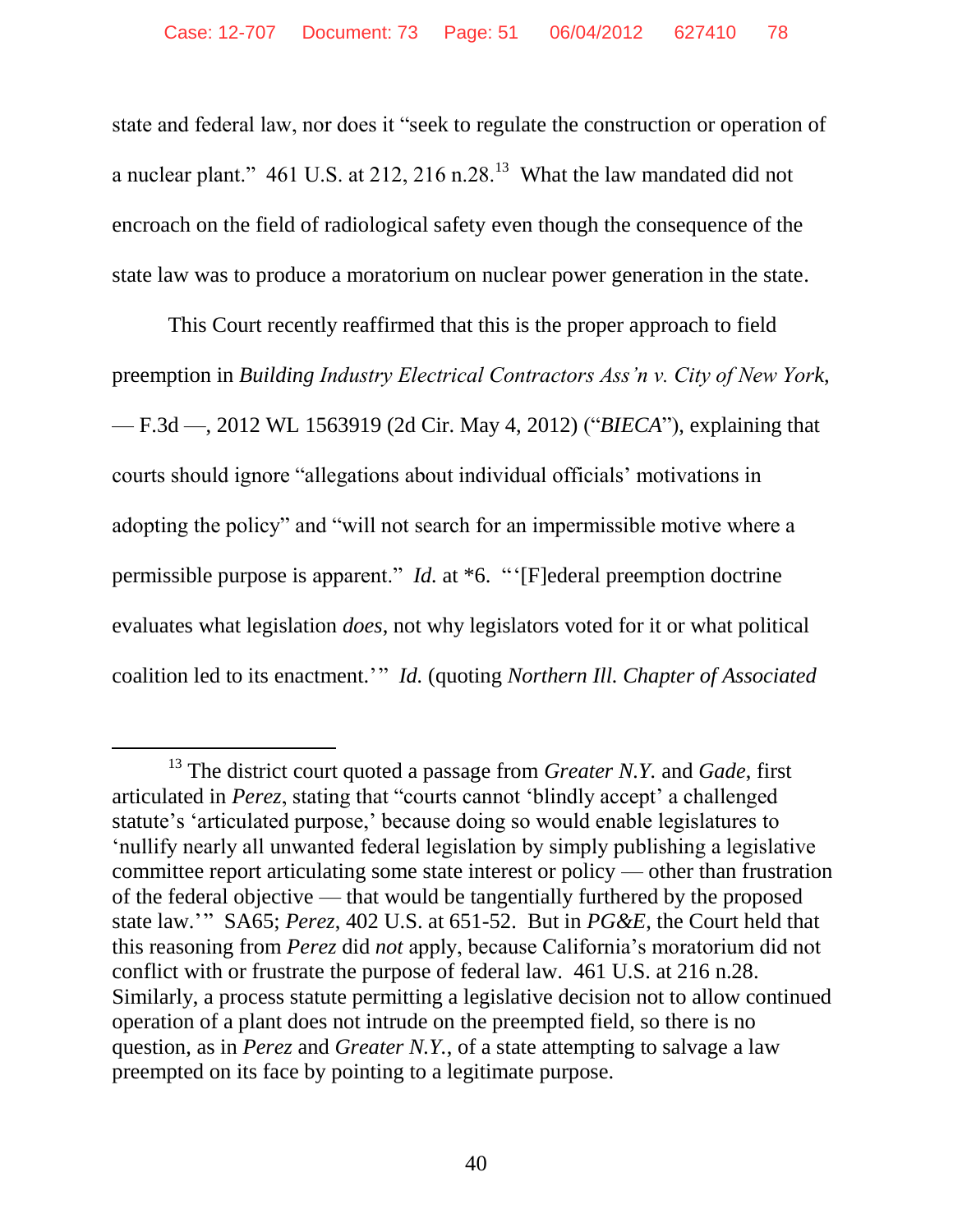state and federal law, nor does it "seek to regulate the construction or operation of a nuclear plant." 461 U.S. at 212, 216 n.28.[13] What the law mandated did not encroach on the field of radiological safety even though the consequence of the state law was to produce a moratorium on nuclear power generation in the state.

This Court recently reaffirmed that this is the proper approach to field preemption in *Building Industry Electrical Contractors Ass'n v. City of New York*, — F.3d —, 2012 WL 1563919 (2d Cir. May 4, 2012) ("*BIECA*"), explaining that courts should ignore "allegations about individual officials' motivations in adopting the policy" and "will not search for an impermissible motive where a permissible purpose is apparent." *Id.* at *6. "'[F]ederal preemption doctrine evaluates what legislation *does*, not why legislators voted for it or what political coalition led to its enactment.'" *Id.* (quoting *Northern Ill. Chapter of Associated*

---

[13] The district court quoted a passage from *Greater N.Y.* and *Gade*, first articulated in *Perez*, stating that "courts cannot 'blindly accept' a challenged statute's 'articulated purpose,' because doing so would enable legislatures to 'nullify nearly all unwanted federal legislation by simply publishing a legislative committee report articulating some state interest or policy — other than frustration of the federal objective — that would be tangentially furthered by the proposed state law.'" SA65; *Perez*, 402 U.S. at 651-52. But in *PG&E*, the Court held that this reasoning from *Perez* did *not* apply, because California's moratorium did not conflict with or frustrate the purpose of federal law. 461 U.S. at 216 n.28. Similarly, a process statute permitting a legislative decision not to allow continued operation of a plant does not intrude on the preempted field, so there is no question, as in *Perez* and *Greater N.Y.*, of a state attempting to salvage a law preempted on its face by pointing to a legitimate purpose.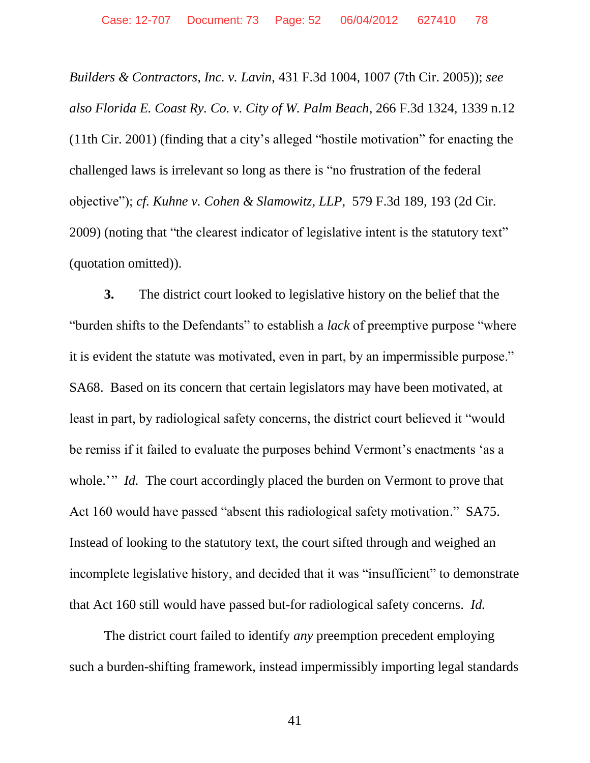*Builders & Contractors, Inc. v. Lavin*, 431 F.3d 1004, 1007 (7th Cir. 2005)); *see also Florida E. Coast Ry. Co. v. City of W. Palm Beach*, 266 F.3d 1324, 1339 n.12 (11th Cir. 2001) (finding that a city's alleged "hostile motivation" for enacting the challenged laws is irrelevant so long as there is "no frustration of the federal objective"); *cf. Kuhne v. Cohen & Slamowitz, LLP*, 579 F.3d 189, 193 (2d Cir. 2009) (noting that "the clearest indicator of legislative intent is the statutory text" (quotation omitted)).

**3.** The district court looked to legislative history on the belief that the "burden shifts to the Defendants" to establish a *lack* of preemptive purpose "where it is evident the statute was motivated, even in part, by an impermissible purpose." SA68. Based on its concern that certain legislators may have been motivated, at least in part, by radiological safety concerns, the district court believed it "would be remiss if it failed to evaluate the purposes behind Vermont's enactments 'as a whole.'" *Id.* The court accordingly placed the burden on Vermont to prove that Act 160 would have passed "absent this radiological safety motivation." SA75. Instead of looking to the statutory text, the court sifted through and weighed an incomplete legislative history, and decided that it was "insufficient" to demonstrate that Act 160 still would have passed but-for radiological safety concerns. *Id.*

The district court failed to identify *any* preemption precedent employing such a burden-shifting framework, instead impermissibly importing legal standards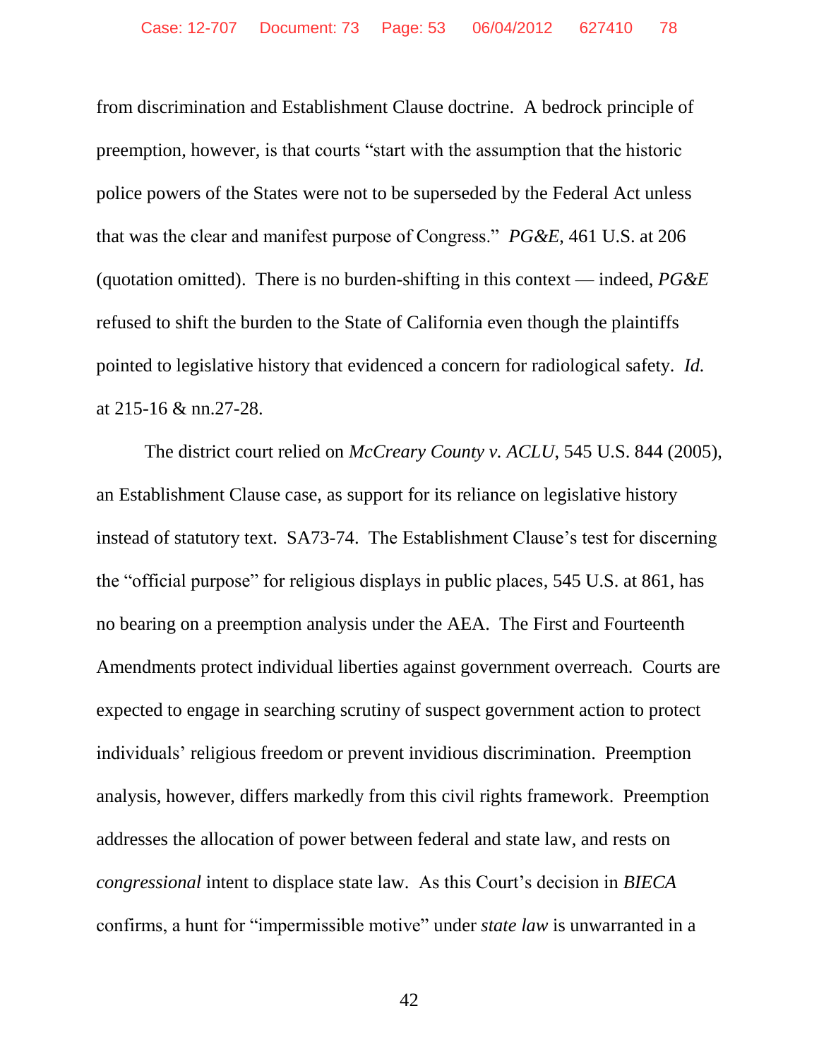from discrimination and Establishment Clause doctrine. A bedrock principle of preemption, however, is that courts "start with the assumption that the historic police powers of the States were not to be superseded by the Federal Act unless that was the clear and manifest purpose of Congress." *PG&E*, 461 U.S. at 206 (quotation omitted). There is no burden-shifting in this context — indeed, *PG&E* refused to shift the burden to the State of California even though the plaintiffs pointed to legislative history that evidenced a concern for radiological safety. *Id.* at 215-16 & nn.27-28.

The district court relied on *McCreary County v. ACLU*, 545 U.S. 844 (2005), an Establishment Clause case, as support for its reliance on legislative history instead of statutory text. SA73-74. The Establishment Clause's test for discerning the "official purpose" for religious displays in public places, 545 U.S. at 861, has no bearing on a preemption analysis under the AEA. The First and Fourteenth Amendments protect individual liberties against government overreach. Courts are expected to engage in searching scrutiny of suspect government action to protect individuals' religious freedom or prevent invidious discrimination. Preemption analysis, however, differs markedly from this civil rights framework. Preemption addresses the allocation of power between federal and state law, and rests on *congressional* intent to displace state law. As this Court's decision in *BIECA* confirms, a hunt for "impermissible motive" under *state law* is unwarranted in a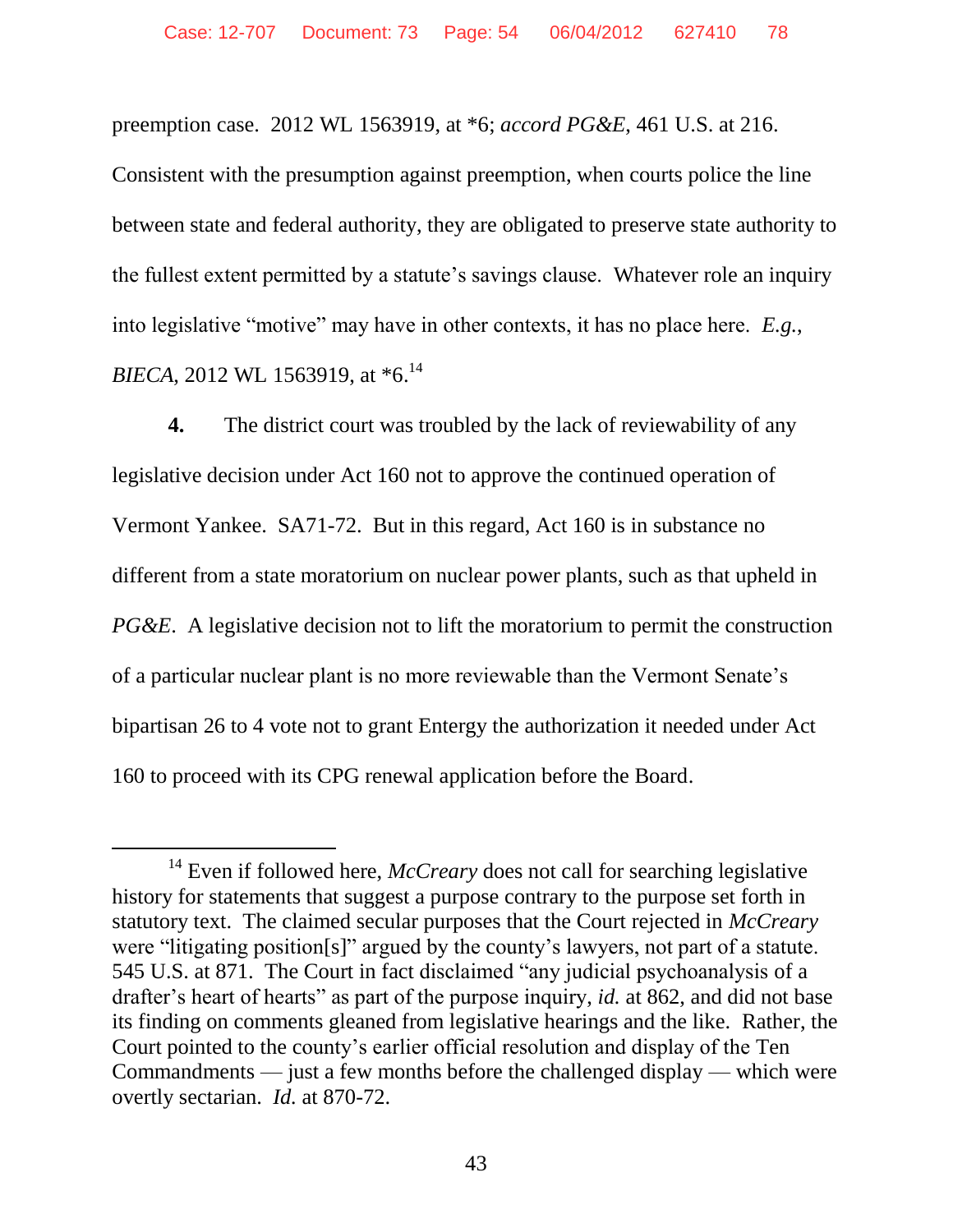preemption case. 2012 WL 1563919, at *6; *accord PG&E*, 461 U.S. at 216. Consistent with the presumption against preemption, when courts police the line between state and federal authority, they are obligated to preserve state authority to the fullest extent permitted by a statute's savings clause. Whatever role an inquiry into legislative "motive" may have in other contexts, it has no place here. *E.g.*, *BIECA*, 2012 WL 1563919, at *6.[14]

**4.** The district court was troubled by the lack of reviewability of any legislative decision under Act 160 not to approve the continued operation of Vermont Yankee. SA71-72. But in this regard, Act 160 is in substance no different from a state moratorium on nuclear power plants, such as that upheld in *PG&E*. A legislative decision not to lift the moratorium to permit the construction of a particular nuclear plant is no more reviewable than the Vermont Senate's bipartisan 26 to 4 vote not to grant Entergy the authorization it needed under Act 160 to proceed with its CPG renewal application before the Board.

---

[14] Even if followed here, *McCreary* does not call for searching legislative history for statements that suggest a purpose contrary to the purpose set forth in statutory text. The claimed secular purposes that the Court rejected in *McCreary* were "litigating position[s]" argued by the county's lawyers, not part of a statute. 545 U.S. at 871. The Court in fact disclaimed "any judicial psychoanalysis of a drafter's heart of hearts" as part of the purpose inquiry, *id.* at 862, and did not base its finding on comments gleaned from legislative hearings and the like. Rather, the Court pointed to the county's earlier official resolution and display of the Ten Commandments — just a few months before the challenged display — which were overtly sectarian. *Id.* at 870-72.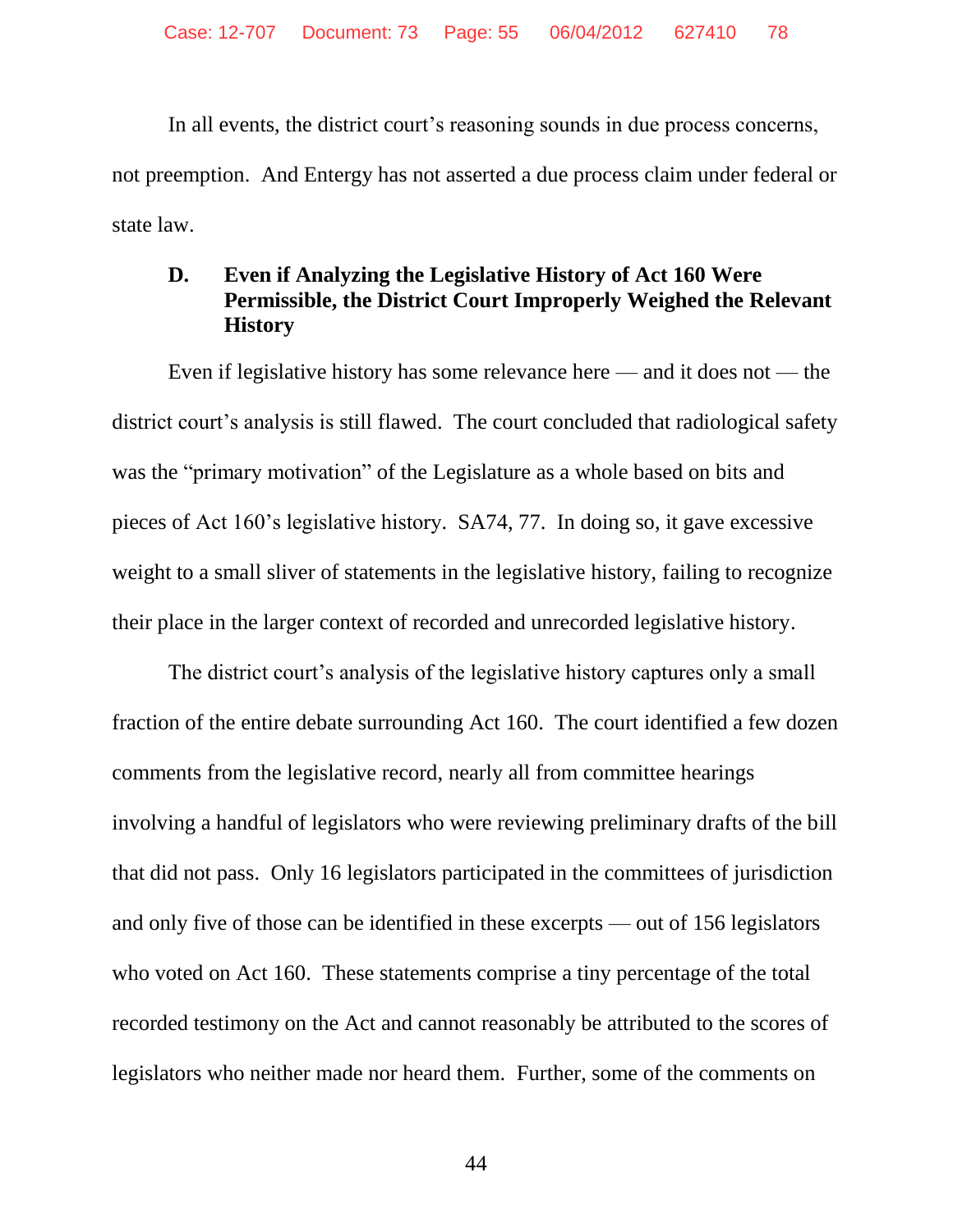In all events, the district court's reasoning sounds in due process concerns, not preemption. And Entergy has not asserted a due process claim under federal or state law.

### D. Even if Analyzing the Legislative History of Act 160 Were Permissible, the District Court Improperly Weighed the Relevant History

Even if legislative history has some relevance here — and it does not — the district court's analysis is still flawed. The court concluded that radiological safety was the "primary motivation" of the Legislature as a whole based on bits and pieces of Act 160's legislative history. SA74, 77. In doing so, it gave excessive weight to a small sliver of statements in the legislative history, failing to recognize their place in the larger context of recorded and unrecorded legislative history.

The district court's analysis of the legislative history captures only a small fraction of the entire debate surrounding Act 160. The court identified a few dozen comments from the legislative record, nearly all from committee hearings involving a handful of legislators who were reviewing preliminary drafts of the bill that did not pass. Only 16 legislators participated in the committees of jurisdiction and only five of those can be identified in these excerpts — out of 156 legislators who voted on Act 160. These statements comprise a tiny percentage of the total recorded testimony on the Act and cannot reasonably be attributed to the scores of legislators who neither made nor heard them. Further, some of the comments on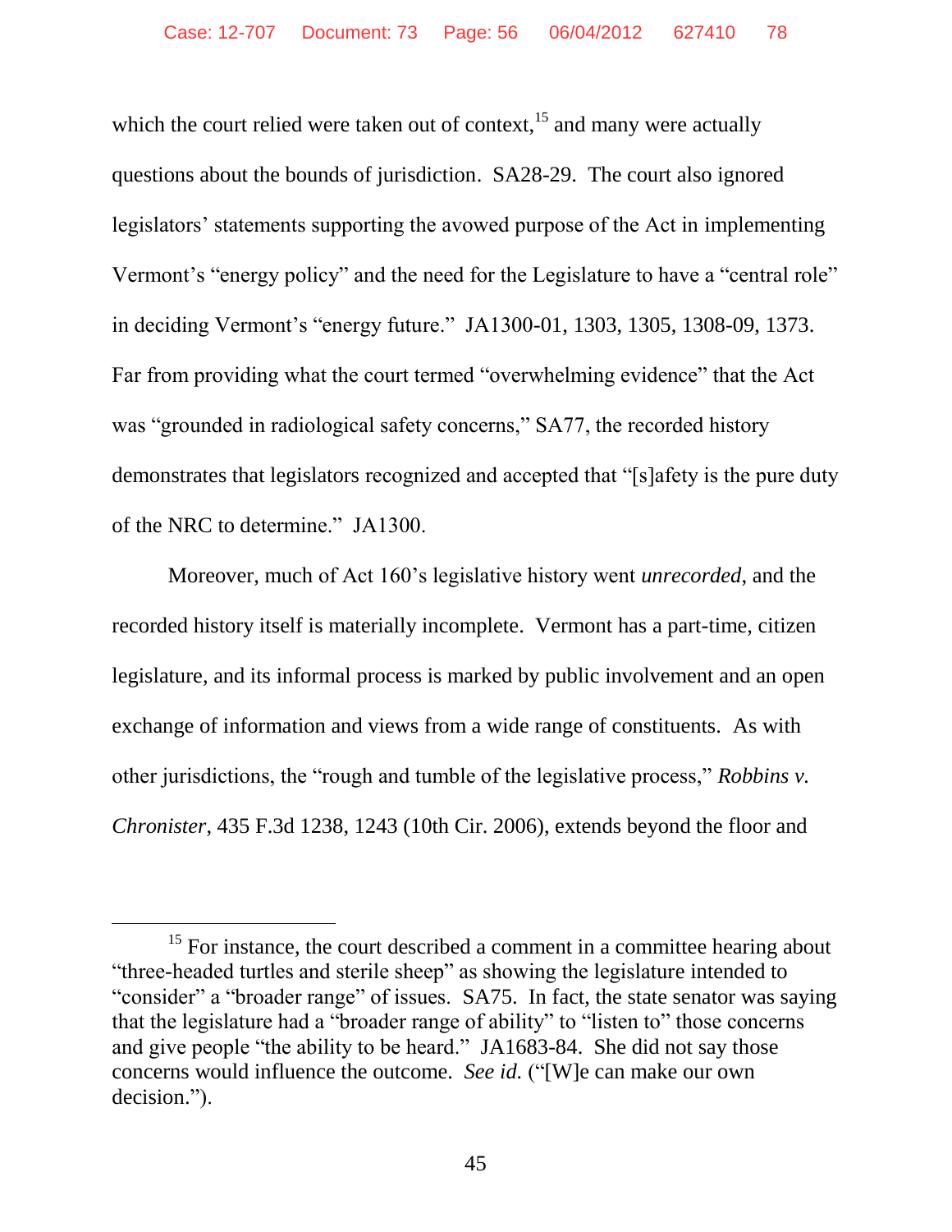which the court relied were taken out of context,[15] and many were actually questions about the bounds of jurisdiction. SA28-29. The court also ignored legislators' statements supporting the avowed purpose of the Act in implementing Vermont's "energy policy" and the need for the Legislature to have a "central role" in deciding Vermont's "energy future." JA1300-01, 1303, 1305, 1308-09, 1373. Far from providing what the court termed "overwhelming evidence" that the Act was "grounded in radiological safety concerns," SA77, the recorded history demonstrates that legislators recognized and accepted that "[s]afety is the pure duty of the NRC to determine." JA1300.

Moreover, much of Act 160's legislative history went *unrecorded*, and the recorded history itself is materially incomplete. Vermont has a part-time, citizen legislature, and its informal process is marked by public involvement and an open exchange of information and views from a wide range of constituents. As with other jurisdictions, the "rough and tumble of the legislative process," *Robbins v. Chronister*, 435 F.3d 1238, 1243 (10th Cir. 2006), extends beyond the floor and

[15] For instance, the court described a comment in a committee hearing about "three-headed turtles and sterile sheep" as showing the legislature intended to "consider" a "broader range" of issues. SA75. In fact, the state senator was saying that the legislature had a "broader range of ability" to "listen to" those concerns and give people "the ability to be heard." JA1683-84. She did not say those concerns would influence the outcome. *See id.* ("[W]e can make our own decision.").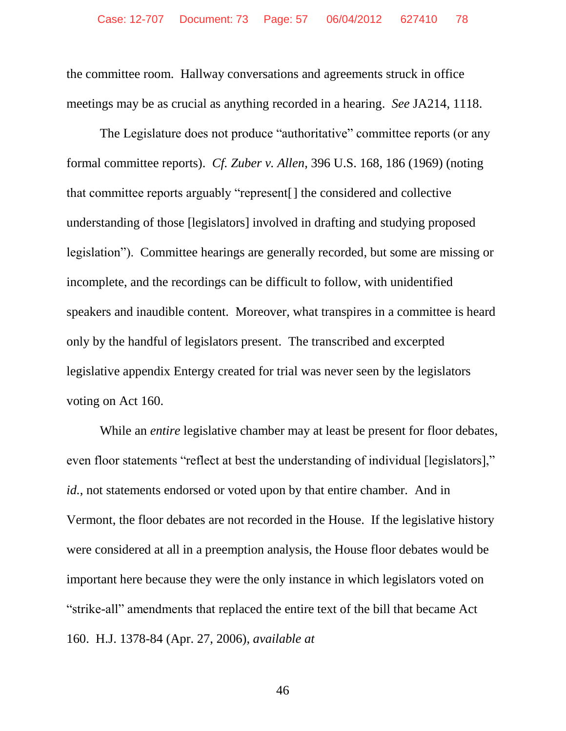the committee room. Hallway conversations and agreements struck in office meetings may be as crucial as anything recorded in a hearing. *See* JA214, 1118.

The Legislature does not produce "authoritative" committee reports (or any formal committee reports). *Cf. Zuber v. Allen*, 396 U.S. 168, 186 (1969) (noting that committee reports arguably "represent[] the considered and collective understanding of those [legislators] involved in drafting and studying proposed legislation"). Committee hearings are generally recorded, but some are missing or incomplete, and the recordings can be difficult to follow, with unidentified speakers and inaudible content. Moreover, what transpires in a committee is heard only by the handful of legislators present. The transcribed and excerpted legislative appendix Entergy created for trial was never seen by the legislators voting on Act 160.

While an *entire* legislative chamber may at least be present for floor debates, even floor statements "reflect at best the understanding of individual [legislators]," *id.*, not statements endorsed or voted upon by that entire chamber. And in Vermont, the floor debates are not recorded in the House. If the legislative history were considered at all in a preemption analysis, the House floor debates would be important here because they were the only instance in which legislators voted on "strike-all" amendments that replaced the entire text of the bill that became Act 160. H.J. 1378-84 (Apr. 27, 2006), *available at*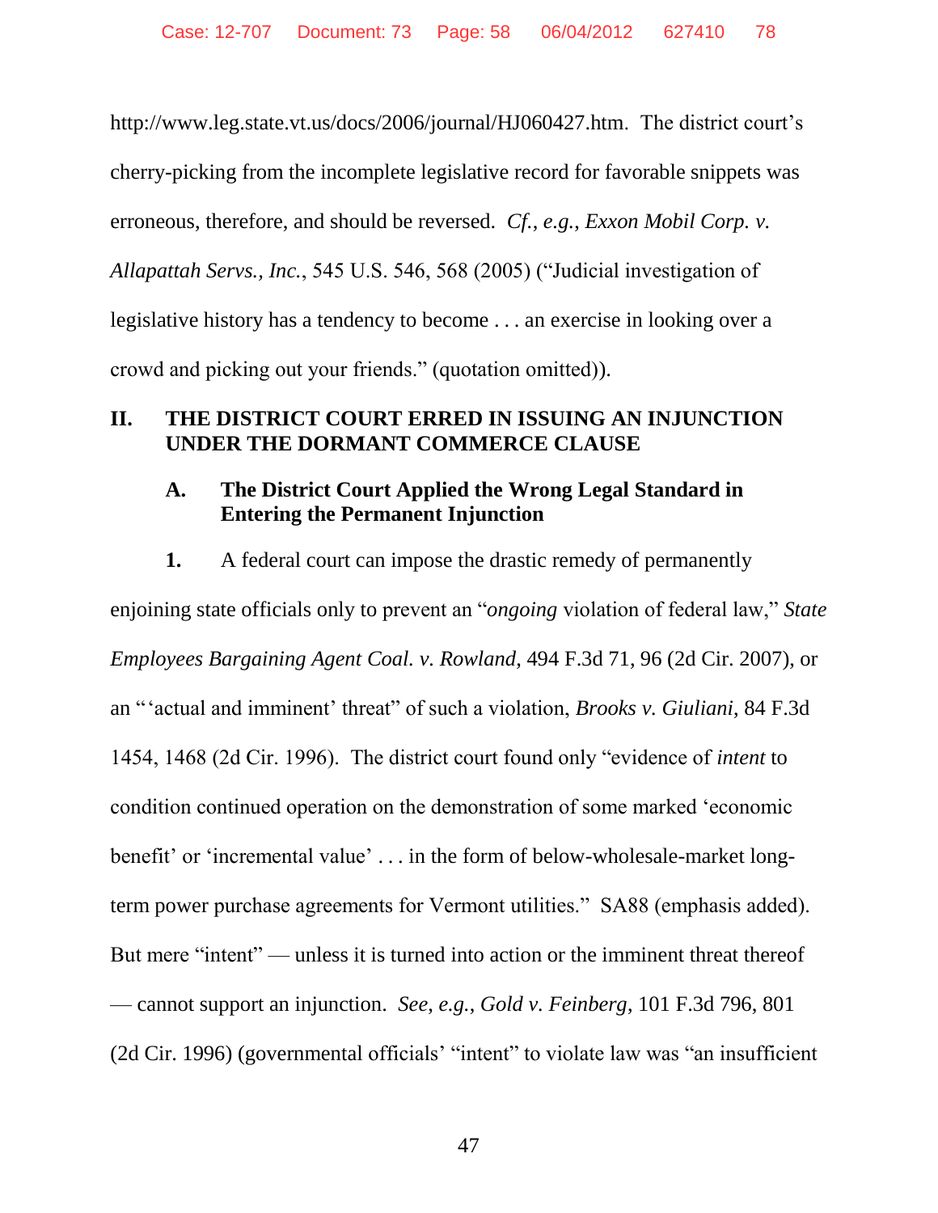http://www.leg.state.vt.us/docs/2006/journal/HJ060427.htm. The district court's cherry-picking from the incomplete legislative record for favorable snippets was erroneous, therefore, and should be reversed. *Cf.*, *e.g.*, *Exxon Mobil Corp. v. Allapattah Servs., Inc.*, 545 U.S. 546, 568 (2005) ("Judicial investigation of legislative history has a tendency to become . . . an exercise in looking over a crowd and picking out your friends." (quotation omitted)).

## II. THE DISTRICT COURT ERRED IN ISSUING AN INJUNCTION UNDER THE DORMANT COMMERCE CLAUSE

### A. The District Court Applied the Wrong Legal Standard in Entering the Permanent Injunction

**1.** A federal court can impose the drastic remedy of permanently enjoining state officials only to prevent an "*ongoing* violation of federal law," *State Employees Bargaining Agent Coal. v. Rowland*, 494 F.3d 71, 96 (2d Cir. 2007), or an "'actual and imminent' threat" of such a violation, *Brooks v. Giuliani*, 84 F.3d 1454, 1468 (2d Cir. 1996). The district court found only "evidence of *intent* to condition continued operation on the demonstration of some marked 'economic benefit' or 'incremental value' . . . in the form of below-wholesale-market long-term power purchase agreements for Vermont utilities." SA88 (emphasis added). But mere "intent" — unless it is turned into action or the imminent threat thereof — cannot support an injunction. *See, e.g.*, *Gold v. Feinberg*, 101 F.3d 796, 801 (2d Cir. 1996) (governmental officials' "intent" to violate law was "an insufficient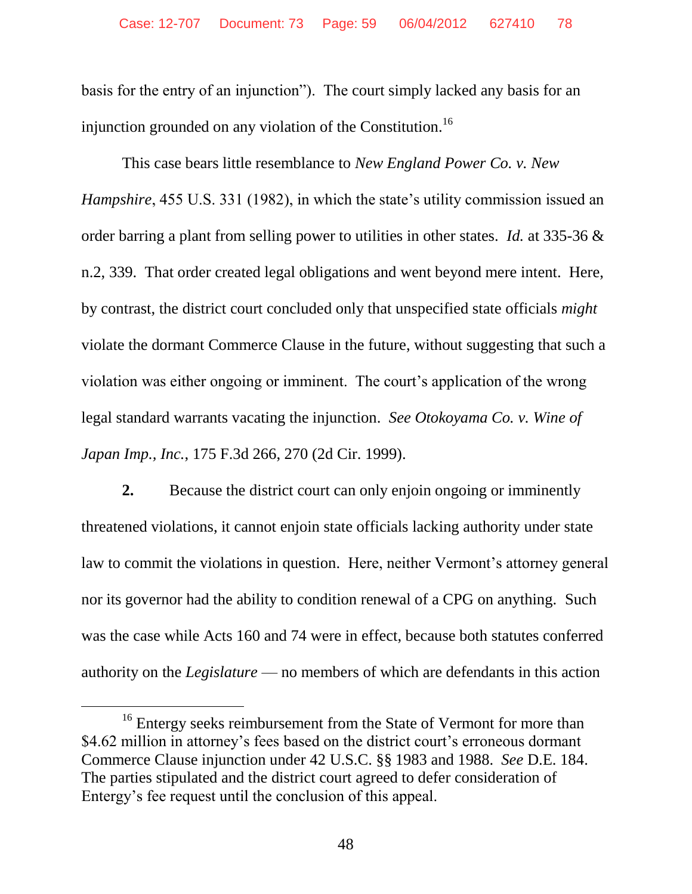basis for the entry of an injunction"). The court simply lacked any basis for an injunction grounded on any violation of the Constitution.[16]

This case bears little resemblance to *New England Power Co. v. New Hampshire*, 455 U.S. 331 (1982), in which the state's utility commission issued an order barring a plant from selling power to utilities in other states. *Id.* at 335-36 & n.2, 339. That order created legal obligations and went beyond mere intent. Here, by contrast, the district court concluded only that unspecified state officials *might* violate the dormant Commerce Clause in the future, without suggesting that such a violation was either ongoing or imminent. The court's application of the wrong legal standard warrants vacating the injunction. *See Otokoyama Co. v. Wine of Japan Imp., Inc.*, 175 F.3d 266, 270 (2d Cir. 1999).

**2.** Because the district court can only enjoin ongoing or imminently threatened violations, it cannot enjoin state officials lacking authority under state law to commit the violations in question. Here, neither Vermont's attorney general nor its governor had the ability to condition renewal of a CPG on anything. Such was the case while Acts 160 and 74 were in effect, because both statutes conferred authority on the *Legislature* — no members of which are defendants in this action

[16] Entergy seeks reimbursement from the State of Vermont for more than $4.62 million in attorney's fees based on the district court's erroneous dormant Commerce Clause injunction under 42 U.S.C. §§ 1983 and 1988. *See* D.E. 184. The parties stipulated and the district court agreed to defer consideration of Entergy's fee request until the conclusion of this appeal.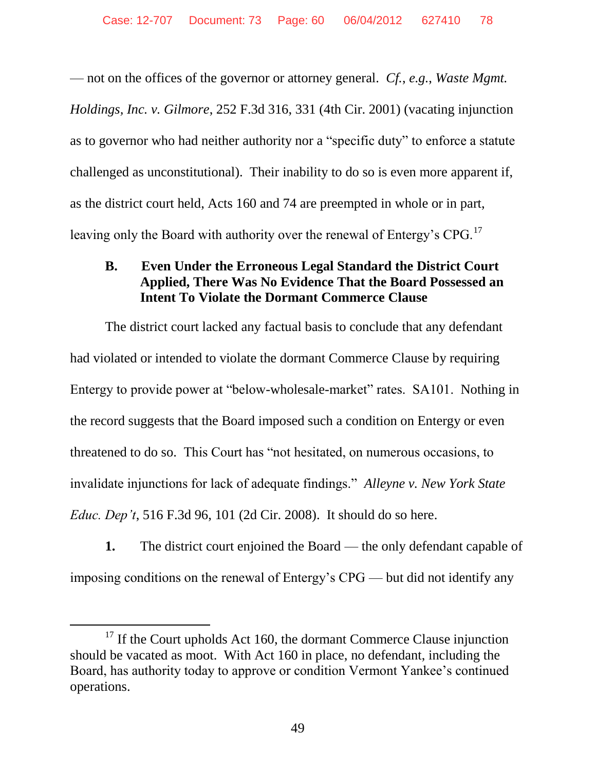— not on the offices of the governor or attorney general. *Cf.*, *e.g.*, *Waste Mgmt. Holdings, Inc. v. Gilmore*, 252 F.3d 316, 331 (4th Cir. 2001) (vacating injunction as to governor who had neither authority nor a "specific duty" to enforce a statute challenged as unconstitutional). Their inability to do so is even more apparent if, as the district court held, Acts 160 and 74 are preempted in whole or in part, leaving only the Board with authority over the renewal of Entergy's CPG.[17]

### B. Even Under the Erroneous Legal Standard the District Court Applied, There Was No Evidence That the Board Possessed an Intent To Violate the Dormant Commerce Clause

The district court lacked any factual basis to conclude that any defendant had violated or intended to violate the dormant Commerce Clause by requiring Entergy to provide power at "below-wholesale-market" rates. SA101. Nothing in the record suggests that the Board imposed such a condition on Entergy or even threatened to do so. This Court has "not hesitated, on numerous occasions, to invalidate injunctions for lack of adequate findings." *Alleyne v. New York State Educ. Dep't*, 516 F.3d 96, 101 (2d Cir. 2008). It should do so here.

**1.** The district court enjoined the Board — the only defendant capable of imposing conditions on the renewal of Entergy's CPG — but did not identify any

---

[17] If the Court upholds Act 160, the dormant Commerce Clause injunction should be vacated as moot. With Act 160 in place, no defendant, including the Board, has authority today to approve or condition Vermont Yankee's continued operations.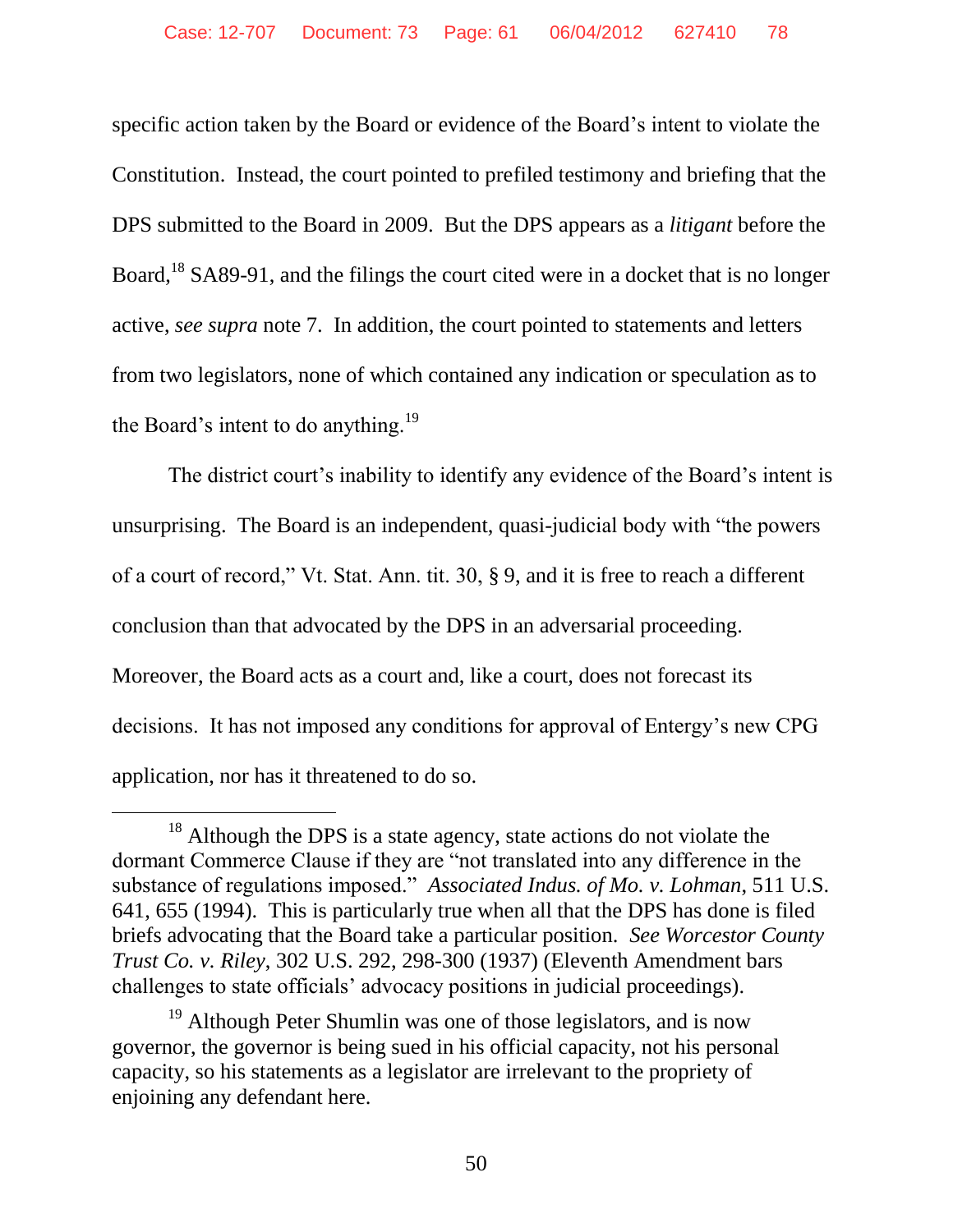specific action taken by the Board or evidence of the Board's intent to violate the Constitution. Instead, the court pointed to prefiled testimony and briefing that the DPS submitted to the Board in 2009. But the DPS appears as a *litigant* before the Board,[18] SA89-91, and the filings the court cited were in a docket that is no longer active, *see supra* note 7. In addition, the court pointed to statements and letters from two legislators, none of which contained any indication or speculation as to the Board's intent to do anything.[19]

The district court's inability to identify any evidence of the Board's intent is unsurprising. The Board is an independent, quasi-judicial body with "the powers of a court of record," Vt. Stat. Ann. tit. 30, § 9, and it is free to reach a different conclusion than that advocated by the DPS in an adversarial proceeding. Moreover, the Board acts as a court and, like a court, does not forecast its decisions. It has not imposed any conditions for approval of Entergy's new CPG application, nor has it threatened to do so.

---

[18] Although the DPS is a state agency, state actions do not violate the dormant Commerce Clause if they are "not translated into any difference in the substance of regulations imposed." *Associated Indus. of Mo. v. Lohman*, 511 U.S. 641, 655 (1994). This is particularly true when all that the DPS has done is filed briefs advocating that the Board take a particular position. *See Worcestor County Trust Co. v. Riley*, 302 U.S. 292, 298-300 (1937) (Eleventh Amendment bars challenges to state officials' advocacy positions in judicial proceedings).

[19] Although Peter Shumlin was one of those legislators, and is now governor, the governor is being sued in his official capacity, not his personal capacity, so his statements as a legislator are irrelevant to the propriety of enjoining any defendant here.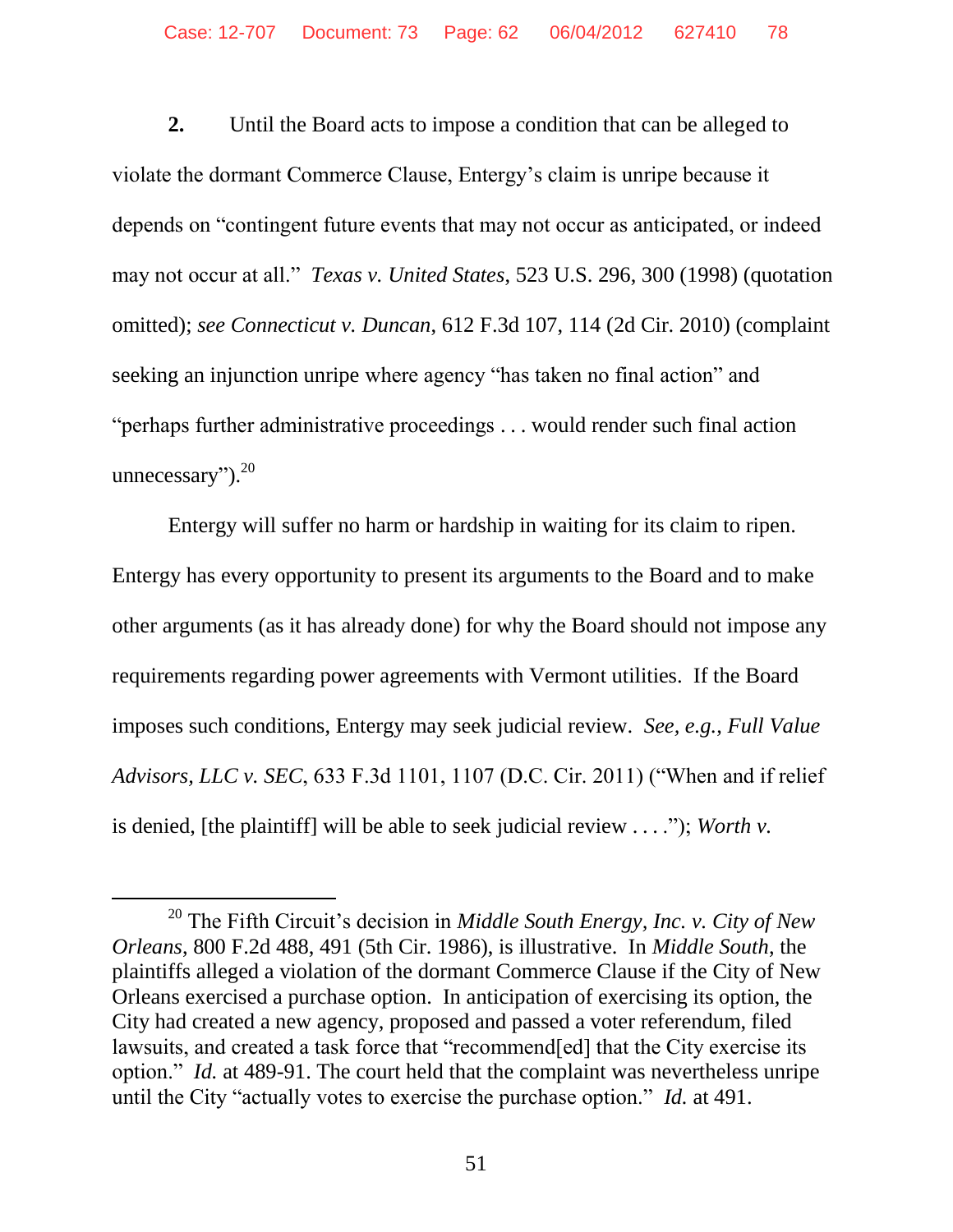**2.** Until the Board acts to impose a condition that can be alleged to violate the dormant Commerce Clause, Entergy's claim is unripe because it depends on "contingent future events that may not occur as anticipated, or indeed may not occur at all." *Texas v. United States*, 523 U.S. 296, 300 (1998) (quotation omitted); *see Connecticut v. Duncan*, 612 F.3d 107, 114 (2d Cir. 2010) (complaint seeking an injunction unripe where agency "has taken no final action" and "perhaps further administrative proceedings . . . would render such final action unnecessary").[20]

Entergy will suffer no harm or hardship in waiting for its claim to ripen. Entergy has every opportunity to present its arguments to the Board and to make other arguments (as it has already done) for why the Board should not impose any requirements regarding power agreements with Vermont utilities. If the Board imposes such conditions, Entergy may seek judicial review. *See, e.g.*, *Full Value Advisors, LLC v. SEC*, 633 F.3d 1101, 1107 (D.C. Cir. 2011) ("When and if relief is denied, [the plaintiff] will be able to seek judicial review . . . ."); *Worth v.*

---

[20] The Fifth Circuit's decision in *Middle South Energy, Inc. v. City of New Orleans*, 800 F.2d 488, 491 (5th Cir. 1986), is illustrative. In *Middle South*, the plaintiffs alleged a violation of the dormant Commerce Clause if the City of New Orleans exercised a purchase option. In anticipation of exercising its option, the City had created a new agency, proposed and passed a voter referendum, filed lawsuits, and created a task force that "recommend[ed] that the City exercise its option." *Id.* at 489-91. The court held that the complaint was nevertheless unripe until the City "actually votes to exercise the purchase option." *Id.* at 491.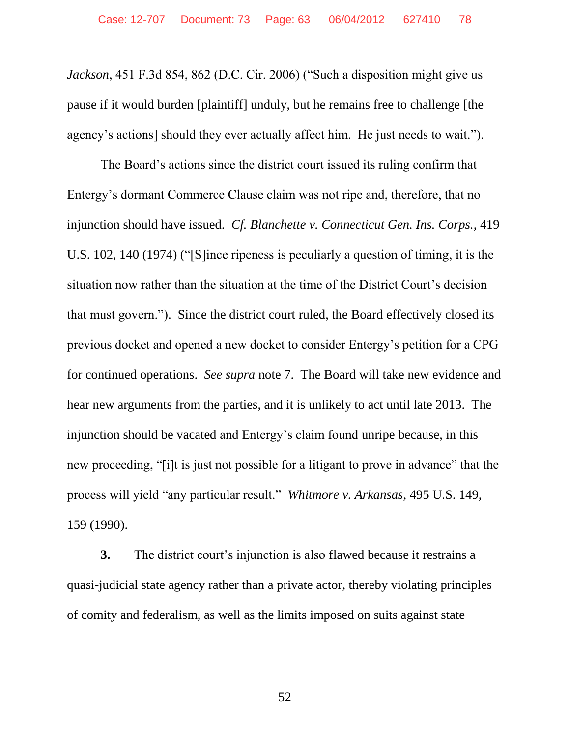*Jackson*, 451 F.3d 854, 862 (D.C. Cir. 2006) ("Such a disposition might give us pause if it would burden [plaintiff] unduly, but he remains free to challenge [the agency's actions] should they ever actually affect him. He just needs to wait.").

The Board's actions since the district court issued its ruling confirm that Entergy's dormant Commerce Clause claim was not ripe and, therefore, that no injunction should have issued. *Cf. Blanchette v. Connecticut Gen. Ins. Corps.*, 419 U.S. 102, 140 (1974) ("[S]ince ripeness is peculiarly a question of timing, it is the situation now rather than the situation at the time of the District Court's decision that must govern."). Since the district court ruled, the Board effectively closed its previous docket and opened a new docket to consider Entergy's petition for a CPG for continued operations. *See supra* note 7. The Board will take new evidence and hear new arguments from the parties, and it is unlikely to act until late 2013. The injunction should be vacated and Entergy's claim found unripe because, in this new proceeding, "[i]t is just not possible for a litigant to prove in advance" that the process will yield "any particular result." *Whitmore v. Arkansas*, 495 U.S. 149, 159 (1990).

**3.** The district court's injunction is also flawed because it restrains a quasi-judicial state agency rather than a private actor, thereby violating principles of comity and federalism, as well as the limits imposed on suits against state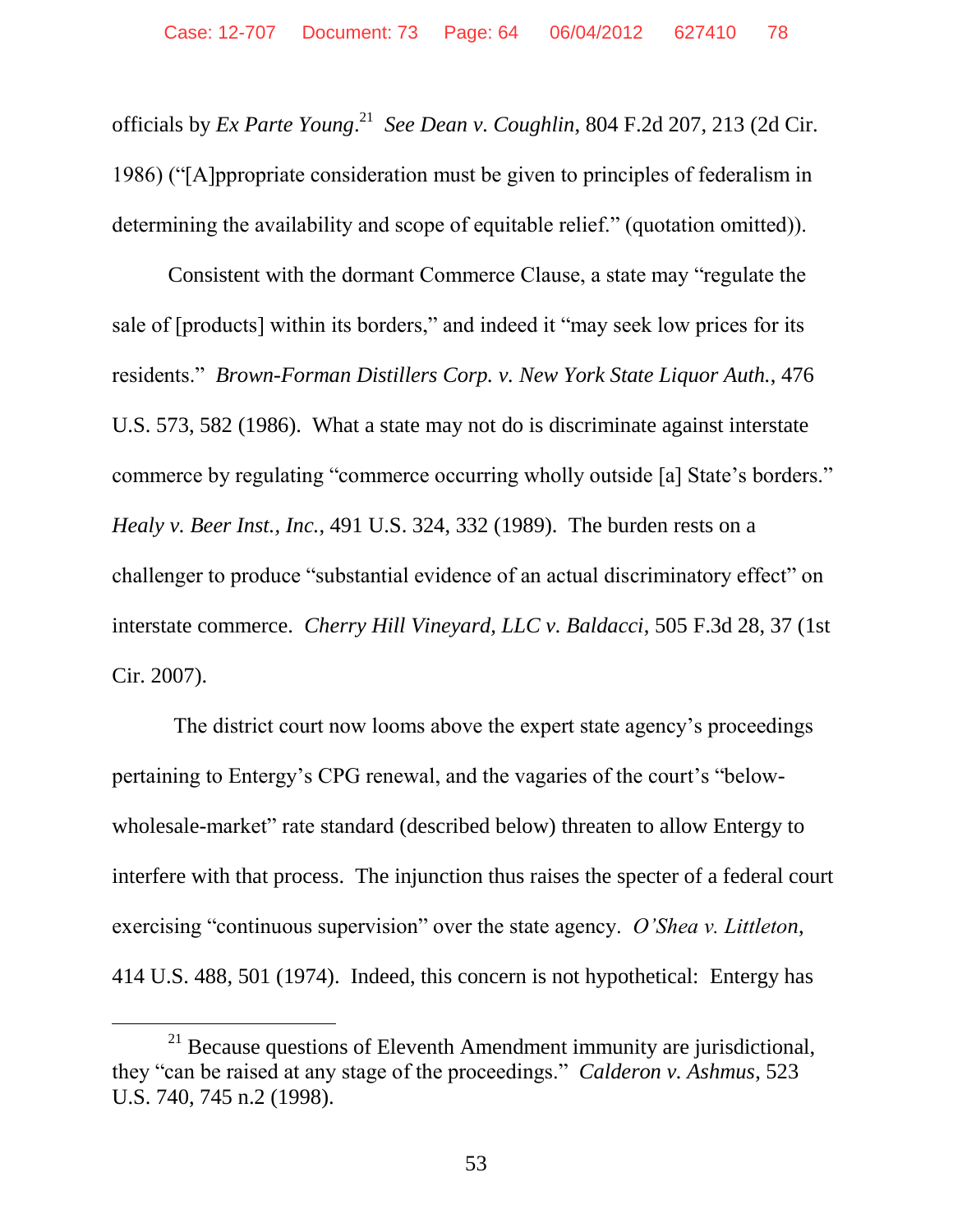officials by *Ex Parte Young*.[21] *See Dean v. Coughlin*, 804 F.2d 207, 213 (2d Cir. 1986) ("[A]ppropriate consideration must be given to principles of federalism in determining the availability and scope of equitable relief." (quotation omitted)).

Consistent with the dormant Commerce Clause, a state may "regulate the sale of [products] within its borders," and indeed it "may seek low prices for its residents." *Brown-Forman Distillers Corp. v. New York State Liquor Auth.*, 476 U.S. 573, 582 (1986). What a state may not do is discriminate against interstate commerce by regulating "commerce occurring wholly outside [a] State's borders." *Healy v. Beer Inst., Inc.*, 491 U.S. 324, 332 (1989). The burden rests on a challenger to produce "substantial evidence of an actual discriminatory effect" on interstate commerce. *Cherry Hill Vineyard, LLC v. Baldacci*, 505 F.3d 28, 37 (1st Cir. 2007).

The district court now looms above the expert state agency's proceedings pertaining to Entergy's CPG renewal, and the vagaries of the court's "below-wholesale-market" rate standard (described below) threaten to allow Entergy to interfere with that process. The injunction thus raises the specter of a federal court exercising "continuous supervision" over the state agency. *O'Shea v. Littleton*, 414 U.S. 488, 501 (1974). Indeed, this concern is not hypothetical: Entergy has

[21] Because questions of Eleventh Amendment immunity are jurisdictional, they "can be raised at any stage of the proceedings." *Calderon v. Ashmus*, 523 U.S. 740, 745 n.2 (1998).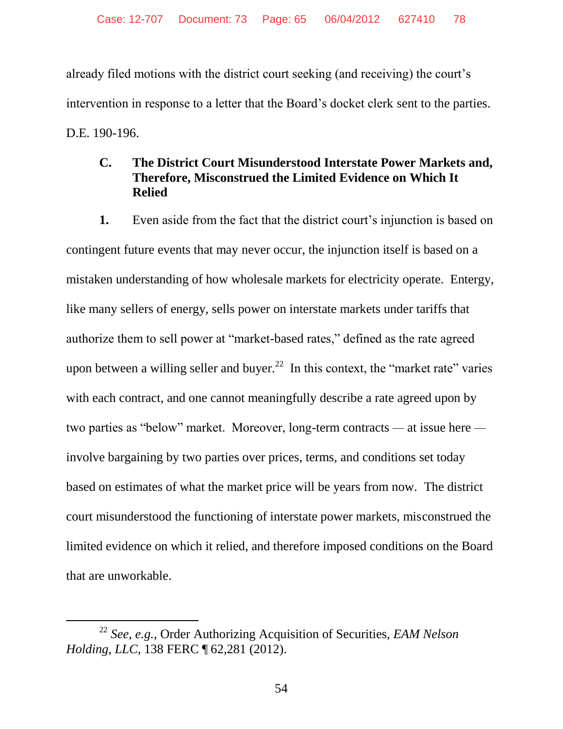already filed motions with the district court seeking (and receiving) the court's intervention in response to a letter that the Board's docket clerk sent to the parties. D.E. 190-196.

### C. The District Court Misunderstood Interstate Power Markets and, Therefore, Misconstrued the Limited Evidence on Which It Relied

**1.** Even aside from the fact that the district court's injunction is based on contingent future events that may never occur, the injunction itself is based on a mistaken understanding of how wholesale markets for electricity operate. Entergy, like many sellers of energy, sells power on interstate markets under tariffs that authorize them to sell power at "market-based rates," defined as the rate agreed upon between a willing seller and buyer.[22] In this context, the "market rate" varies with each contract, and one cannot meaningfully describe a rate agreed upon by two parties as "below" market. Moreover, long-term contracts — at issue here — involve bargaining by two parties over prices, terms, and conditions set today based on estimates of what the market price will be years from now. The district court misunderstood the functioning of interstate power markets, misconstrued the limited evidence on which it relied, and therefore imposed conditions on the Board that are unworkable.

---

[22] *See, e.g.*, Order Authorizing Acquisition of Securities, *EAM Nelson Holding, LLC*, 138 FERC ¶ 62,281 (2012).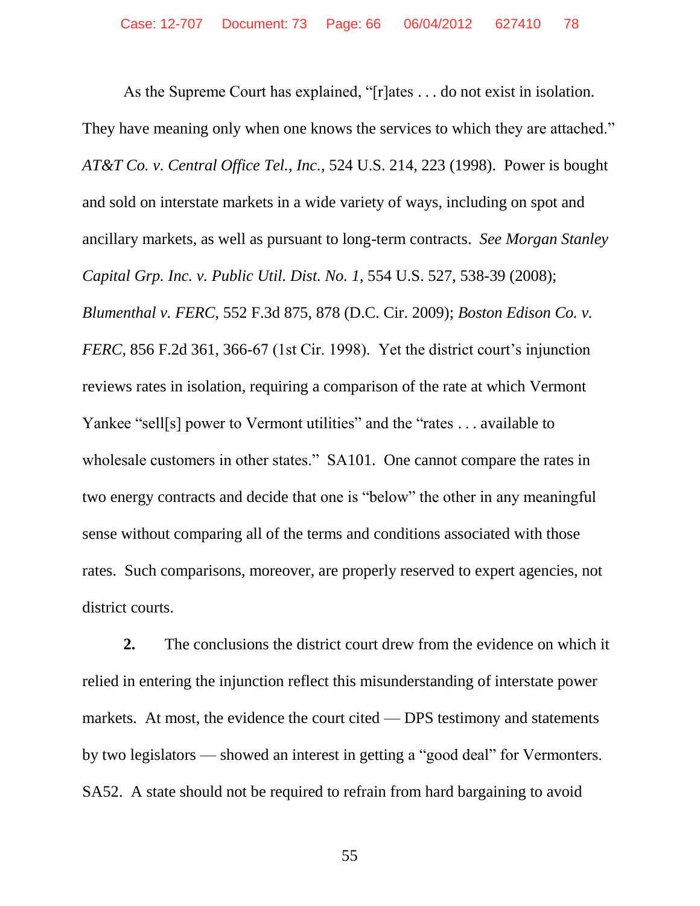As the Supreme Court has explained, "[r]ates . . . do not exist in isolation. They have meaning only when one knows the services to which they are attached." *AT&T Co. v. Central Office Tel., Inc.*, 524 U.S. 214, 223 (1998). Power is bought and sold on interstate markets in a wide variety of ways, including on spot and ancillary markets, as well as pursuant to long-term contracts. *See Morgan Stanley Capital Grp. Inc. v. Public Util. Dist. No. 1*, 554 U.S. 527, 538-39 (2008); *Blumenthal v. FERC*, 552 F.3d 875, 878 (D.C. Cir. 2009); *Boston Edison Co. v. FERC*, 856 F.2d 361, 366-67 (1st Cir. 1998). Yet the district court's injunction reviews rates in isolation, requiring a comparison of the rate at which Vermont Yankee "sell[s] power to Vermont utilities" and the "rates . . . available to wholesale customers in other states." SA101. One cannot compare the rates in two energy contracts and decide that one is "below" the other in any meaningful sense without comparing all of the terms and conditions associated with those rates. Such comparisons, moreover, are properly reserved to expert agencies, not district courts.

**2.** The conclusions the district court drew from the evidence on which it relied in entering the injunction reflect this misunderstanding of interstate power markets. At most, the evidence the court cited — DPS testimony and statements by two legislators — showed an interest in getting a "good deal" for Vermonters. SA52. A state should not be required to refrain from hard bargaining to avoid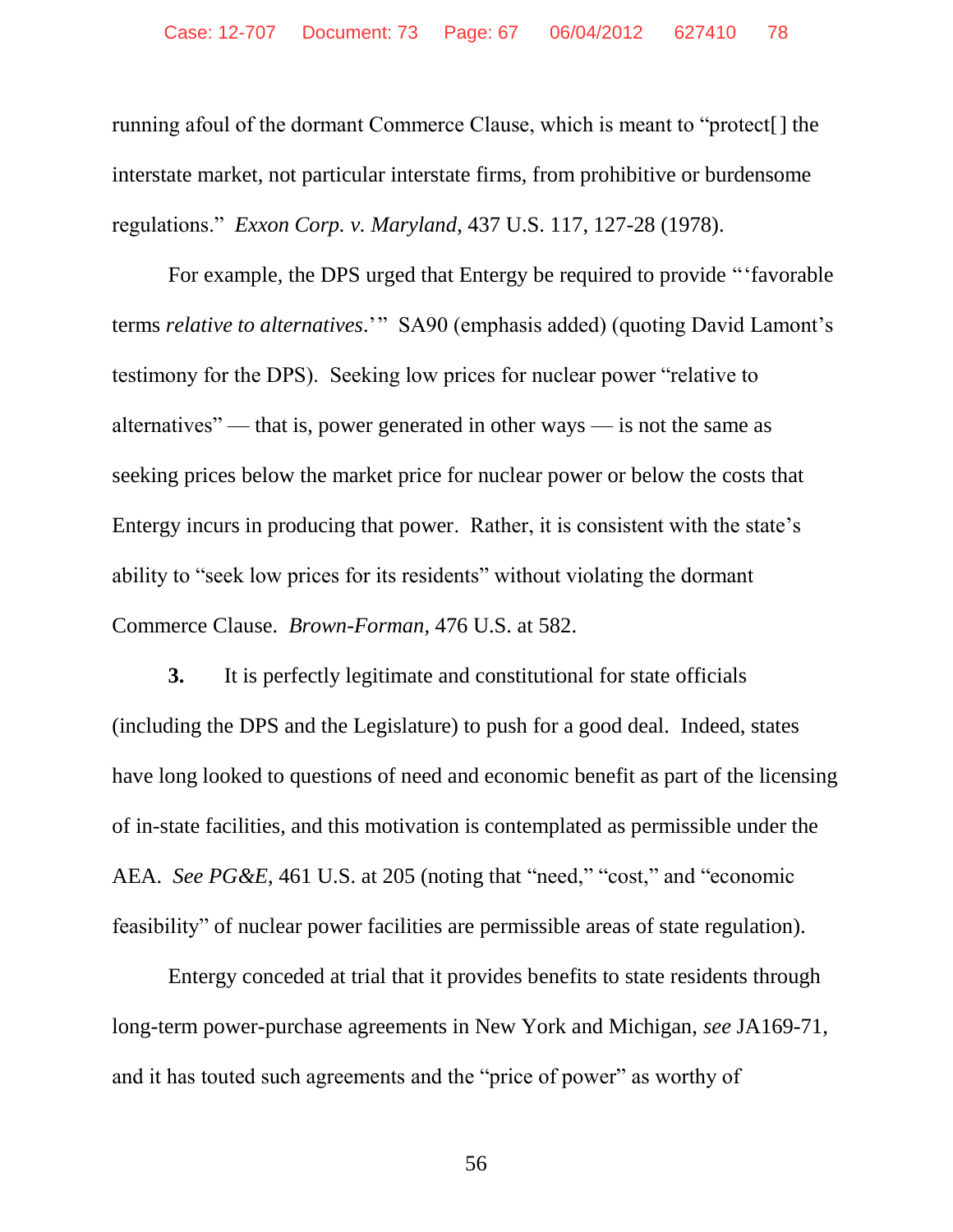running afoul of the dormant Commerce Clause, which is meant to "protect[ ] the interstate market, not particular interstate firms, from prohibitive or burdensome regulations." *Exxon Corp. v. Maryland*, 437 U.S. 117, 127-28 (1978).

For example, the DPS urged that Entergy be required to provide "'favorable terms *relative to alternatives*.'" SA90 (emphasis added) (quoting David Lamont's testimony for the DPS). Seeking low prices for nuclear power "relative to alternatives" — that is, power generated in other ways — is not the same as seeking prices below the market price for nuclear power or below the costs that Entergy incurs in producing that power. Rather, it is consistent with the state's ability to "seek low prices for its residents" without violating the dormant Commerce Clause. *Brown-Forman*, 476 U.S. at 582.

**3.** It is perfectly legitimate and constitutional for state officials (including the DPS and the Legislature) to push for a good deal. Indeed, states have long looked to questions of need and economic benefit as part of the licensing of in-state facilities, and this motivation is contemplated as permissible under the AEA. *See PG&E*, 461 U.S. at 205 (noting that "need," "cost," and "economic feasibility" of nuclear power facilities are permissible areas of state regulation).

Entergy conceded at trial that it provides benefits to state residents through long-term power-purchase agreements in New York and Michigan, *see* JA169-71, and it has touted such agreements and the "price of power" as worthy of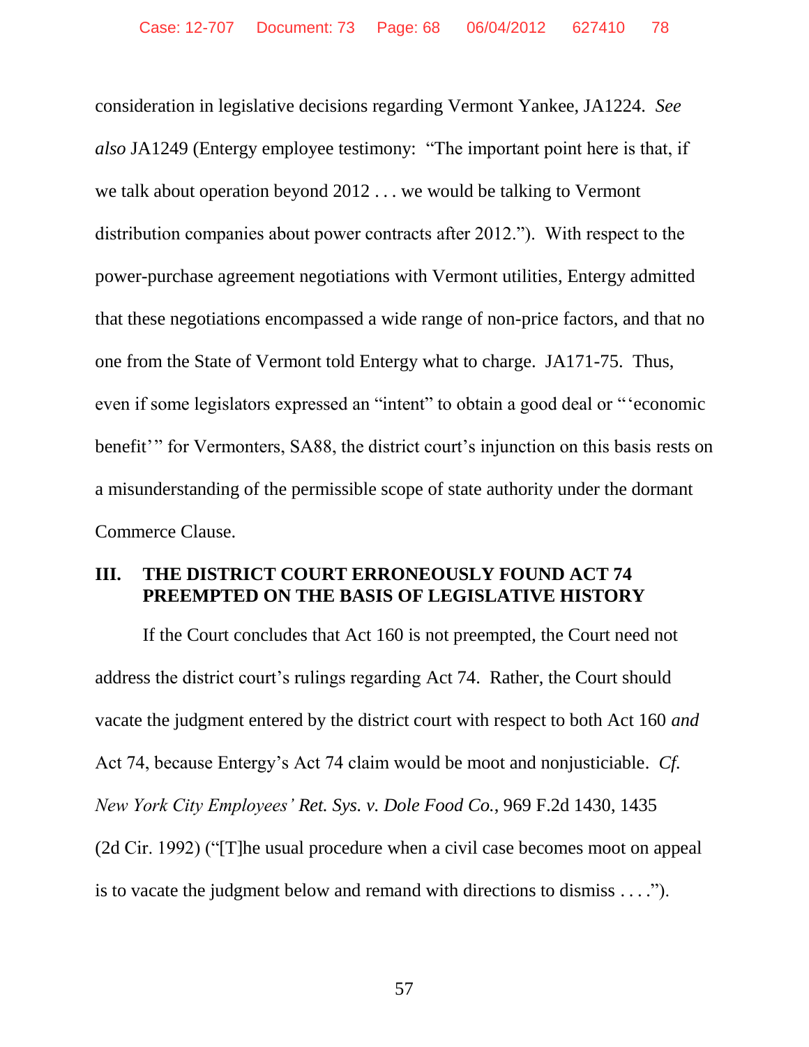consideration in legislative decisions regarding Vermont Yankee, JA1224. *See also* JA1249 (Entergy employee testimony: "The important point here is that, if we talk about operation beyond 2012 . . . we would be talking to Vermont distribution companies about power contracts after 2012."). With respect to the power-purchase agreement negotiations with Vermont utilities, Entergy admitted that these negotiations encompassed a wide range of non-price factors, and that no one from the State of Vermont told Entergy what to charge. JA171-75. Thus, even if some legislators expressed an "intent" to obtain a good deal or "'economic benefit'" for Vermonters, SA88, the district court's injunction on this basis rests on a misunderstanding of the permissible scope of state authority under the dormant Commerce Clause.

## III. THE DISTRICT COURT ERRONEOUSLY FOUND ACT 74 PREEMPTED ON THE BASIS OF LEGISLATIVE HISTORY

If the Court concludes that Act 160 is not preempted, the Court need not address the district court's rulings regarding Act 74. Rather, the Court should vacate the judgment entered by the district court with respect to both Act 160 *and* Act 74, because Entergy's Act 74 claim would be moot and nonjusticiable. *Cf. New York City Employees' Ret. Sys. v. Dole Food Co.*, 969 F.2d 1430, 1435 (2d Cir. 1992) ("[T]he usual procedure when a civil case becomes moot on appeal is to vacate the judgment below and remand with directions to dismiss . . . .").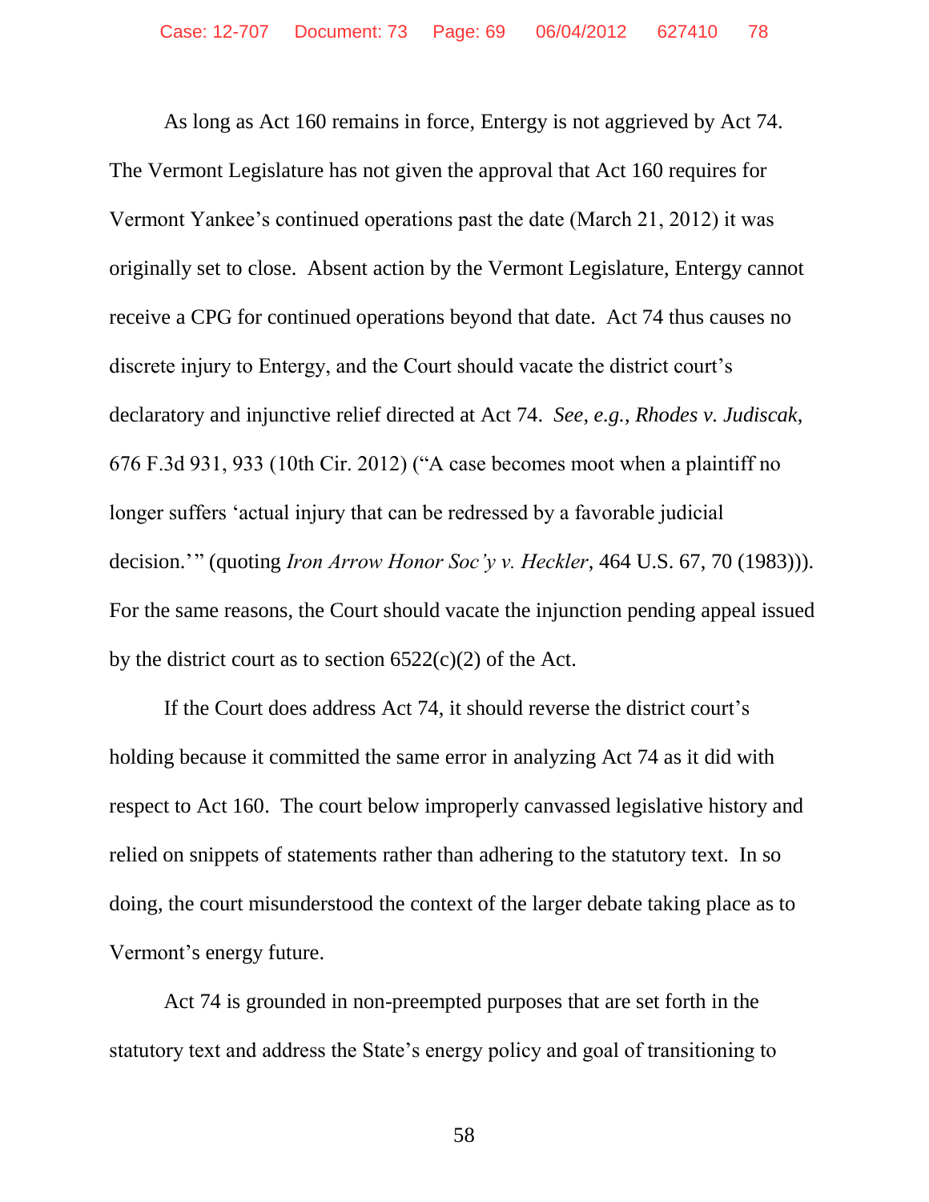As long as Act 160 remains in force, Entergy is not aggrieved by Act 74. The Vermont Legislature has not given the approval that Act 160 requires for Vermont Yankee's continued operations past the date (March 21, 2012) it was originally set to close. Absent action by the Vermont Legislature, Entergy cannot receive a CPG for continued operations beyond that date. Act 74 thus causes no discrete injury to Entergy, and the Court should vacate the district court's declaratory and injunctive relief directed at Act 74. *See, e.g.*, *Rhodes v. Judiscak*, 676 F.3d 931, 933 (10th Cir. 2012) ("A case becomes moot when a plaintiff no longer suffers 'actual injury that can be redressed by a favorable judicial decision.'" (quoting *Iron Arrow Honor Soc'y v. Heckler*, 464 U.S. 67, 70 (1983))). For the same reasons, the Court should vacate the injunction pending appeal issued by the district court as to section 6522(c)(2) of the Act.

If the Court does address Act 74, it should reverse the district court's holding because it committed the same error in analyzing Act 74 as it did with respect to Act 160. The court below improperly canvassed legislative history and relied on snippets of statements rather than adhering to the statutory text. In so doing, the court misunderstood the context of the larger debate taking place as to Vermont's energy future.

Act 74 is grounded in non-preempted purposes that are set forth in the statutory text and address the State's energy policy and goal of transitioning to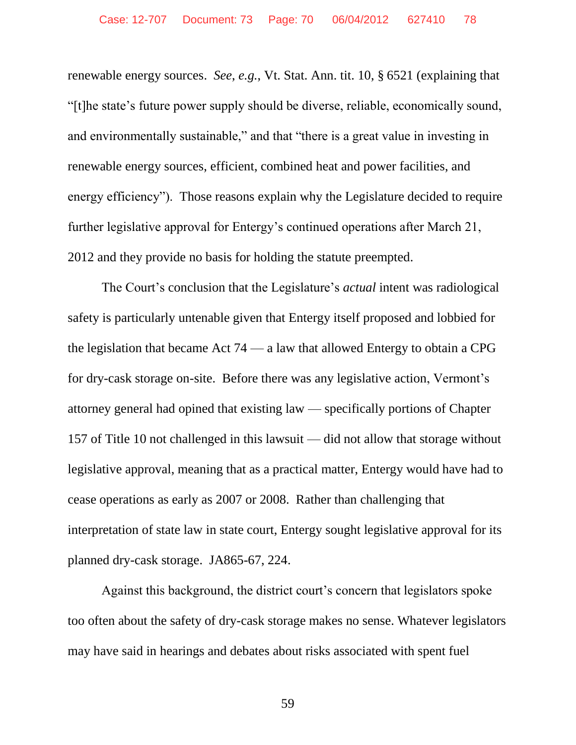renewable energy sources. *See*, *e.g.*, Vt. Stat. Ann. tit. 10, § 6521 (explaining that "[t]he state's future power supply should be diverse, reliable, economically sound, and environmentally sustainable," and that "there is a great value in investing in renewable energy sources, efficient, combined heat and power facilities, and energy efficiency"). Those reasons explain why the Legislature decided to require further legislative approval for Entergy's continued operations after March 21, 2012 and they provide no basis for holding the statute preempted.

The Court's conclusion that the Legislature's *actual* intent was radiological safety is particularly untenable given that Entergy itself proposed and lobbied for the legislation that became Act 74 — a law that allowed Entergy to obtain a CPG for dry-cask storage on-site. Before there was any legislative action, Vermont's attorney general had opined that existing law — specifically portions of Chapter 157 of Title 10 not challenged in this lawsuit — did not allow that storage without legislative approval, meaning that as a practical matter, Entergy would have had to cease operations as early as 2007 or 2008. Rather than challenging that interpretation of state law in state court, Entergy sought legislative approval for its planned dry-cask storage. JA865-67, 224.

Against this background, the district court's concern that legislators spoke too often about the safety of dry-cask storage makes no sense. Whatever legislators may have said in hearings and debates about risks associated with spent fuel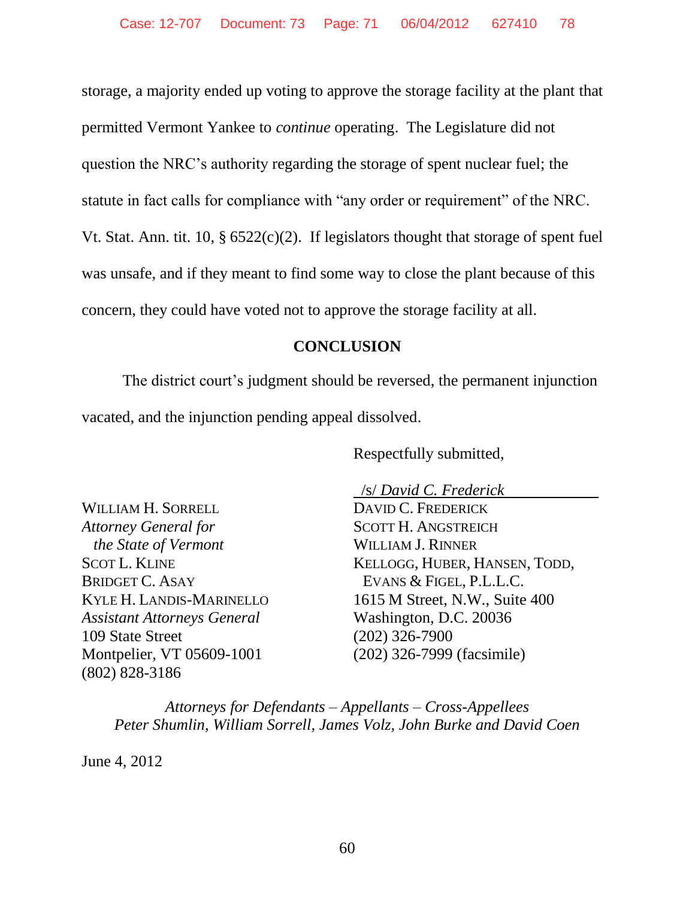storage, a majority ended up voting to approve the storage facility at the plant that permitted Vermont Yankee to *continue* operating. The Legislature did not question the NRC's authority regarding the storage of spent nuclear fuel; the statute in fact calls for compliance with "any order or requirement" of the NRC. Vt. Stat. Ann. tit. 10, § 6522(c)(2). If legislators thought that storage of spent fuel was unsafe, and if they meant to find some way to close the plant because of this concern, they could have voted not to approve the storage facility at all.

## CONCLUSION

The district court's judgment should be reversed, the permanent injunction vacated, and the injunction pending appeal dissolved.

Respectfully submitted,

/s/ *David C. Frederick*

DAVID C. FREDERICK
SCOTT H. ANGSTREICH
WILLIAM J. RINNER
KELLOGG, HUBER, HANSEN, TODD, EVANS & FIGEL, P.L.L.C.
1615 M Street, N.W., Suite 400
Washington, D.C. 20036
(202) 326-7900
(202) 326-7999 (facsimile)

WILLIAM H. SORRELL
*Attorney General for the State of Vermont*
SCOT L. KLINE
BRIDGET C. ASAY
KYLE H. LANDIS-MARINELLO
*Assistant Attorneys General*
109 State Street
Montpelier, VT 05609-1001
(802) 828-3186

*Attorneys for Defendants – Appellants – Cross-Appellees Peter Shumlin, William Sorrell, James Volz, John Burke and David Coen*

June 4, 2012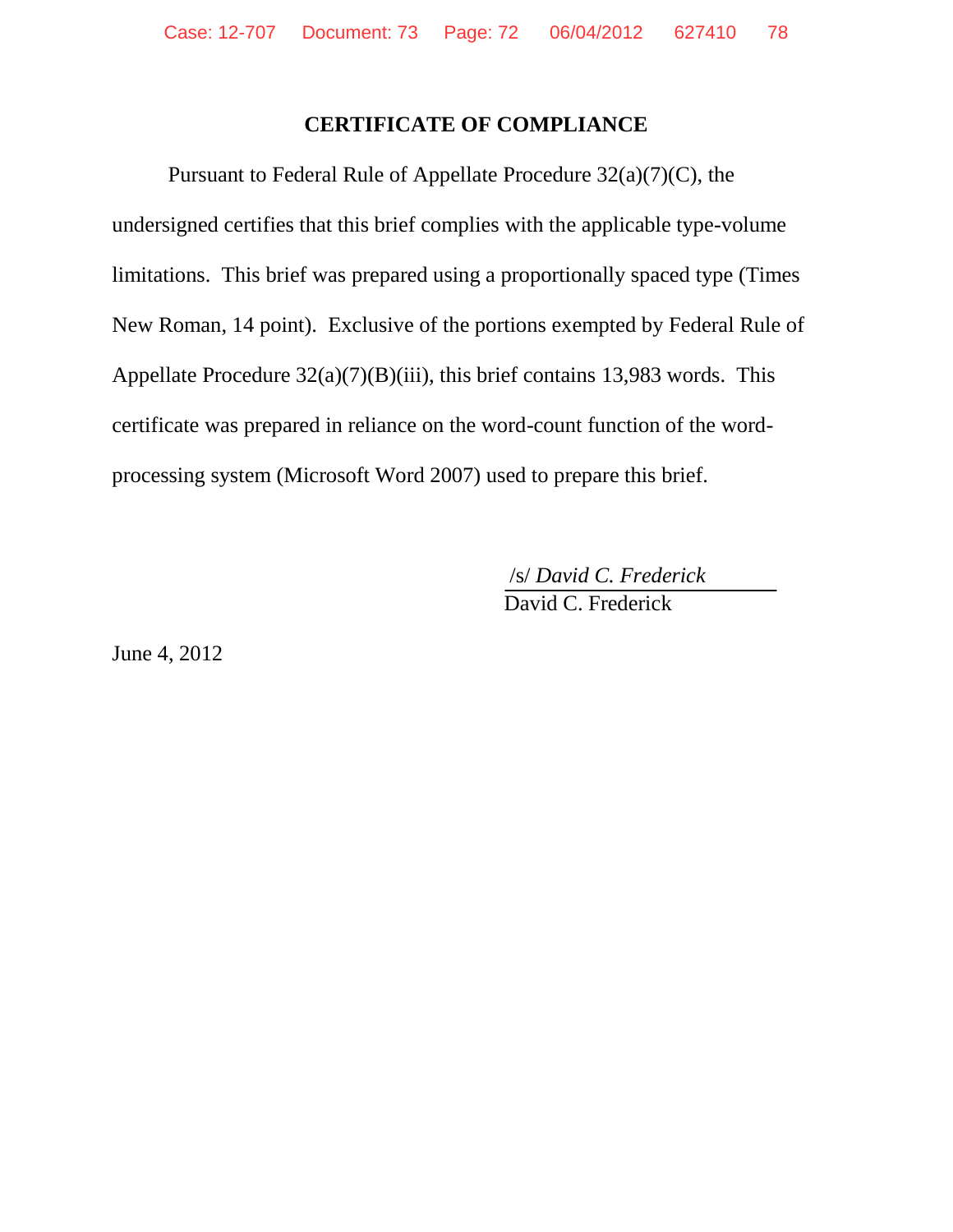# CERTIFICATE OF COMPLIANCE

Pursuant to Federal Rule of Appellate Procedure 32(a)(7)(C), the undersigned certifies that this brief complies with the applicable type-volume limitations. This brief was prepared using a proportionally spaced type (Times New Roman, 14 point). Exclusive of the portions exempted by Federal Rule of Appellate Procedure 32(a)(7)(B)(iii), this brief contains 13,983 words. This certificate was prepared in reliance on the word-count function of the word-processing system (Microsoft Word 2007) used to prepare this brief.

/s/ *David C. Frederick*
David C. Frederick

June 4, 2012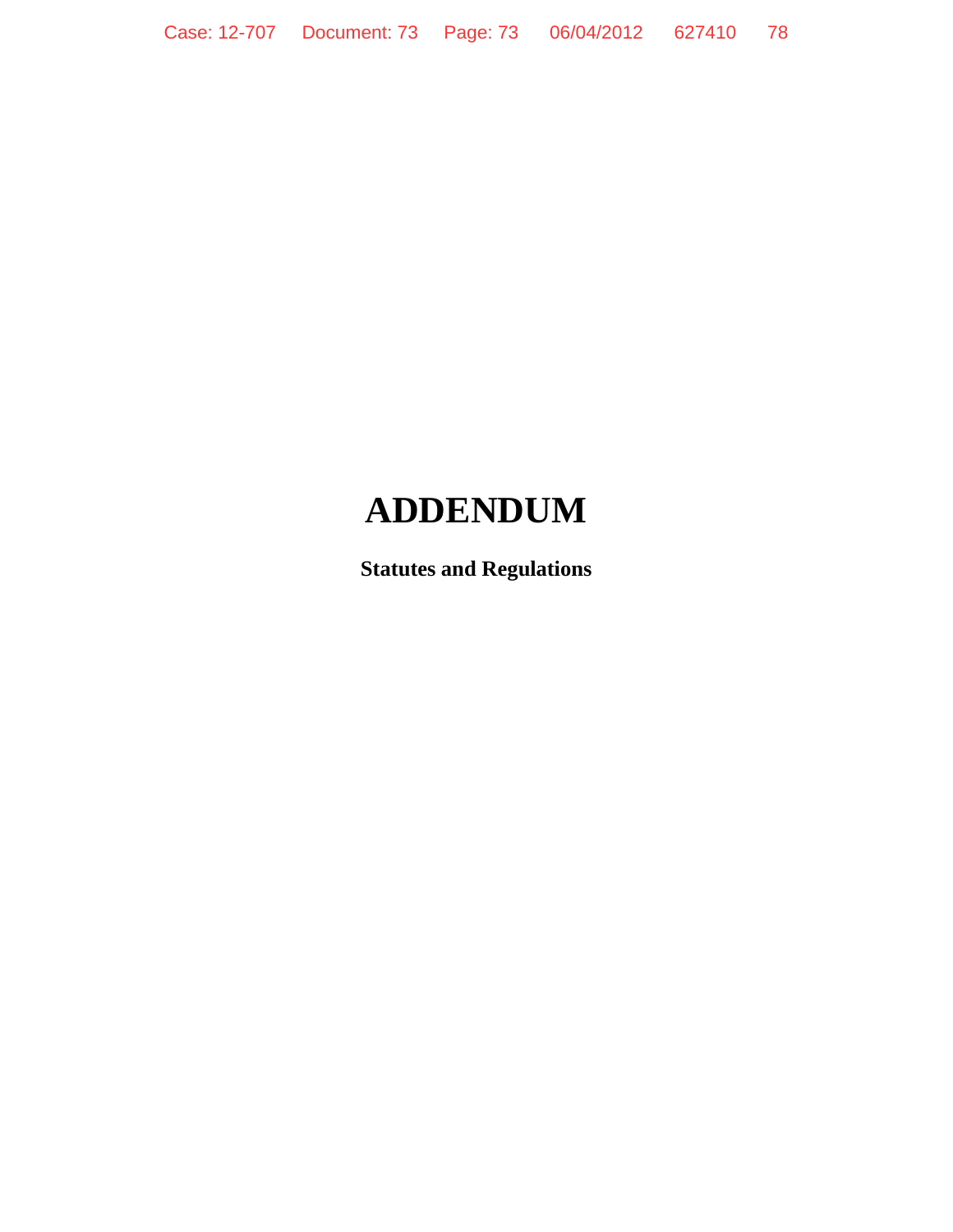# ADDENDUM

**Statutes and Regulations**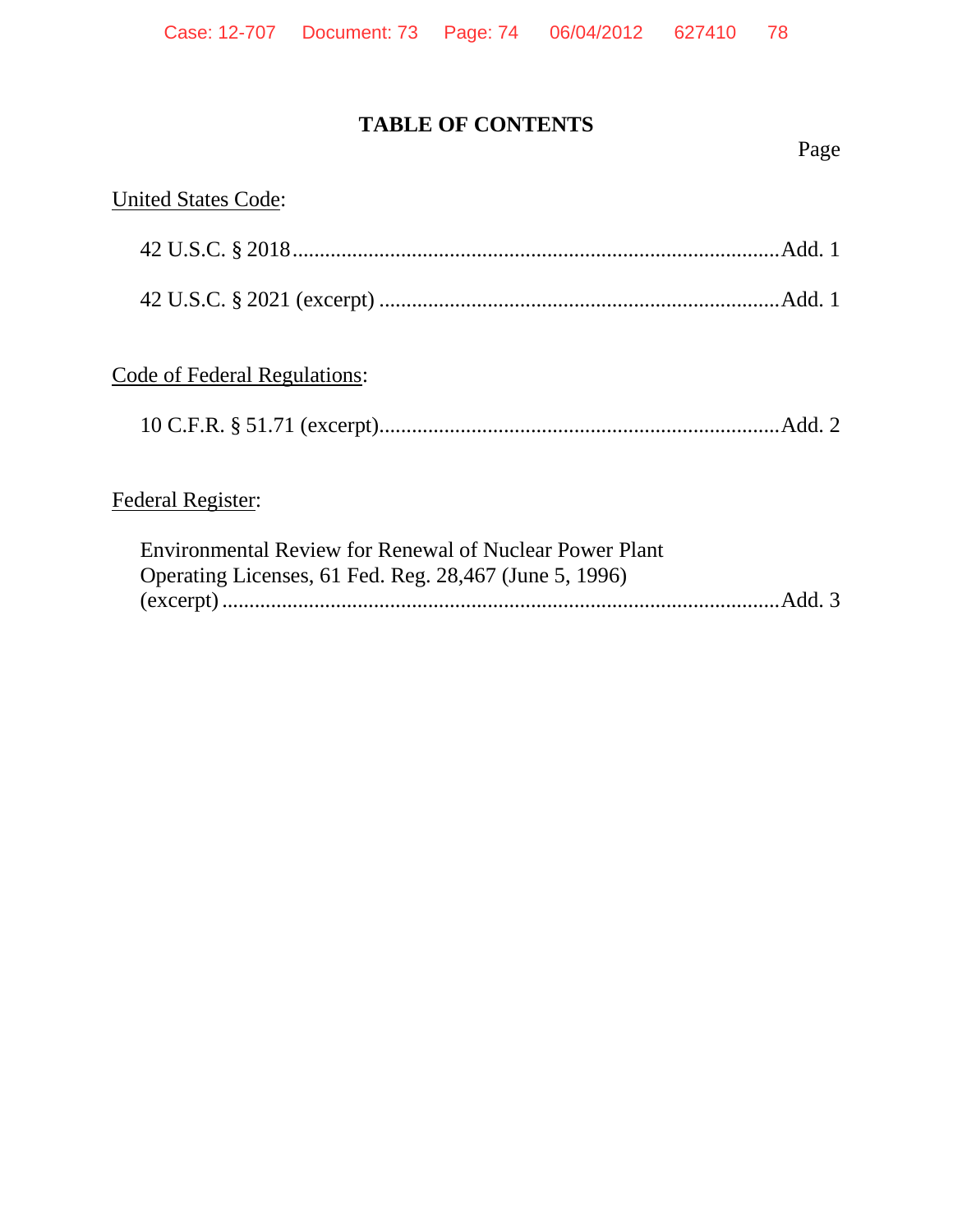# TABLE OF CONTENTS

Page

<u>United States Code</u>:

42 U.S.C. § 2018 ........................................................................................ Add. 1

42 U.S.C. § 2021 (excerpt) ........................................................................ Add. 1

<u>Code of Federal Regulations</u>:

10 C.F.R. § 51.71 (excerpt)......................................................................... Add. 2

<u>Federal Register</u>:

Environmental Review for Renewal of Nuclear Power Plant Operating Licenses, 61 Fed. Reg. 28,467 (June 5, 1996) (excerpt) ...................................................................................... Add. 3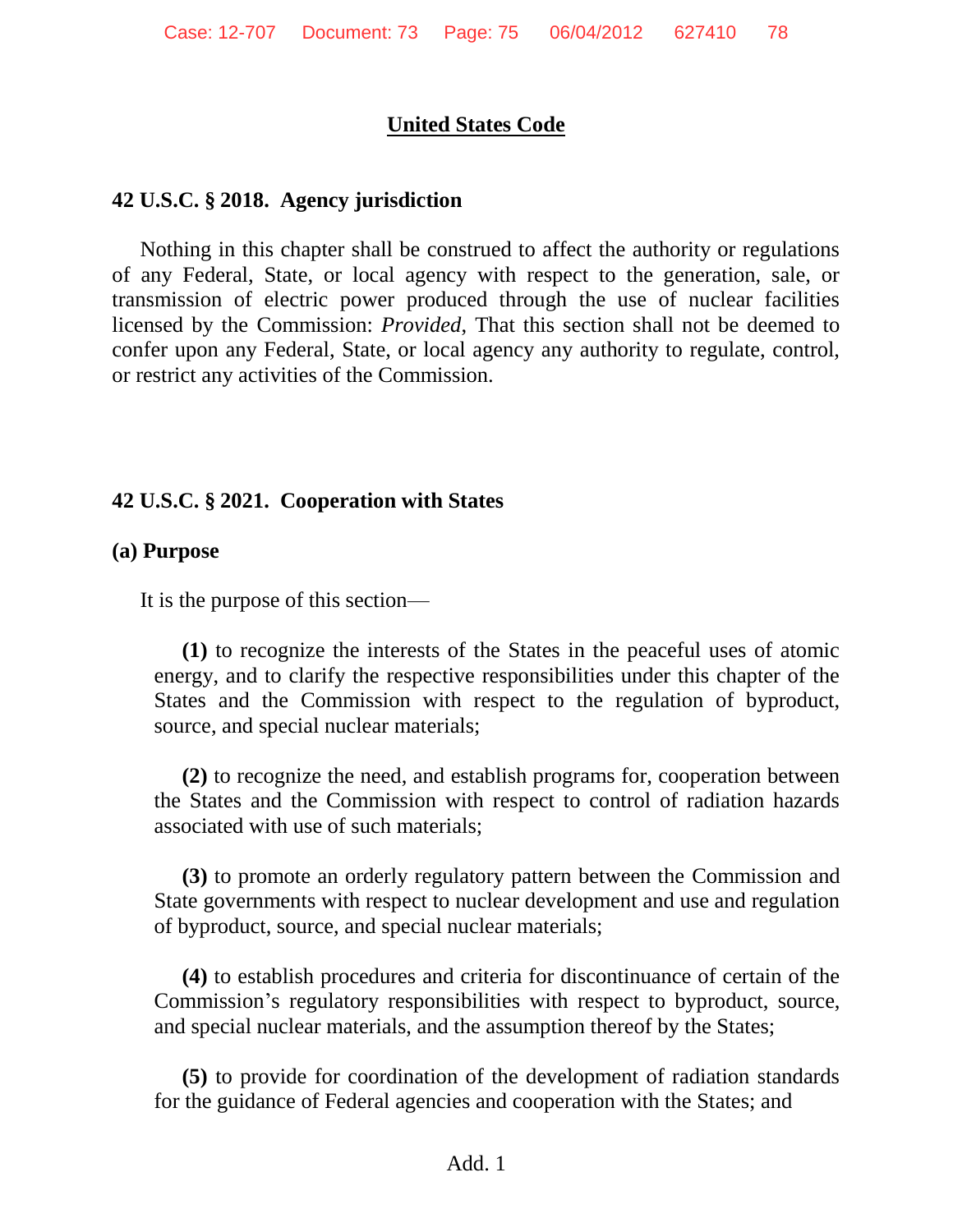## United States Code

### 42 U.S.C. § 2018. Agency jurisdiction

Nothing in this chapter shall be construed to affect the authority or regulations of any Federal, State, or local agency with respect to the generation, sale, or transmission of electric power produced through the use of nuclear facilities licensed by the Commission: *Provided*, That this section shall not be deemed to confer upon any Federal, State, or local agency any authority to regulate, control, or restrict any activities of the Commission.

### 42 U.S.C. § 2021. Cooperation with States

**(a) Purpose**

It is the purpose of this section—

**(1)** to recognize the interests of the States in the peaceful uses of atomic energy, and to clarify the respective responsibilities under this chapter of the States and the Commission with respect to the regulation of byproduct, source, and special nuclear materials;

**(2)** to recognize the need, and establish programs for, cooperation between the States and the Commission with respect to control of radiation hazards associated with use of such materials;

**(3)** to promote an orderly regulatory pattern between the Commission and State governments with respect to nuclear development and use and regulation of byproduct, source, and special nuclear materials;

**(4)** to establish procedures and criteria for discontinuance of certain of the Commission's regulatory responsibilities with respect to byproduct, source, and special nuclear materials, and the assumption thereof by the States;

**(5)** to provide for coordination of the development of radiation standards for the guidance of Federal agencies and cooperation with the States; and

Add. 1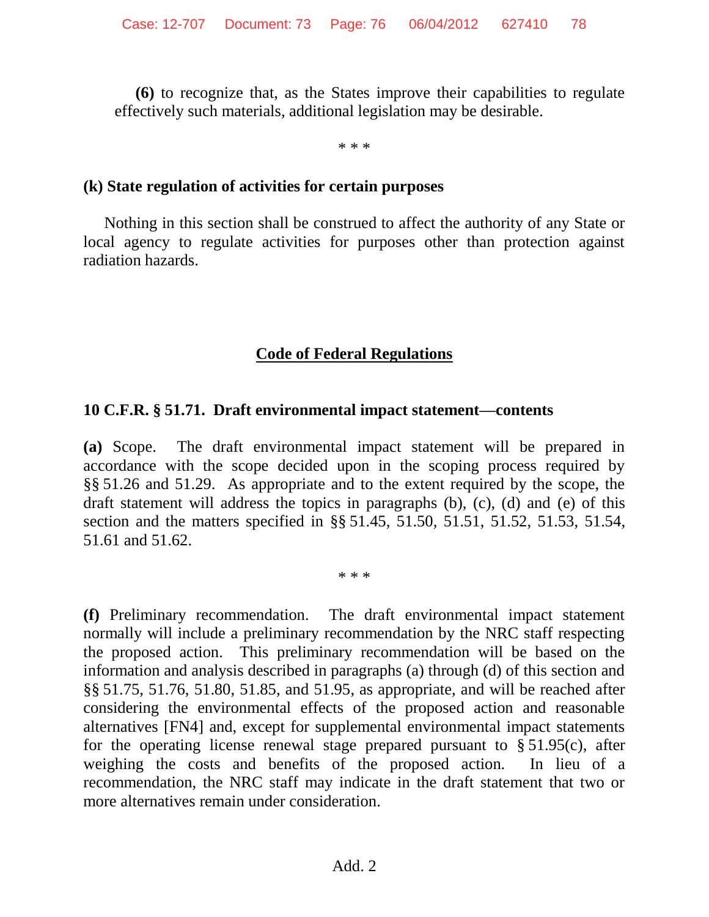**(6)** to recognize that, as the States improve their capabilities to regulate effectively such materials, additional legislation may be desirable.

\* \* \*

**(k) State regulation of activities for certain purposes**

Nothing in this section shall be construed to affect the authority of any State or local agency to regulate activities for purposes other than protection against radiation hazards.

## Code of Federal Regulations

**10 C.F.R. § 51.71. Draft environmental impact statement—contents**

**(a)** Scope. The draft environmental impact statement will be prepared in accordance with the scope decided upon in the scoping process required by §§ 51.26 and 51.29. As appropriate and to the extent required by the scope, the draft statement will address the topics in paragraphs (b), (c), (d) and (e) of this section and the matters specified in §§ 51.45, 51.50, 51.51, 51.52, 51.53, 51.54, 51.61 and 51.62.

\* \* \*

**(f)** Preliminary recommendation. The draft environmental impact statement normally will include a preliminary recommendation by the NRC staff respecting the proposed action. This preliminary recommendation will be based on the information and analysis described in paragraphs (a) through (d) of this section and §§ 51.75, 51.76, 51.80, 51.85, and 51.95, as appropriate, and will be reached after considering the environmental effects of the proposed action and reasonable alternatives [FN4] and, except for supplemental environmental impact statements for the operating license renewal stage prepared pursuant to § 51.95(c), after weighing the costs and benefits of the proposed action. In lieu of a recommendation, the NRC staff may indicate in the draft statement that two or more alternatives remain under consideration.

Add. 2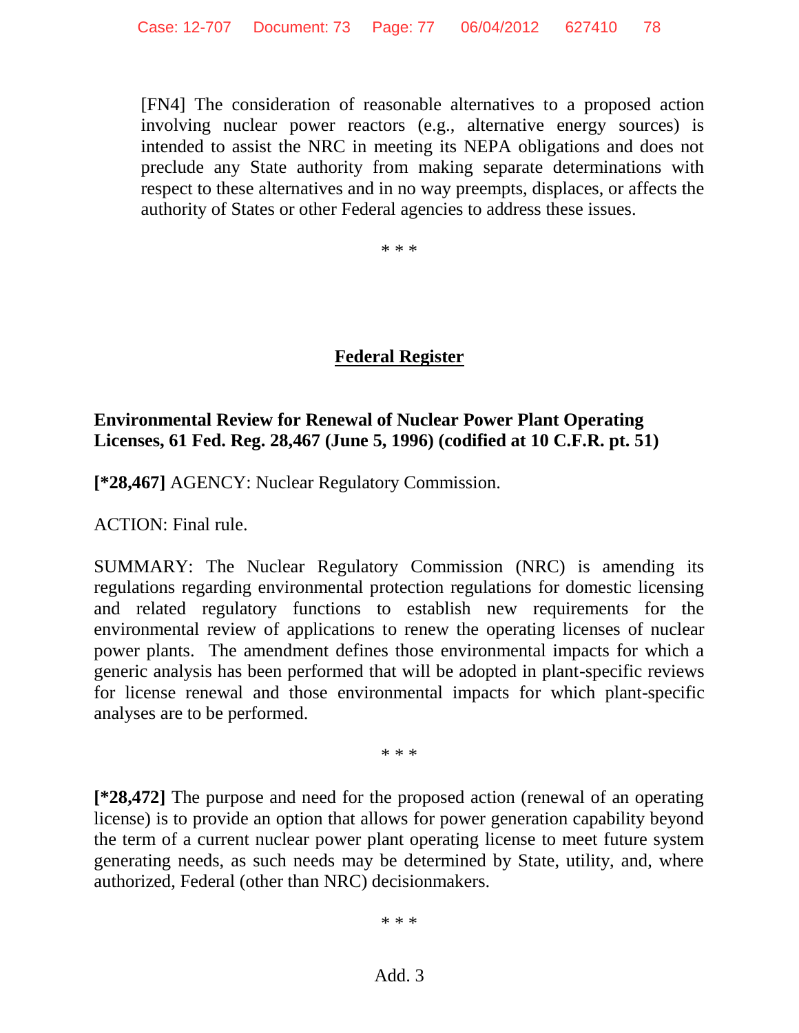[FN4] The consideration of reasonable alternatives to a proposed action involving nuclear power reactors (e.g., alternative energy sources) is intended to assist the NRC in meeting its NEPA obligations and does not preclude any State authority from making separate determinations with respect to these alternatives and in no way preempts, displaces, or affects the authority of States or other Federal agencies to address these issues.

\* \* \*

## Federal Register

**Environmental Review for Renewal of Nuclear Power Plant Operating Licenses, 61 Fed. Reg. 28,467 (June 5, 1996) (codified at 10 C.F.R. pt. 51)**

**[*28,467]** AGENCY: Nuclear Regulatory Commission.

ACTION: Final rule.

SUMMARY: The Nuclear Regulatory Commission (NRC) is amending its regulations regarding environmental protection regulations for domestic licensing and related regulatory functions to establish new requirements for the environmental review of applications to renew the operating licenses of nuclear power plants. The amendment defines those environmental impacts for which a generic analysis has been performed that will be adopted in plant-specific reviews for license renewal and those environmental impacts for which plant-specific analyses are to be performed.

\* \* \*

**[*28,472]** The purpose and need for the proposed action (renewal of an operating license) is to provide an option that allows for power generation capability beyond the term of a current nuclear power plant operating license to meet future system generating needs, as such needs may be determined by State, utility, and, where authorized, Federal (other than NRC) decisionmakers.

\* \* \*

Add. 3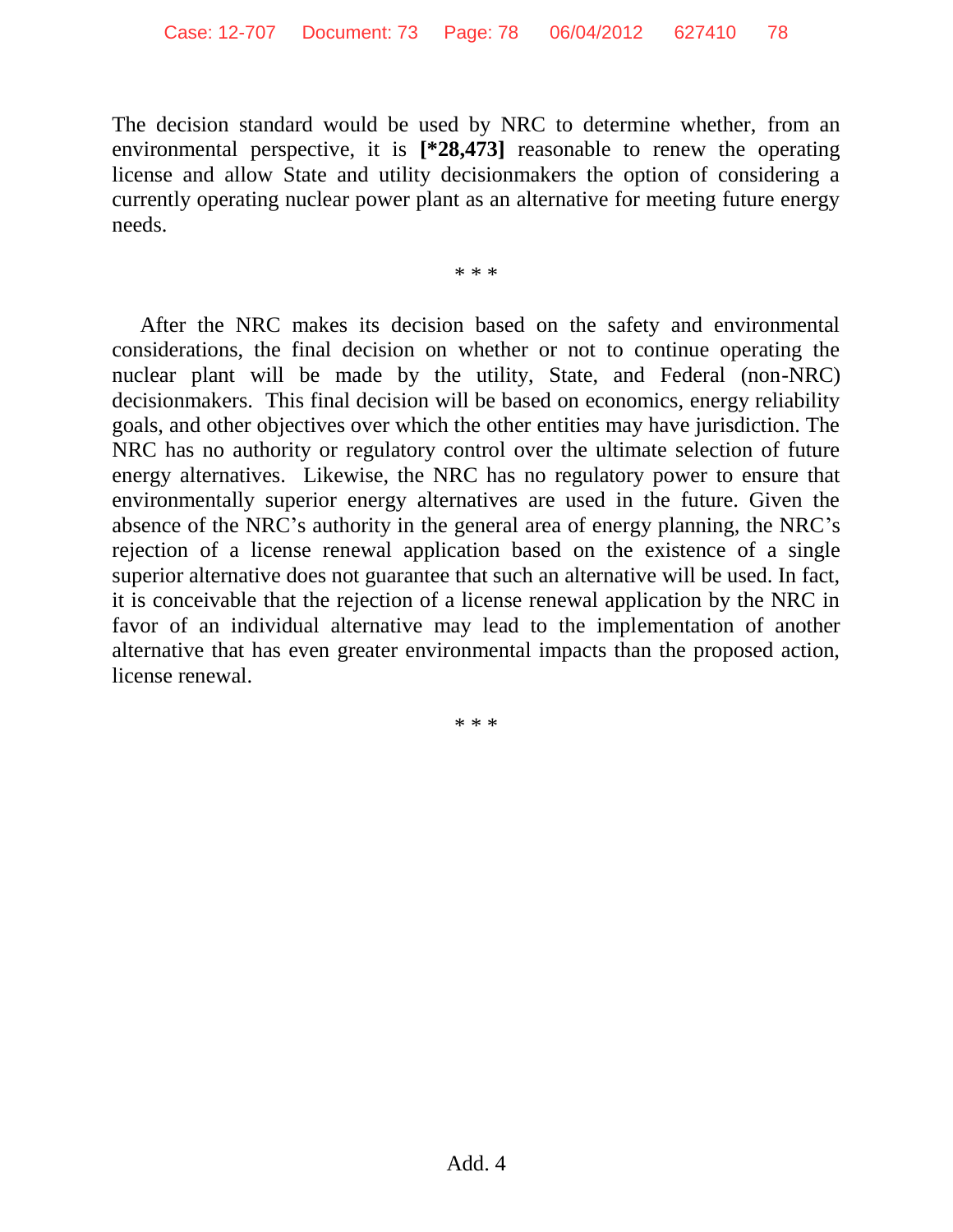The decision standard would be used by NRC to determine whether, from an environmental perspective, it is **[*28,473]** reasonable to renew the operating license and allow State and utility decisionmakers the option of considering a currently operating nuclear power plant as an alternative for meeting future energy needs.

* * *

After the NRC makes its decision based on the safety and environmental considerations, the final decision on whether or not to continue operating the nuclear plant will be made by the utility, State, and Federal (non-NRC) decisionmakers. This final decision will be based on economics, energy reliability goals, and other objectives over which the other entities may have jurisdiction. The NRC has no authority or regulatory control over the ultimate selection of future energy alternatives. Likewise, the NRC has no regulatory power to ensure that environmentally superior energy alternatives are used in the future. Given the absence of the NRC's authority in the general area of energy planning, the NRC's rejection of a license renewal application based on the existence of a single superior alternative does not guarantee that such an alternative will be used. In fact, it is conceivable that the rejection of a license renewal application by the NRC in favor of an individual alternative may lead to the implementation of another alternative that has even greater environmental impacts than the proposed action, license renewal.

* * *

Add. 4